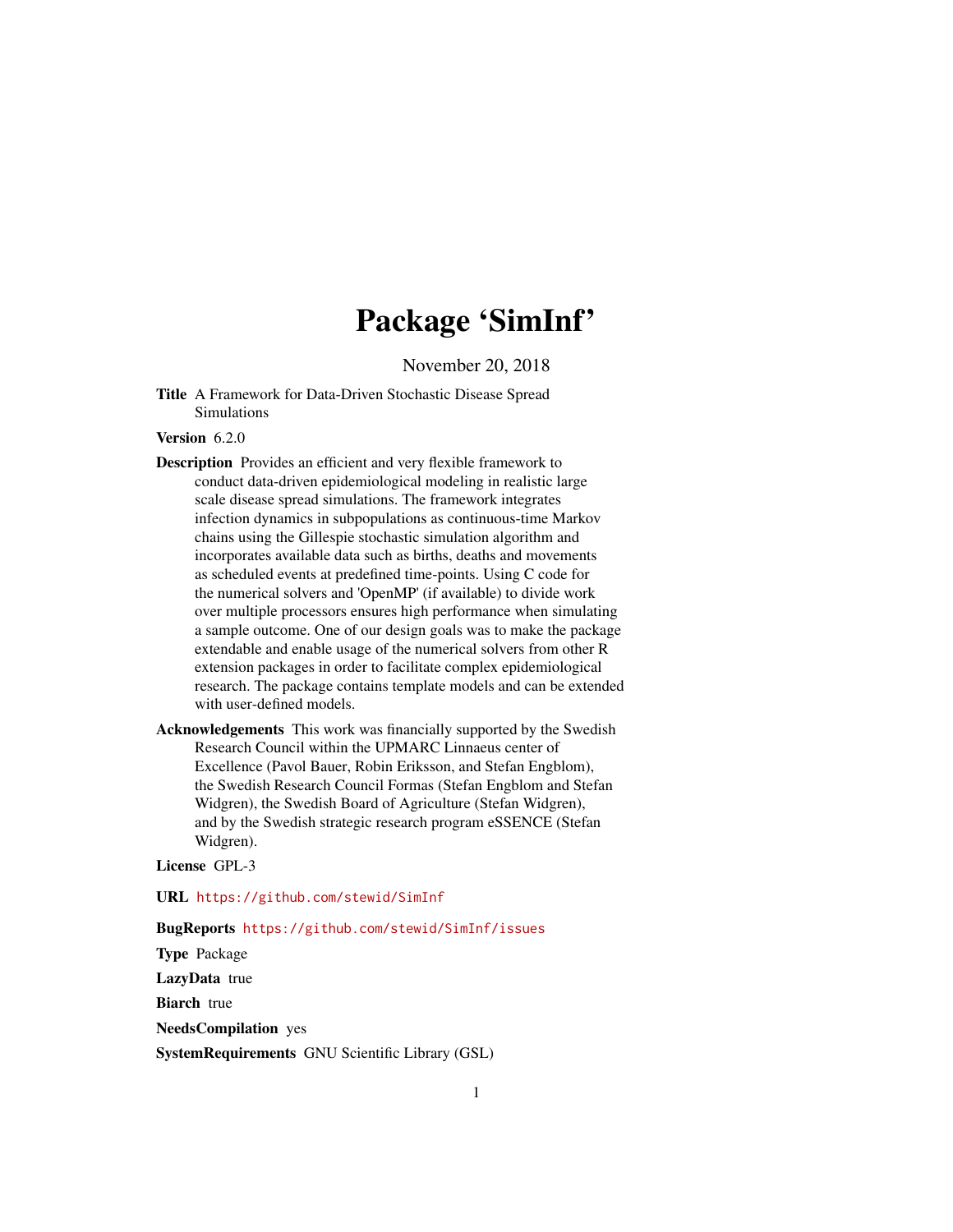# Package 'SimInf'

November 20, 2018

**Title** A Framework for Data-Driven Stochastic Disease Spread Simulations

**Version** 6.2.0

**Description** Provides an efficient and very flexible framework to conduct data-driven epidemiological modeling in realistic large scale disease spread simulations. The framework integrates infection dynamics in subpopulations as continuous-time Markov chains using the Gillespie stochastic simulation algorithm and incorporates available data such as births, deaths and movements as scheduled events at predefined time-points. Using C code for the numerical solvers and 'OpenMP' (if available) to divide work over multiple processors ensures high performance when simulating a sample outcome. One of our design goals was to make the package extendable and enable usage of the numerical solvers from other R extension packages in order to facilitate complex epidemiological research. The package contains template models and can be extended with user-defined models.

**Acknowledgements** This work was financially supported by the Swedish Research Council within the UPMARC Linnaeus center of Excellence (Pavol Bauer, Robin Eriksson, and Stefan Engblom), the Swedish Research Council Formas (Stefan Engblom and Stefan Widgren), the Swedish Board of Agriculture (Stefan Widgren), and by the Swedish strategic research program eSSENCE (Stefan Widgren).

**License** GPL-3

**URL** https://github.com/stewid/SimInf

**BugReports** https://github.com/stewid/SimInf/issues

**Type** Package

**LazyData** true

**Biarch** true

**NeedsCompilation** yes

**SystemRequirements** GNU Scientific Library (GSL)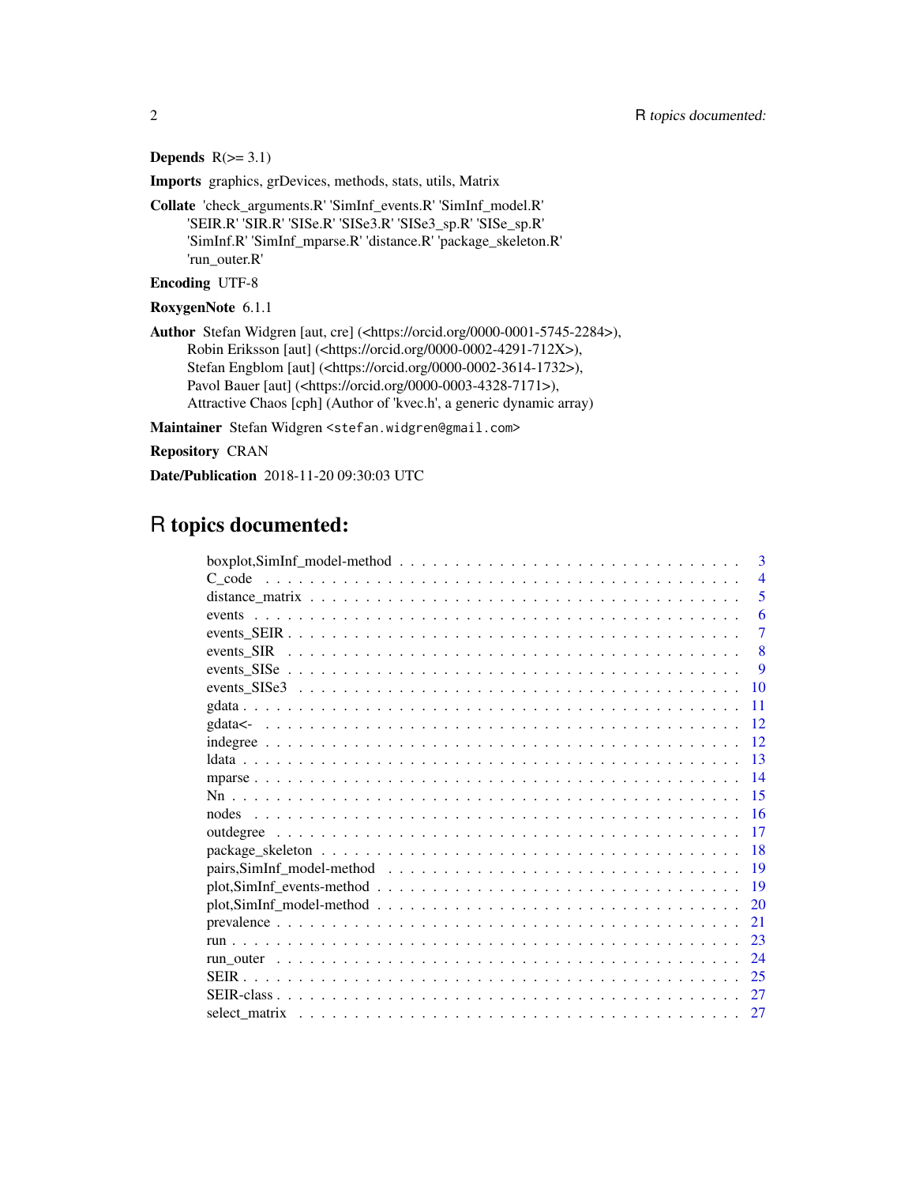**Depends** R(>= 3.1)

**Imports** graphics, grDevices, methods, stats, utils, Matrix

**Collate** 'check_arguments.R' 'SimInf_events.R' 'SimInf_model.R' 'SEIR.R' 'SIR.R' 'SISe.R' 'SISe3.R' 'SISe3_sp.R' 'SISe_sp.R' 'SimInf.R' 'SimInf_mparse.R' 'distance.R' 'package_skeleton.R' 'run_outer.R'

**Encoding** UTF-8

**RoxygenNote** 6.1.1

**Author** Stefan Widgren [aut, cre] (<https://orcid.org/0000-0001-5745-2284>), Robin Eriksson [aut] (<https://orcid.org/0000-0002-4291-712X>), Stefan Engblom [aut] (<https://orcid.org/0000-0002-3614-1732>), Pavol Bauer [aut] (<https://orcid.org/0000-0003-4328-7171>), Attractive Chaos [cph] (Author of 'kvec.h', a generic dynamic array)

**Maintainer** Stefan Widgren <stefan.widgren@gmail.com>

**Repository** CRAN

**Date/Publication** 2018-11-20 09:30:03 UTC

# R topics documented:

| | |
|---|---|
| boxplot,SimInf_model-method | 3 |
| C_code | 4 |
| distance_matrix | 5 |
| events | 6 |
| events_SEIR | 7 |
| events_SIR | 8 |
| events_SISe | 9 |
| events_SISe3 | 10 |
| gdata | 11 |
| gdata<- | 12 |
| indegree | 12 |
| ldata | 13 |
| mparse | 14 |
| Nn | 15 |
| nodes | 16 |
| outdegree | 17 |
| package_skeleton | 18 |
| pairs,SimInf_model-method | 19 |
| plot,SimInf_events-method | 19 |
| plot,SimInf_model-method | 20 |
| prevalence | 21 |
| run | 23 |
| run_outer | 24 |
| SEIR | 25 |
| SEIR-class | 27 |
| select_matrix | 27 |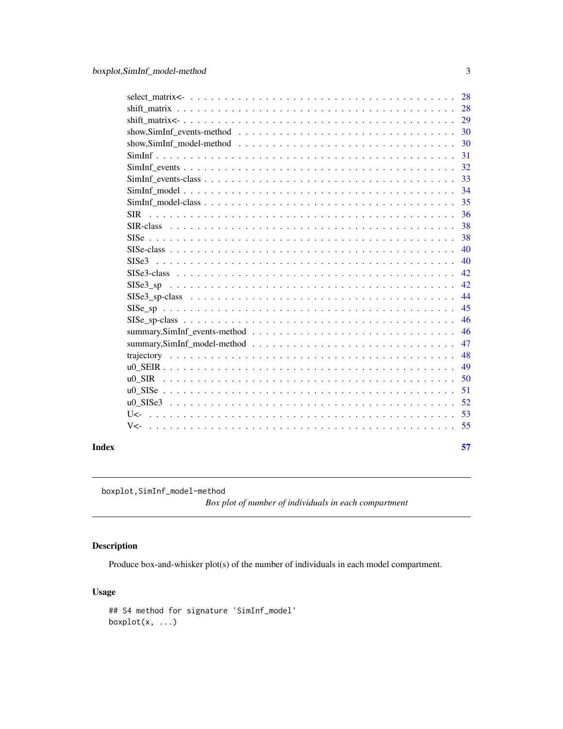select_matrix<- . . . . . . . . . . . . . . . . . . . . . . . . . . . . . . . . . . . . . 28
shift_matrix . . . . . . . . . . . . . . . . . . . . . . . . . . . . . . . . . . . . . . 28
shift_matrix<- . . . . . . . . . . . . . . . . . . . . . . . . . . . . . . . . . . . . . 29
show,SimInf_events-method . . . . . . . . . . . . . . . . . . . . . . . . . . . . . . 30
show,SimInf_model-method . . . . . . . . . . . . . . . . . . . . . . . . . . . . . . 30
SimInf . . . . . . . . . . . . . . . . . . . . . . . . . . . . . . . . . . . . . . . . . 31
SimInf_events . . . . . . . . . . . . . . . . . . . . . . . . . . . . . . . . . . . . . 32
SimInf_events-class . . . . . . . . . . . . . . . . . . . . . . . . . . . . . . . . . . 33
SimInf_model . . . . . . . . . . . . . . . . . . . . . . . . . . . . . . . . . . . . . 34
SimInf_model-class . . . . . . . . . . . . . . . . . . . . . . . . . . . . . . . . . . 35
SIR . . . . . . . . . . . . . . . . . . . . . . . . . . . . . . . . . . . . . . . . . . 36
SIR-class . . . . . . . . . . . . . . . . . . . . . . . . . . . . . . . . . . . . . . . 38
SISe . . . . . . . . . . . . . . . . . . . . . . . . . . . . . . . . . . . . . . . . . . 38
SISe-class . . . . . . . . . . . . . . . . . . . . . . . . . . . . . . . . . . . . . . . 40
SISe3 . . . . . . . . . . . . . . . . . . . . . . . . . . . . . . . . . . . . . . . . . 40
SISe3-class . . . . . . . . . . . . . . . . . . . . . . . . . . . . . . . . . . . . . . 42
SISe3_sp . . . . . . . . . . . . . . . . . . . . . . . . . . . . . . . . . . . . . . . 42
SISe3_sp-class . . . . . . . . . . . . . . . . . . . . . . . . . . . . . . . . . . . . 44
SISe_sp . . . . . . . . . . . . . . . . . . . . . . . . . . . . . . . . . . . . . . . . 45
SISe_sp-class . . . . . . . . . . . . . . . . . . . . . . . . . . . . . . . . . . . . . 46
summary,SimInf_events-method . . . . . . . . . . . . . . . . . . . . . . . . . . . . 46
summary,SimInf_model-method . . . . . . . . . . . . . . . . . . . . . . . . . . . . 47
trajectory . . . . . . . . . . . . . . . . . . . . . . . . . . . . . . . . . . . . . . . 48
u0_SEIR . . . . . . . . . . . . . . . . . . . . . . . . . . . . . . . . . . . . . . . . 49
u0_SIR . . . . . . . . . . . . . . . . . . . . . . . . . . . . . . . . . . . . . . . . 50
u0_SISe . . . . . . . . . . . . . . . . . . . . . . . . . . . . . . . . . . . . . . . . 51
u0_SISe3 . . . . . . . . . . . . . . . . . . . . . . . . . . . . . . . . . . . . . . . 52
U<- . . . . . . . . . . . . . . . . . . . . . . . . . . . . . . . . . . . . . . . . . . 53
V<- . . . . . . . . . . . . . . . . . . . . . . . . . . . . . . . . . . . . . . . . . . 55

**Index** **57**

---

`boxplot,SimInf_model-method`

*Box plot of number of individuals in each compartment*

---

## Description

Produce box-and-whisker plot(s) of the number of individuals in each model compartment.

## Usage

```
## S4 method for signature 'SimInf_model'
boxplot(x, ...)
```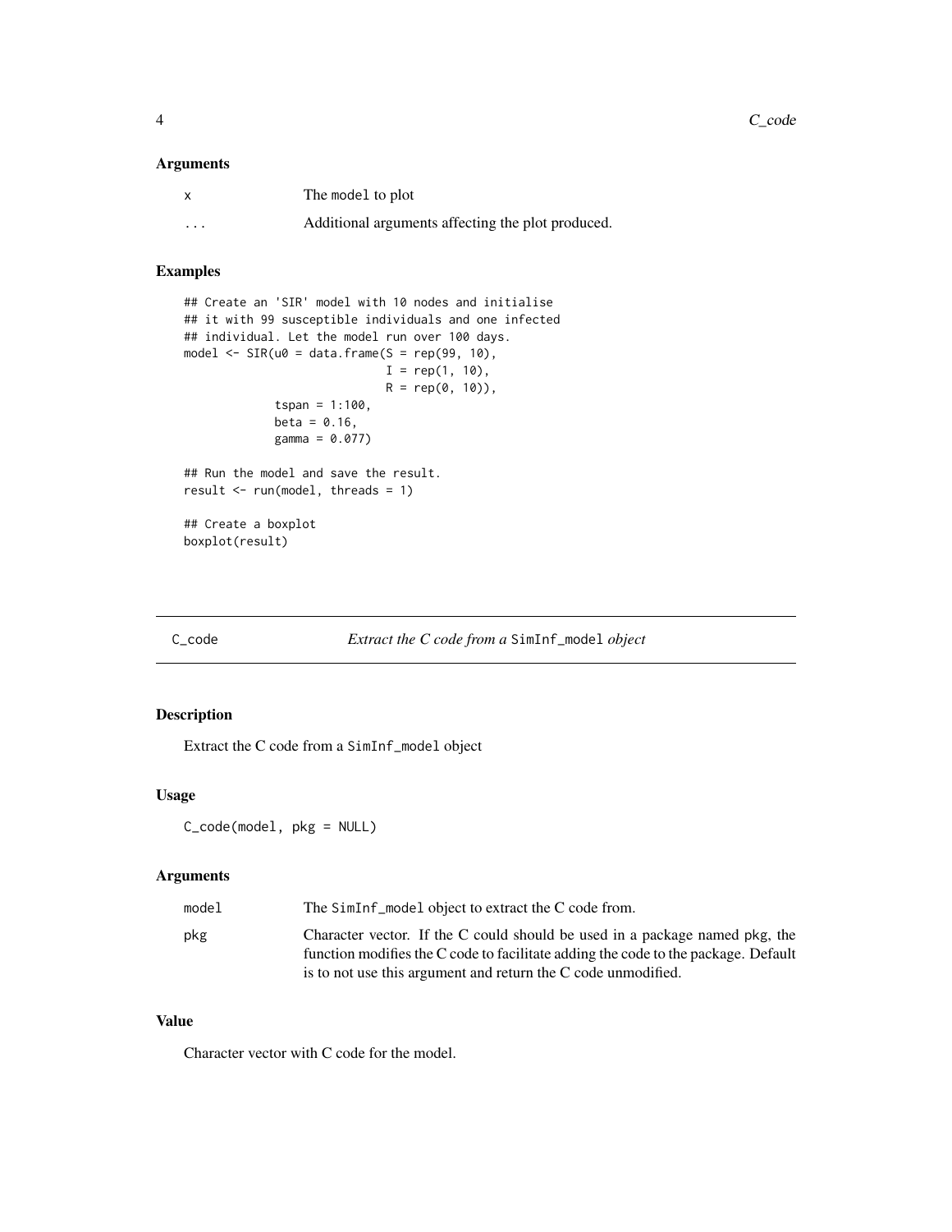### Arguments

| | |
|---|---|
| x | The model to plot |
| ... | Additional arguments affecting the plot produced. |

### Examples

```
## Create an 'SIR' model with 10 nodes and initialise
## it with 99 susceptible individuals and one infected
## individual. Let the model run over 100 days.
model <- SIR(u0 = data.frame(S = rep(99, 10),
                             I = rep(1, 10),
                             R = rep(0, 10)),
             tspan = 1:100,
             beta = 0.16,
             gamma = 0.077)

## Run the model and save the result.
result <- run(model, threads = 1)

## Create a boxplot
boxplot(result)
```

---

## C_code *Extract the C code from a* SimInf_model *object*

### Description

Extract the C code from a SimInf_model object

### Usage

```
C_code(model, pkg = NULL)
```

### Arguments

| | |
|---|---|
| model | The SimInf_model object to extract the C code from. |
| pkg | Character vector. If the C could should be used in a package named pkg, the function modifies the C code to facilitate adding the code to the package. Default is to not use this argument and return the C code unmodified. |

### Value

Character vector with C code for the model.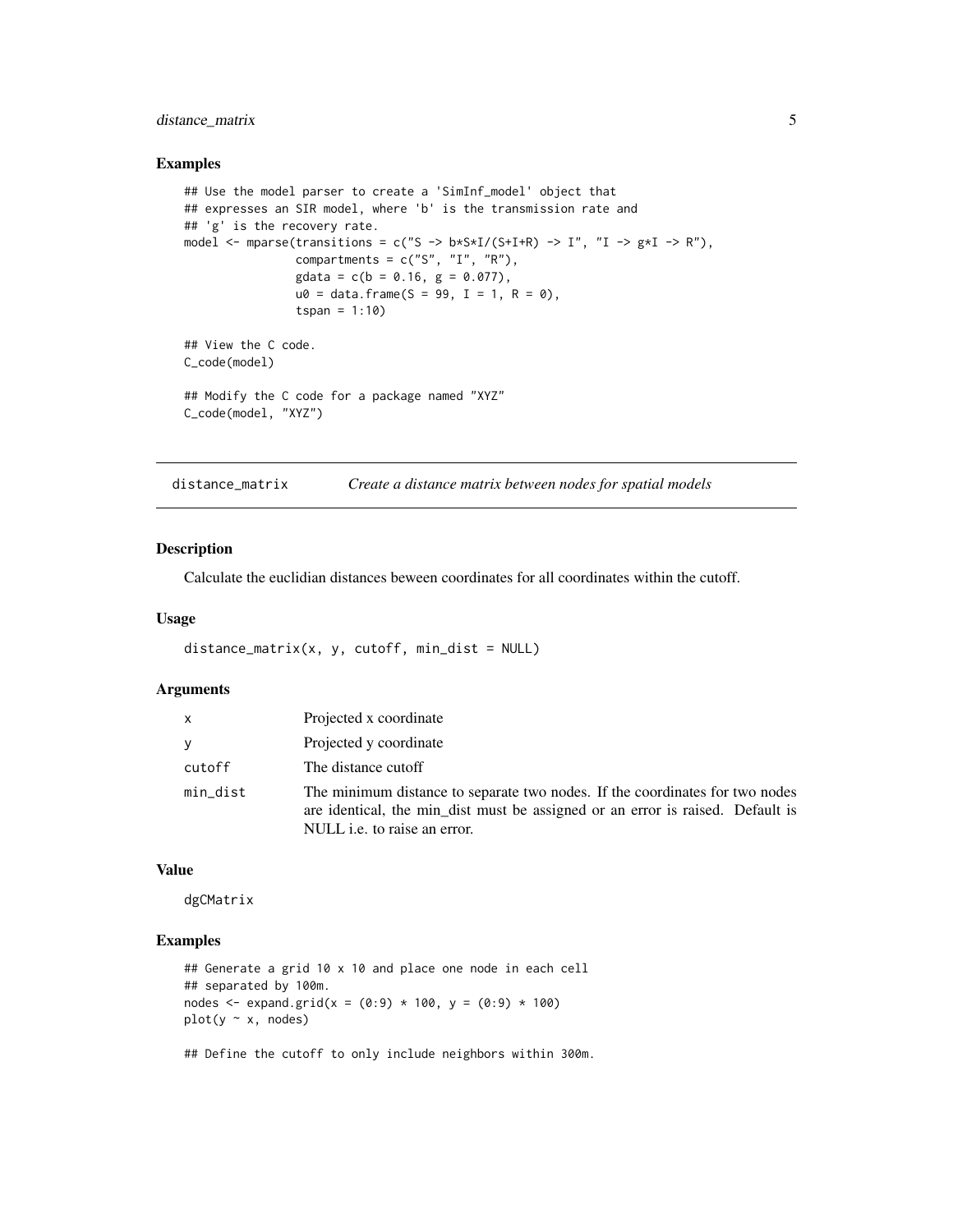### Examples

```
## Use the model parser to create a 'SimInf_model' object that
## expresses an SIR model, where 'b' is the transmission rate and
## 'g' is the recovery rate.
model <- mparse(transitions = c("S -> b*S*I/(S+I+R) -> I", "I -> g*I -> R"),
                compartments = c("S", "I", "R"),
                gdata = c(b = 0.16, g = 0.077),
                u0 = data.frame(S = 99, I = 1, R = 0),
                tspan = 1:10)

## View the C code.
C_code(model)

## Modify the C code for a package named "XYZ"
C_code(model, "XYZ")
```

---

## distance_matrix — *Create a distance matrix between nodes for spatial models*

### Description

Calculate the euclidian distances beween coordinates for all coordinates within the cutoff.

### Usage

```
distance_matrix(x, y, cutoff, min_dist = NULL)
```

### Arguments

| | |
|---|---|
| x | Projected x coordinate |
| y | Projected y coordinate |
| cutoff | The distance cutoff |
| min_dist | The minimum distance to separate two nodes. If the coordinates for two nodes are identical, the min_dist must be assigned or an error is raised. Default is NULL i.e. to raise an error. |

### Value

dgCMatrix

### Examples

```
## Generate a grid 10 x 10 and place one node in each cell
## separated by 100m.
nodes <- expand.grid(x = (0:9) * 100, y = (0:9) * 100)
plot(y ~ x, nodes)

## Define the cutoff to only include neighbors within 300m.
```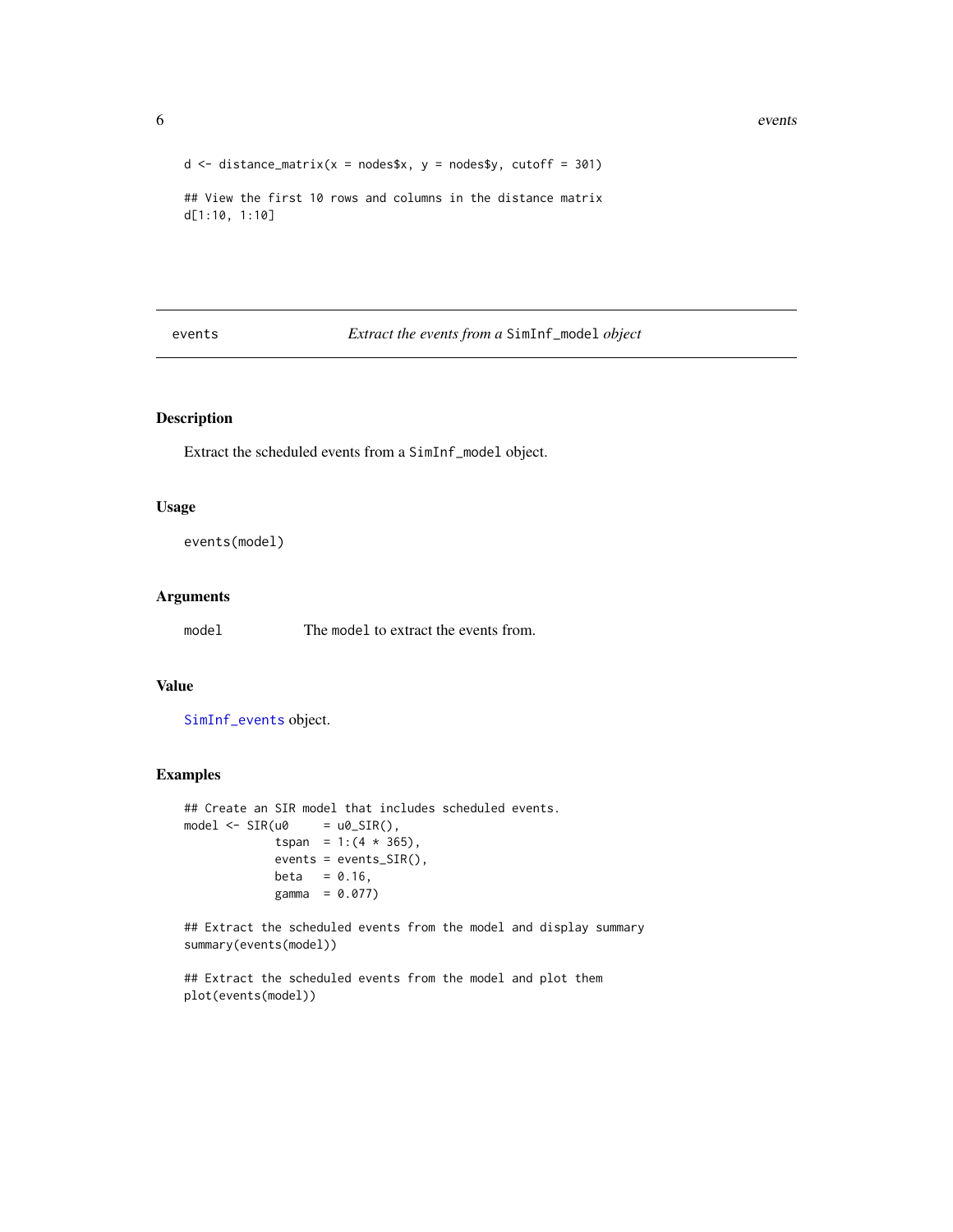```
d <- distance_matrix(x = nodes$x, y = nodes$y, cutoff = 301)

## View the first 10 rows and columns in the distance matrix
d[1:10, 1:10]
```

---

## events — *Extract the events from a* `SimInf_model` *object*

### Description

Extract the scheduled events from a `SimInf_model` object.

### Usage

```
events(model)
```

### Arguments

| | |
|---|---|
| `model` | The `model` to extract the events from. |

### Value

`SimInf_events` object.

### Examples

```
## Create an SIR model that includes scheduled events.
model <- SIR(u0     = u0_SIR(),
             tspan  = 1:(4 * 365),
             events = events_SIR(),
             beta   = 0.16,
             gamma  = 0.077)

## Extract the scheduled events from the model and display summary
summary(events(model))

## Extract the scheduled events from the model and plot them
plot(events(model))
```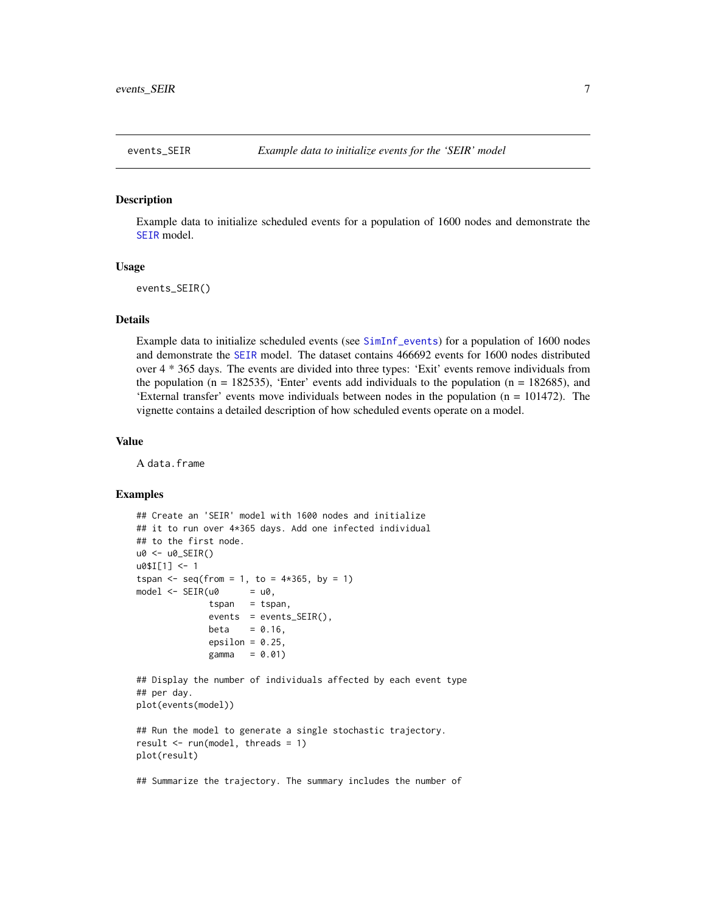events_SEIR *Example data to initialize events for the 'SEIR' model*

## Description

Example data to initialize scheduled events for a population of 1600 nodes and demonstrate the SEIR model.

## Usage

```
events_SEIR()
```

## Details

Example data to initialize scheduled events (see SimInf_events) for a population of 1600 nodes and demonstrate the SEIR model. The dataset contains 466692 events for 1600 nodes distributed over 4 * 365 days. The events are divided into three types: 'Exit' events remove individuals from the population (n = 182535), 'Enter' events add individuals to the population (n = 182685), and 'External transfer' events move individuals between nodes in the population (n = 101472). The vignette contains a detailed description of how scheduled events operate on a model.

## Value

A data.frame

## Examples

```
## Create an 'SEIR' model with 1600 nodes and initialize
## it to run over 4*365 days. Add one infected individual
## to the first node.
u0 <- u0_SEIR()
u0$I[1] <- 1
tspan <- seq(from = 1, to = 4*365, by = 1)
model <- SEIR(u0      = u0,
              tspan   = tspan,
              events  = events_SEIR(),
              beta    = 0.16,
              epsilon = 0.25,
              gamma   = 0.01)

## Display the number of individuals affected by each event type
## per day.
plot(events(model))

## Run the model to generate a single stochastic trajectory.
result <- run(model, threads = 1)
plot(result)

## Summarize the trajectory. The summary includes the number of
```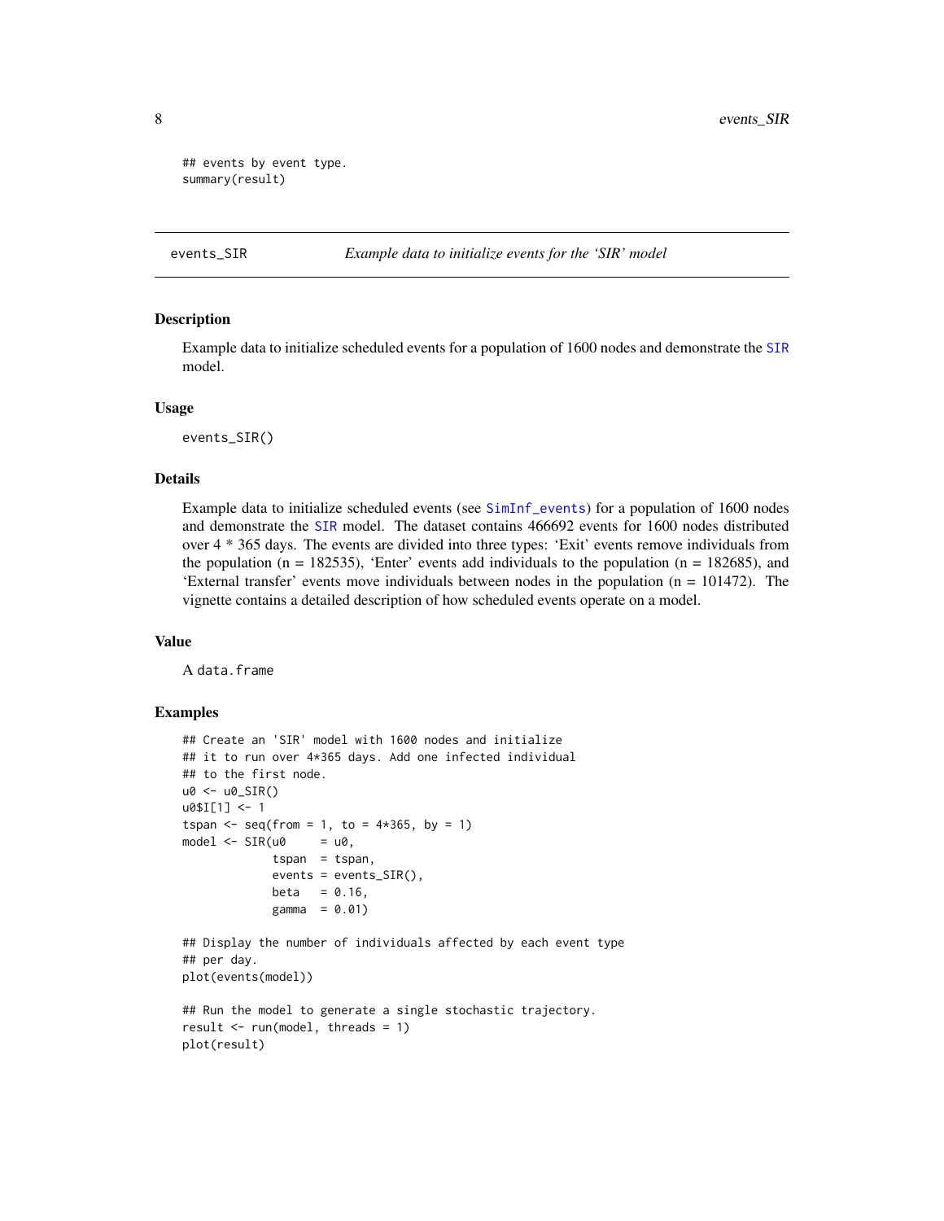```
## events by event type.
summary(result)
```

## events_SIR — *Example data to initialize events for the 'SIR' model*

### Description

Example data to initialize scheduled events for a population of 1600 nodes and demonstrate the SIR model.

### Usage

```
events_SIR()
```

### Details

Example data to initialize scheduled events (see SimInf_events) for a population of 1600 nodes and demonstrate the SIR model. The dataset contains 466692 events for 1600 nodes distributed over 4 * 365 days. The events are divided into three types: 'Exit' events remove individuals from the population (n = 182535), 'Enter' events add individuals to the population (n = 182685), and 'External transfer' events move individuals between nodes in the population (n = 101472). The vignette contains a detailed description of how scheduled events operate on a model.

### Value

A `data.frame`

### Examples

```
## Create an 'SIR' model with 1600 nodes and initialize
## it to run over 4*365 days. Add one infected individual
## to the first node.
u0 <- u0_SIR()
u0$I[1] <- 1
tspan <- seq(from = 1, to = 4*365, by = 1)
model <- SIR(u0     = u0,
             tspan  = tspan,
             events = events_SIR(),
             beta   = 0.16,
             gamma  = 0.01)

## Display the number of individuals affected by each event type
## per day.
plot(events(model))

## Run the model to generate a single stochastic trajectory.
result <- run(model, threads = 1)
plot(result)
```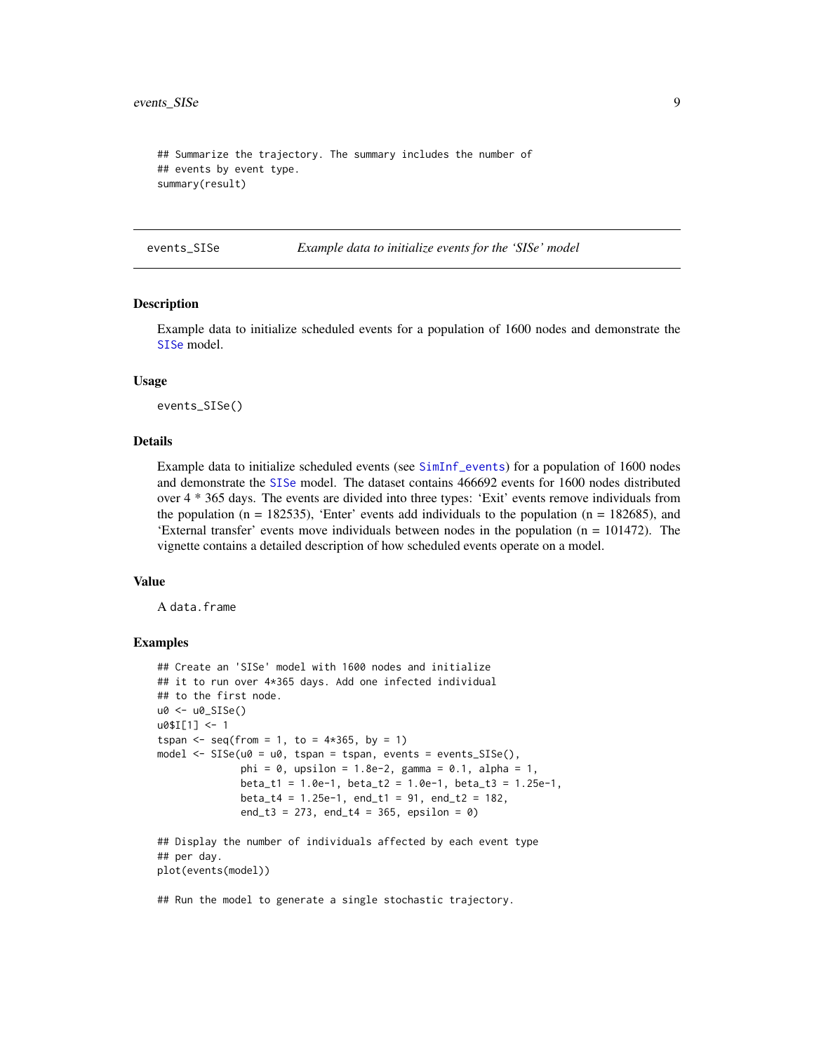```
## Summarize the trajectory. The summary includes the number of
## events by event type.
summary(result)
```

---

## events_SISe — *Example data to initialize events for the 'SISe' model*

### Description

Example data to initialize scheduled events for a population of 1600 nodes and demonstrate the SISe model.

### Usage

```
events_SISe()
```

### Details

Example data to initialize scheduled events (see SimInf_events) for a population of 1600 nodes and demonstrate the SISe model. The dataset contains 466692 events for 1600 nodes distributed over 4 * 365 days. The events are divided into three types: 'Exit' events remove individuals from the population (n = 182535), 'Enter' events add individuals to the population (n = 182685), and 'External transfer' events move individuals between nodes in the population (n = 101472). The vignette contains a detailed description of how scheduled events operate on a model.

### Value

A `data.frame`

### Examples

```
## Create an 'SISe' model with 1600 nodes and initialize
## it to run over 4*365 days. Add one infected individual
## to the first node.
u0 <- u0_SISe()
u0$I[1] <- 1
tspan <- seq(from = 1, to = 4*365, by = 1)
model <- SISe(u0 = u0, tspan = tspan, events = events_SISe(),
              phi = 0, upsilon = 1.8e-2, gamma = 0.1, alpha = 1,
              beta_t1 = 1.0e-1, beta_t2 = 1.0e-1, beta_t3 = 1.25e-1,
              beta_t4 = 1.25e-1, end_t1 = 91, end_t2 = 182,
              end_t3 = 273, end_t4 = 365, epsilon = 0)

## Display the number of individuals affected by each event type
## per day.
plot(events(model))

## Run the model to generate a single stochastic trajectory.
```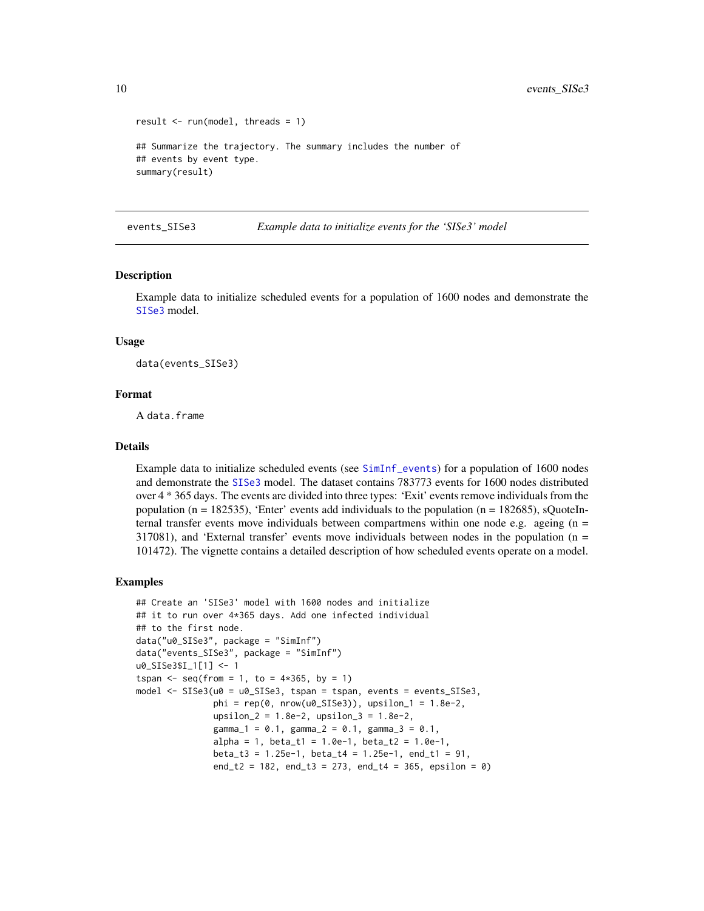```
result <- run(model, threads = 1)

## Summarize the trajectory. The summary includes the number of
## events by event type.
summary(result)
```

## events_SISe3 — *Example data to initialize events for the 'SISe3' model*

### Description

Example data to initialize scheduled events for a population of 1600 nodes and demonstrate the SISe3 model.

### Usage

```
data(events_SISe3)
```

### Format

A data.frame

### Details

Example data to initialize scheduled events (see SimInf_events) for a population of 1600 nodes and demonstrate the SISe3 model. The dataset contains 783773 events for 1600 nodes distributed over 4 * 365 days. The events are divided into three types: 'Exit' events remove individuals from the population (n = 182535), 'Enter' events add individuals to the population (n = 182685), sQuoteInternal transfer events move individuals between compartmens within one node e.g. ageing (n = 317081), and 'External transfer' events move individuals between nodes in the population (n = 101472). The vignette contains a detailed description of how scheduled events operate on a model.

### Examples

```
## Create an 'SISe3' model with 1600 nodes and initialize
## it to run over 4*365 days. Add one infected individual
## to the first node.
data("u0_SISe3", package = "SimInf")
data("events_SISe3", package = "SimInf")
u0_SISe3$I_1[1] <- 1
tspan <- seq(from = 1, to = 4*365, by = 1)
model <- SISe3(u0 = u0_SISe3, tspan = tspan, events = events_SISe3,
               phi = rep(0, nrow(u0_SISe3)), upsilon_1 = 1.8e-2,
               upsilon_2 = 1.8e-2, upsilon_3 = 1.8e-2,
               gamma_1 = 0.1, gamma_2 = 0.1, gamma_3 = 0.1,
               alpha = 1, beta_t1 = 1.0e-1, beta_t2 = 1.0e-1,
               beta_t3 = 1.25e-1, beta_t4 = 1.25e-1, end_t1 = 91,
               end_t2 = 182, end_t3 = 273, end_t4 = 365, epsilon = 0)
```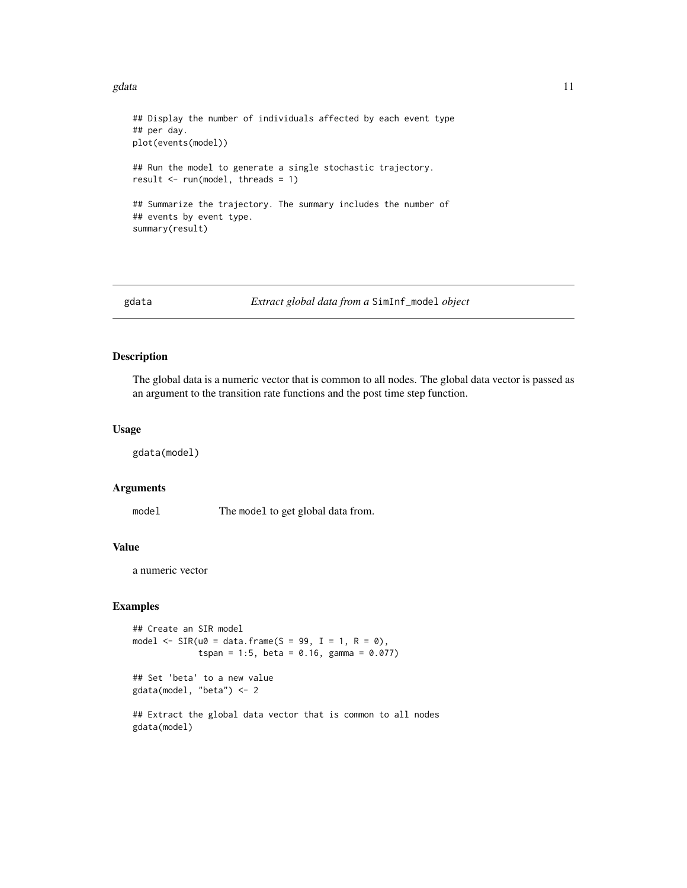```
## Display the number of individuals affected by each event type
## per day.
plot(events(model))

## Run the model to generate a single stochastic trajectory.
result <- run(model, threads = 1)

## Summarize the trajectory. The summary includes the number of
## events by event type.
summary(result)
```

---

## gdata — *Extract global data from a* `SimInf_model` *object*

### Description

The global data is a numeric vector that is common to all nodes. The global data vector is passed as an argument to the transition rate functions and the post time step function.

### Usage

```
gdata(model)
```

### Arguments

| | |
|---|---|
| `model` | The `model` to get global data from. |

### Value

a numeric vector

### Examples

```
## Create an SIR model
model <- SIR(u0 = data.frame(S = 99, I = 1, R = 0),
             tspan = 1:5, beta = 0.16, gamma = 0.077)

## Set 'beta' to a new value
gdata(model, "beta") <- 2

## Extract the global data vector that is common to all nodes
gdata(model)
```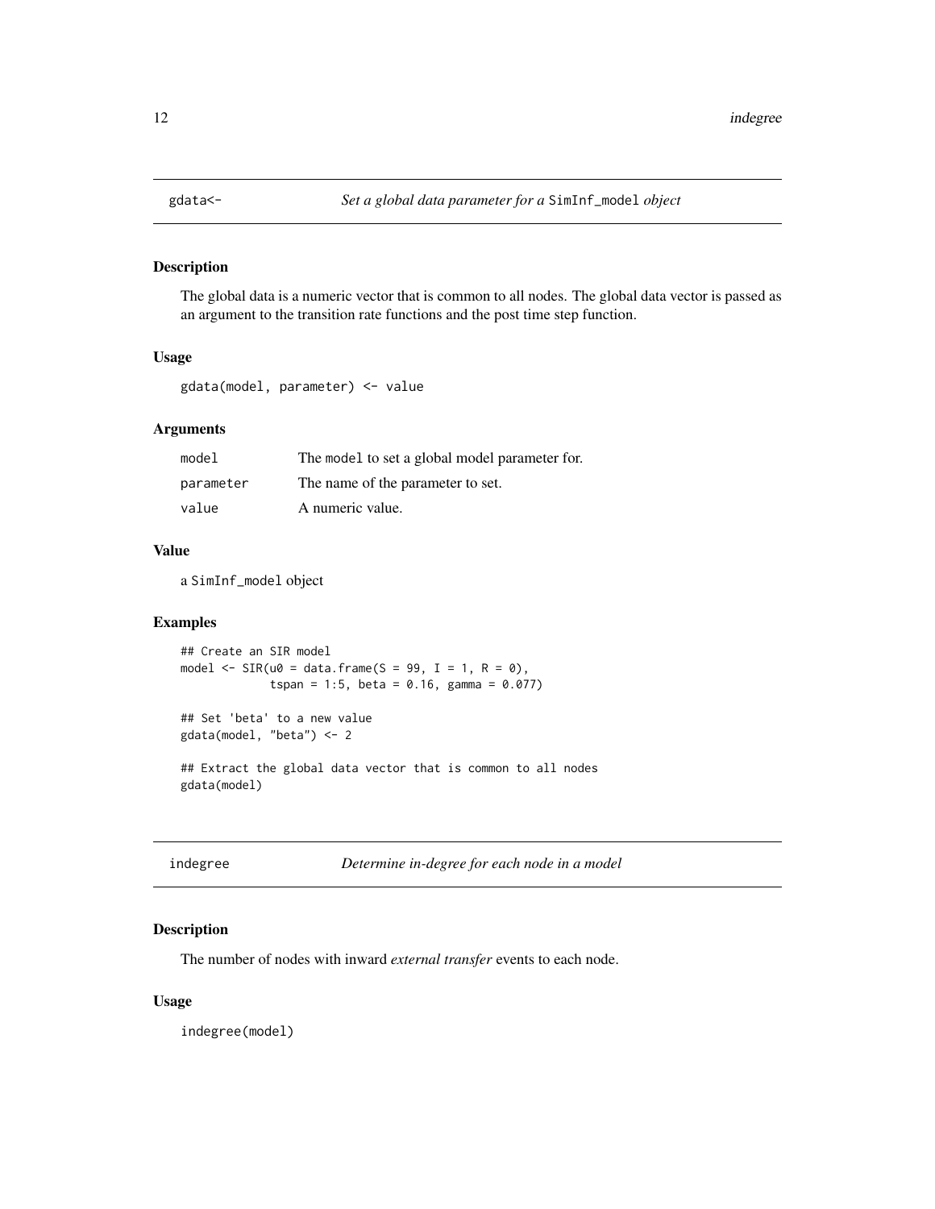## gdata<- *Set a global data parameter for a* `SimInf_model` *object*

### Description

The global data is a numeric vector that is common to all nodes. The global data vector is passed as an argument to the transition rate functions and the post time step function.

### Usage

```
gdata(model, parameter) <- value
```

### Arguments

| | |
|---|---|
| model | The model to set a global model parameter for. |
| parameter | The name of the parameter to set. |
| value | A numeric value. |

### Value

a `SimInf_model` object

### Examples

```
## Create an SIR model
model <- SIR(u0 = data.frame(S = 99, I = 1, R = 0),
             tspan = 1:5, beta = 0.16, gamma = 0.077)

## Set 'beta' to a new value
gdata(model, "beta") <- 2

## Extract the global data vector that is common to all nodes
gdata(model)
```

## indegree *Determine in-degree for each node in a model*

### Description

The number of nodes with inward *external transfer* events to each node.

### Usage

```
indegree(model)
```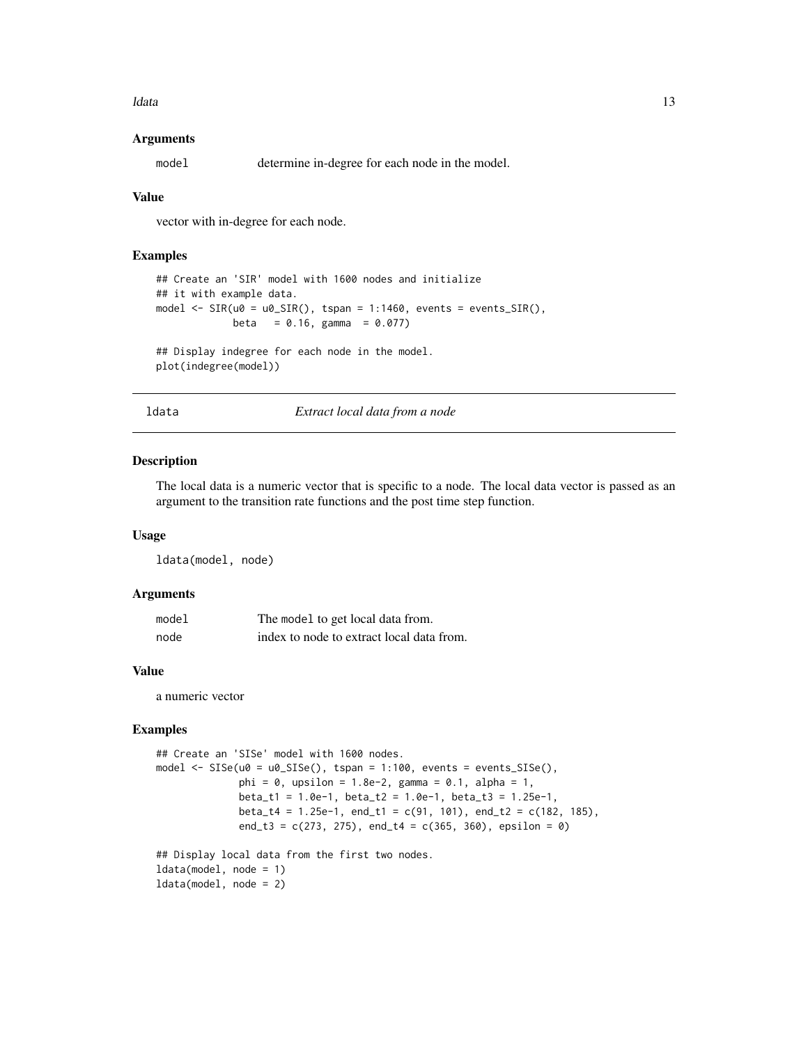### Arguments

| | |
|---|---|
| `model` | determine in-degree for each node in the model. |

### Value

vector with in-degree for each node.

### Examples

```
## Create an 'SIR' model with 1600 nodes and initialize
## it with example data.
model <- SIR(u0 = u0_SIR(), tspan = 1:1460, events = events_SIR(),
             beta   = 0.16, gamma  = 0.077)

## Display indegree for each node in the model.
plot(indegree(model))
```

---

## ldata — *Extract local data from a node*

---

### Description

The local data is a numeric vector that is specific to a node. The local data vector is passed as an argument to the transition rate functions and the post time step function.

### Usage

```
ldata(model, node)
```

### Arguments

| | |
|---|---|
| `model` | The `model` to get local data from. |
| `node` | index to node to extract local data from. |

### Value

a numeric vector

### Examples

```
## Create an 'SISe' model with 1600 nodes.
model <- SISe(u0 = u0_SISe(), tspan = 1:100, events = events_SISe(),
              phi = 0, upsilon = 1.8e-2, gamma = 0.1, alpha = 1,
              beta_t1 = 1.0e-1, beta_t2 = 1.0e-1, beta_t3 = 1.25e-1,
              beta_t4 = 1.25e-1, end_t1 = c(91, 101), end_t2 = c(182, 185),
              end_t3 = c(273, 275), end_t4 = c(365, 360), epsilon = 0)

## Display local data from the first two nodes.
ldata(model, node = 1)
ldata(model, node = 2)
```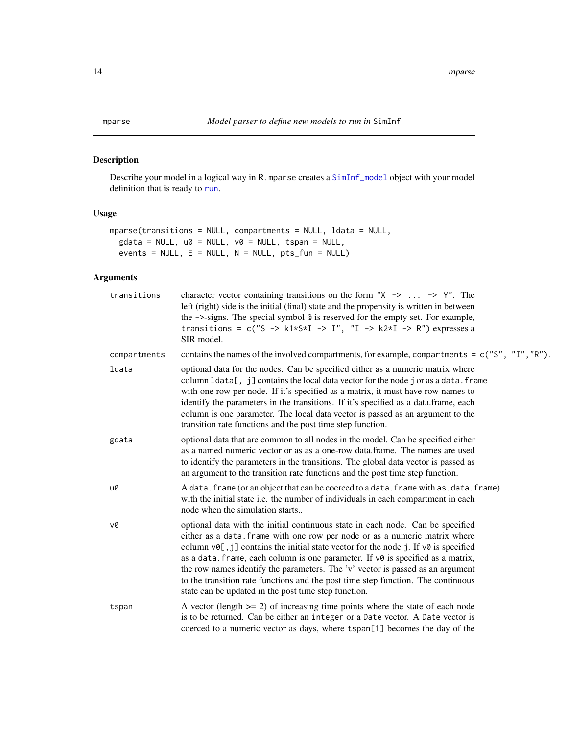## mparse *Model parser to define new models to run in* SimInf

### Description

Describe your model in a logical way in R. `mparse` creates a `SimInf_model` object with your model definition that is ready to `run`.

### Usage

```
mparse(transitions = NULL, compartments = NULL, ldata = NULL,
  gdata = NULL, u0 = NULL, v0 = NULL, tspan = NULL,
  events = NULL, E = NULL, N = NULL, pts_fun = NULL)
```

### Arguments

| | |
|---|---|
| transitions | character vector containing transitions on the form `"X -> ... -> Y"`. The left (right) side is the initial (final) state and the propensity is written in between the `->`-signs. The special symbol `@` is reserved for the empty set. For example, `transitions = c("S -> k1*S*I -> I", "I -> k2*I -> R")` expresses a SIR model. |
| compartments | contains the names of the involved compartments, for example, `compartments = c("S", "I","R")`. |
| ldata | optional data for the nodes. Can be specified either as a numeric matrix where column `ldata[, j]` contains the local data vector for the node `j` or as a `data.frame` with one row per node. If it's specified as a matrix, it must have row names to identify the parameters in the transitions. If it's specified as a data.frame, each column is one parameter. The local data vector is passed as an argument to the transition rate functions and the post time step function. |
| gdata | optional data that are common to all nodes in the model. Can be specified either as a named numeric vector or as as a one-row data.frame. The names are used to identify the parameters in the transitions. The global data vector is passed as an argument to the transition rate functions and the post time step function. |
| u0 | A `data.frame` (or an object that can be coerced to a `data.frame` with `as.data.frame`) with the initial state i.e. the number of individuals in each compartment in each node when the simulation starts.. |
| v0 | optional data with the initial continuous state in each node. Can be specified either as a `data.frame` with one row per node or as a numeric matrix where column `v0[,j]` contains the initial state vector for the node `j`. If `v0` is specified as a `data.frame`, each column is one parameter. If `v0` is specified as a matrix, the row names identify the parameters. The 'v' vector is passed as an argument to the transition rate functions and the post time step function. The continuous state can be updated in the post time step function. |
| tspan | A vector (length >= 2) of increasing time points where the state of each node is to be returned. Can be either an `integer` or a `Date` vector. A `Date` vector is coerced to a numeric vector as days, where `tspan[1]` becomes the day of the |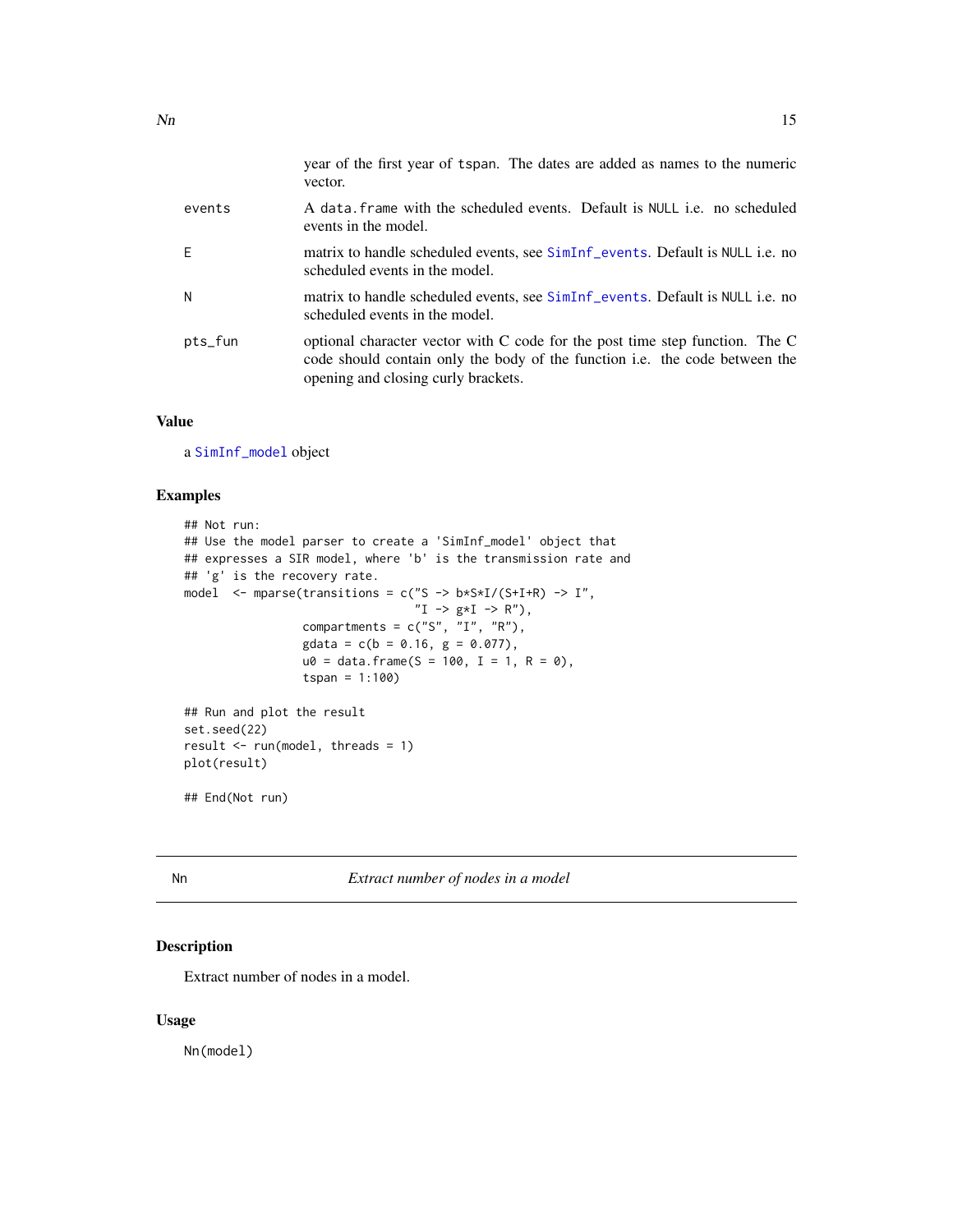| | |
|---|---|
| | year of the first year of tspan. The dates are added as names to the numeric vector. |
| events | A data.frame with the scheduled events. Default is NULL i.e. no scheduled events in the model. |
| E | matrix to handle scheduled events, see SimInf_events. Default is NULL i.e. no scheduled events in the model. |
| N | matrix to handle scheduled events, see SimInf_events. Default is NULL i.e. no scheduled events in the model. |
| pts_fun | optional character vector with C code for the post time step function. The C code should contain only the body of the function i.e. the code between the opening and closing curly brackets. |

### Value

a SimInf_model object

### Examples

```
## Not run:
## Use the model parser to create a 'SimInf_model' object that
## expresses a SIR model, where 'b' is the transmission rate and
## 'g' is the recovery rate.
model  <- mparse(transitions = c("S -> b*S*I/(S+I+R) -> I",
                                 "I -> g*I -> R"),
                 compartments = c("S", "I", "R"),
                 gdata = c(b = 0.16, g = 0.077),
                 u0 = data.frame(S = 100, I = 1, R = 0),
                 tspan = 1:100)

## Run and plot the result
set.seed(22)
result <- run(model, threads = 1)
plot(result)

## End(Not run)
```

## Nn — *Extract number of nodes in a model*

### Description

Extract number of nodes in a model.

### Usage

```
Nn(model)
```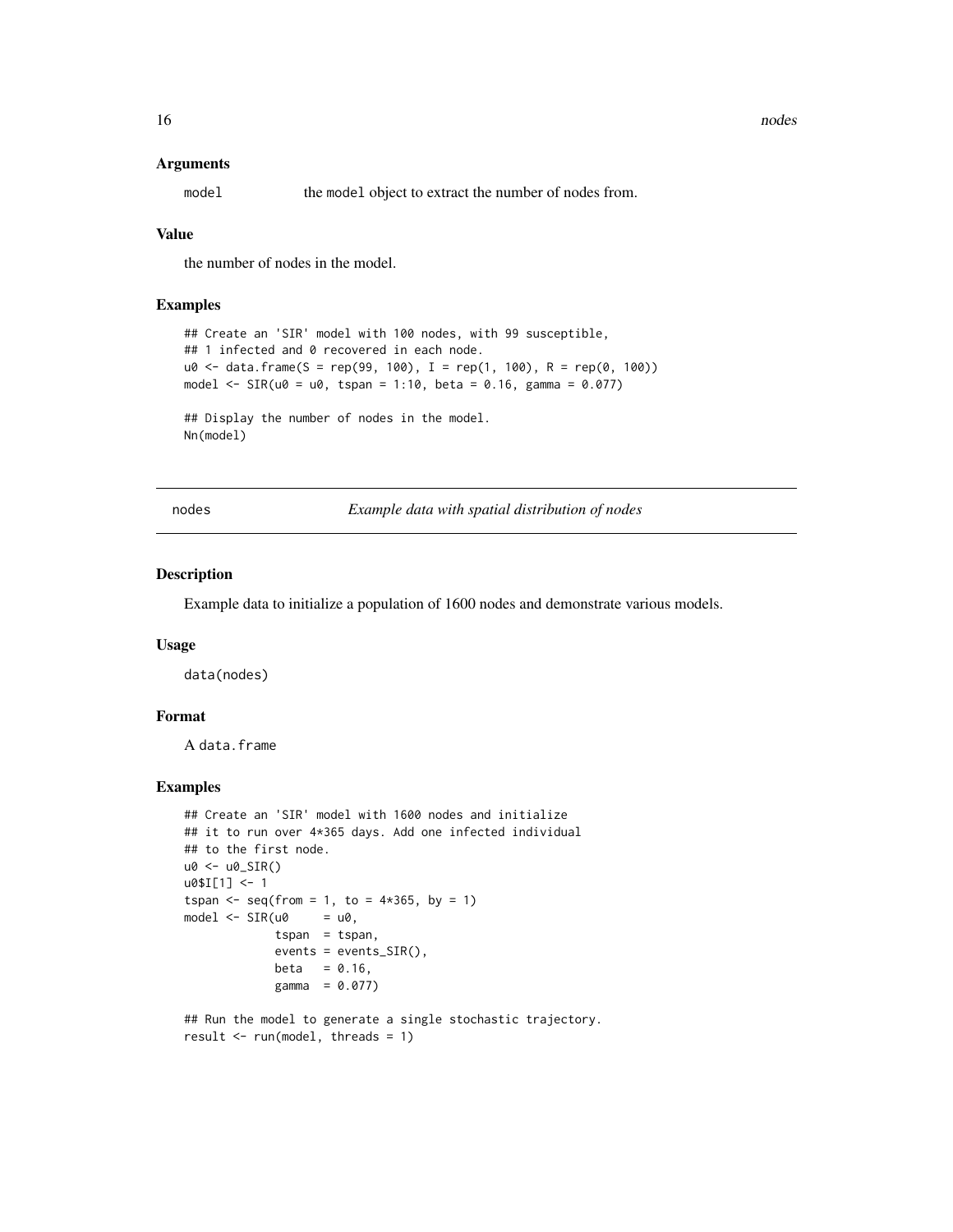### Arguments

model the model object to extract the number of nodes from.

### Value

the number of nodes in the model.

### Examples

```
## Create an 'SIR' model with 100 nodes, with 99 susceptible,
## 1 infected and 0 recovered in each node.
u0 <- data.frame(S = rep(99, 100), I = rep(1, 100), R = rep(0, 100))
model <- SIR(u0 = u0, tspan = 1:10, beta = 0.16, gamma = 0.077)

## Display the number of nodes in the model.
Nn(model)
```

---

## nodes — *Example data with spatial distribution of nodes*

### Description

Example data to initialize a population of 1600 nodes and demonstrate various models.

### Usage

```
data(nodes)
```

### Format

A data.frame

### Examples

```
## Create an 'SIR' model with 1600 nodes and initialize
## it to run over 4*365 days. Add one infected individual
## to the first node.
u0 <- u0_SIR()
u0$I[1] <- 1
tspan <- seq(from = 1, to = 4*365, by = 1)
model <- SIR(u0     = u0,
             tspan  = tspan,
             events = events_SIR(),
             beta   = 0.16,
             gamma  = 0.077)

## Run the model to generate a single stochastic trajectory.
result <- run(model, threads = 1)
```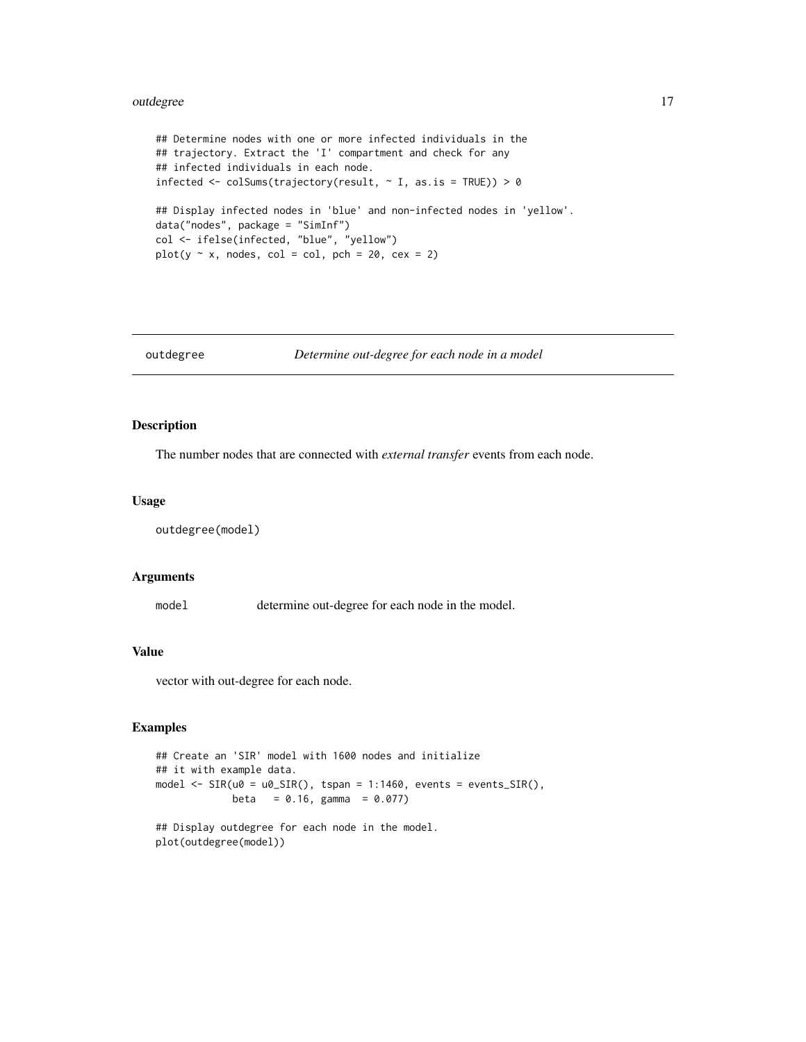```
## Determine nodes with one or more infected individuals in the
## trajectory. Extract the 'I' compartment and check for any
## infected individuals in each node.
infected <- colSums(trajectory(result, ~ I, as.is = TRUE)) > 0

## Display infected nodes in 'blue' and non-infected nodes in 'yellow'.
data("nodes", package = "SimInf")
col <- ifelse(infected, "blue", "yellow")
plot(y ~ x, nodes, col = col, pch = 20, cex = 2)
```

---

## outdegree — *Determine out-degree for each node in a model*

---

### Description

The number nodes that are connected with *external transfer* events from each node.

### Usage

```
outdegree(model)
```

### Arguments

| | |
|---|---|
| `model` | determine out-degree for each node in the model. |

### Value

vector with out-degree for each node.

### Examples

```
## Create an 'SIR' model with 1600 nodes and initialize
## it with example data.
model <- SIR(u0 = u0_SIR(), tspan = 1:1460, events = events_SIR(),
             beta   = 0.16, gamma  = 0.077)

## Display outdegree for each node in the model.
plot(outdegree(model))
```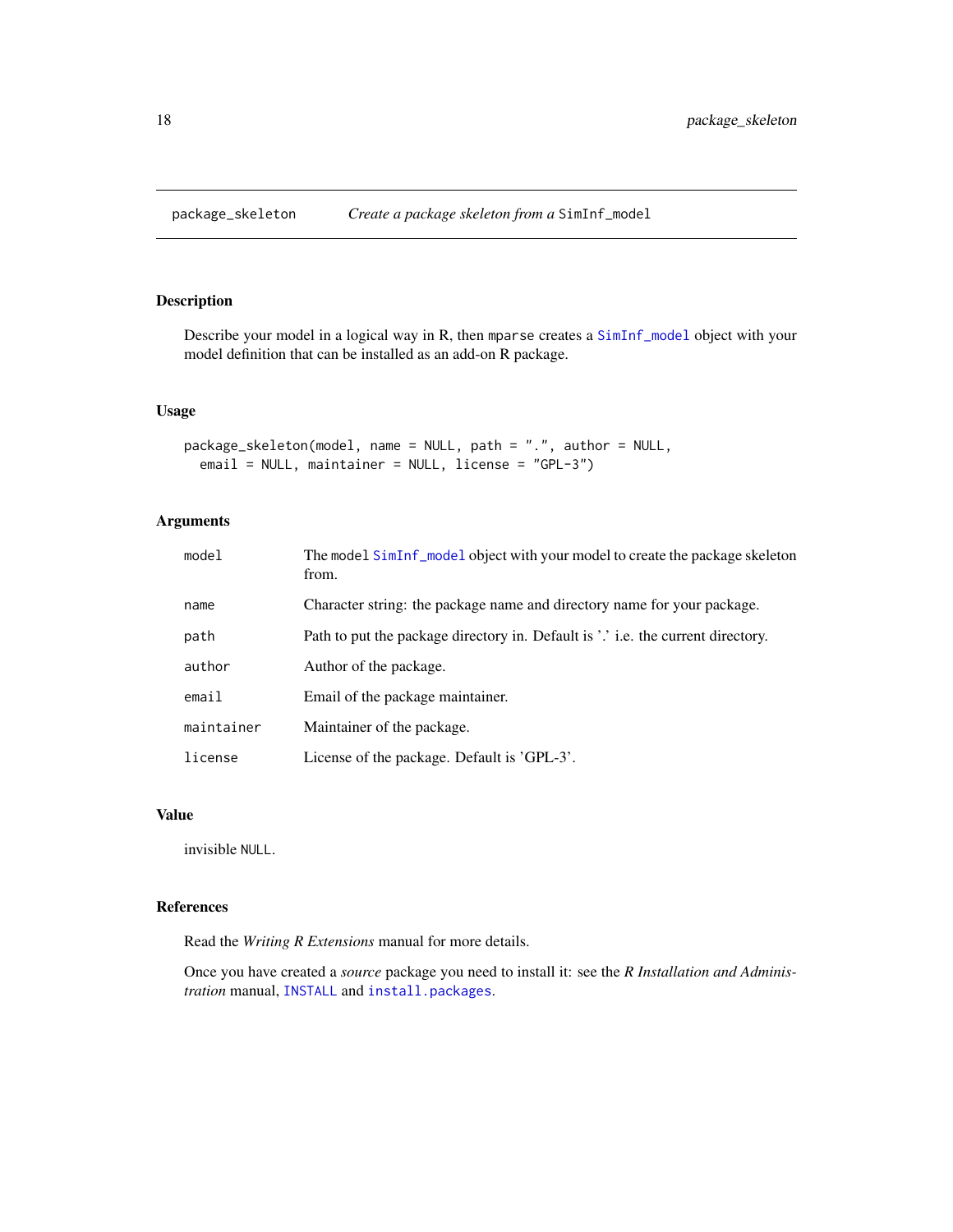# package_skeleton — *Create a package skeleton from a* `SimInf_model`

## Description

Describe your model in a logical way in R, then `mparse` creates a `SimInf_model` object with your model definition that can be installed as an add-on R package.

## Usage

```
package_skeleton(model, name = NULL, path = ".", author = NULL,
  email = NULL, maintainer = NULL, license = "GPL-3")
```

## Arguments

| | |
|---|---|
| `model` | The `model` `SimInf_model` object with your model to create the package skeleton from. |
| `name` | Character string: the package name and directory name for your package. |
| `path` | Path to put the package directory in. Default is '.' i.e. the current directory. |
| `author` | Author of the package. |
| `email` | Email of the package maintainer. |
| `maintainer` | Maintainer of the package. |
| `license` | License of the package. Default is 'GPL-3'. |

## Value

invisible `NULL`.

## References

Read the *Writing R Extensions* manual for more details.

Once you have created a *source* package you need to install it: see the *R Installation and Administration* manual, `INSTALL` and `install.packages`.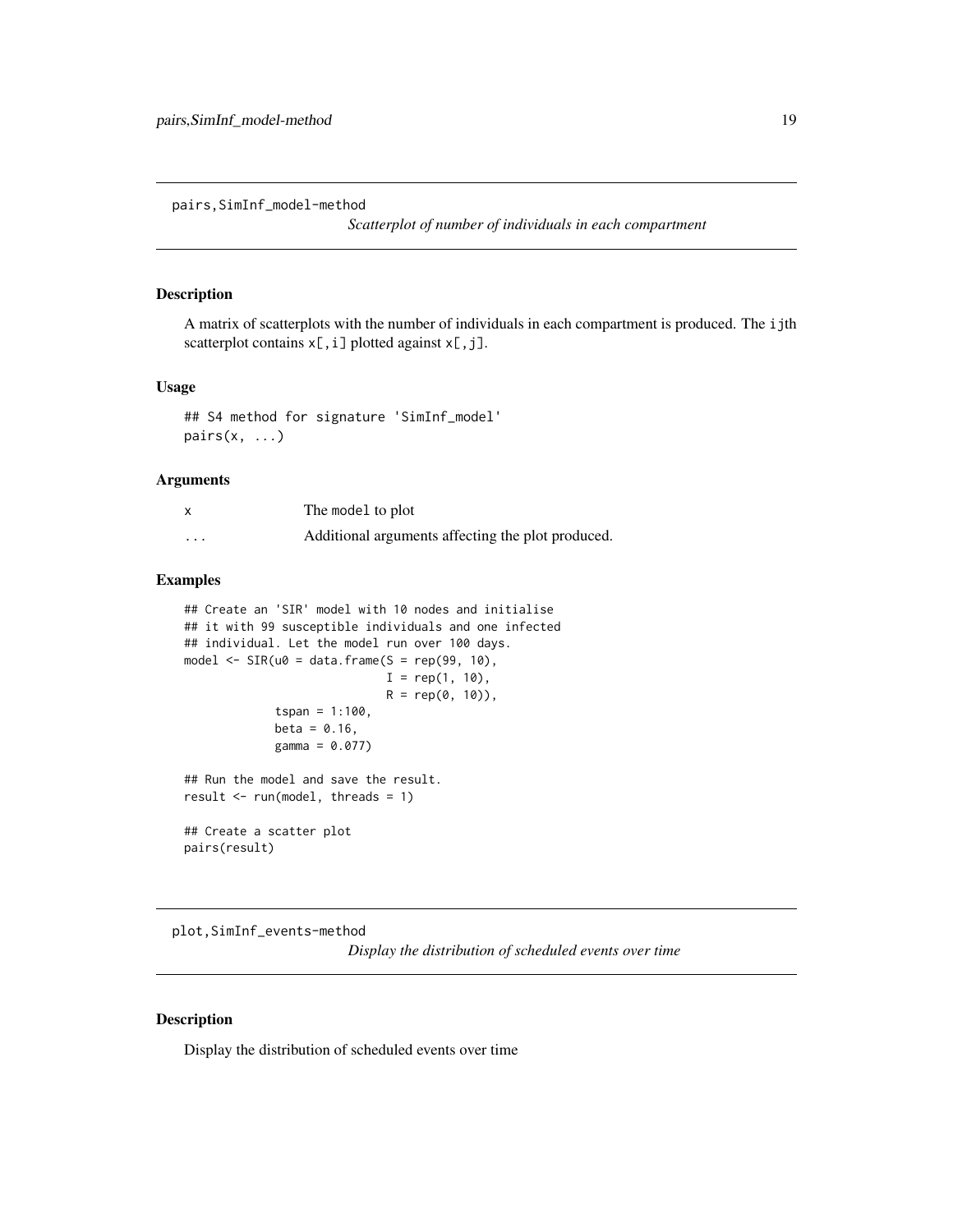## pairs,SimInf_model-method

*Scatterplot of number of individuals in each compartment*

### Description

A matrix of scatterplots with the number of individuals in each compartment is produced. The `ij`th scatterplot contains `x[,i]` plotted against `x[,j]`.

### Usage

```
## S4 method for signature 'SimInf_model'
pairs(x, ...)
```

### Arguments

| | |
|---|---|
| x | The `model` to plot |
| ... | Additional arguments affecting the plot produced. |

### Examples

```
## Create an 'SIR' model with 10 nodes and initialise
## it with 99 susceptible individuals and one infected
## individual. Let the model run over 100 days.
model <- SIR(u0 = data.frame(S = rep(99, 10),
                             I = rep(1, 10),
                             R = rep(0, 10)),
             tspan = 1:100,
             beta = 0.16,
             gamma = 0.077)

## Run the model and save the result.
result <- run(model, threads = 1)

## Create a scatter plot
pairs(result)
```

## plot,SimInf_events-method

*Display the distribution of scheduled events over time*

### Description

Display the distribution of scheduled events over time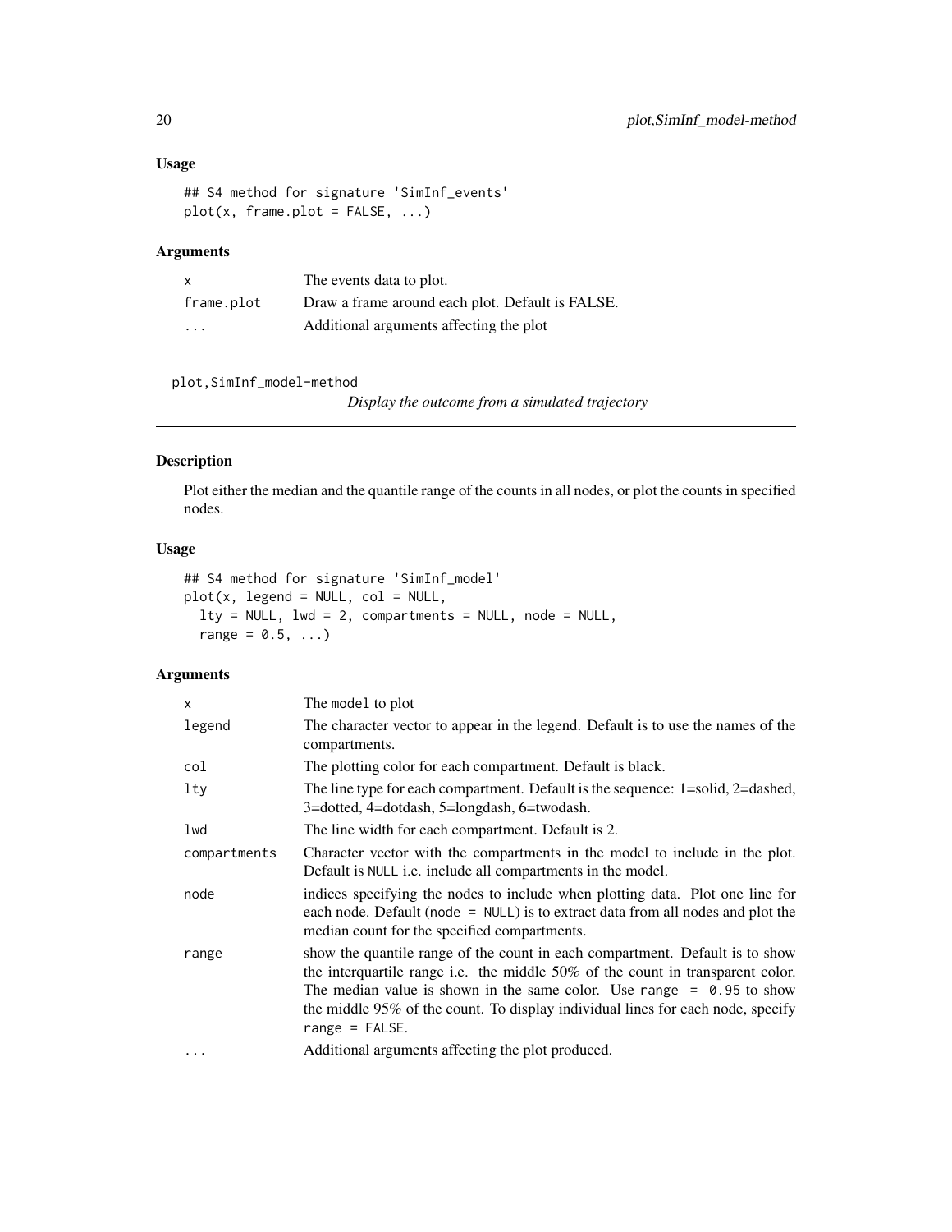### Usage

```
## S4 method for signature 'SimInf_events'
plot(x, frame.plot = FALSE, ...)
```

### Arguments

| | |
|---|---|
| x | The events data to plot. |
| frame.plot | Draw a frame around each plot. Default is FALSE. |
| ... | Additional arguments affecting the plot |

---

## plot,SimInf_model-method

*Display the outcome from a simulated trajectory*

---

### Description

Plot either the median and the quantile range of the counts in all nodes, or plot the counts in specified nodes.

### Usage

```
## S4 method for signature 'SimInf_model'
plot(x, legend = NULL, col = NULL,
  lty = NULL, lwd = 2, compartments = NULL, node = NULL,
  range = 0.5, ...)
```

### Arguments

| | |
|---|---|
| x | The `model` to plot |
| legend | The character vector to appear in the legend. Default is to use the names of the compartments. |
| col | The plotting color for each compartment. Default is black. |
| lty | The line type for each compartment. Default is the sequence: 1=solid, 2=dashed, 3=dotted, 4=dotdash, 5=longdash, 6=twodash. |
| lwd | The line width for each compartment. Default is 2. |
| compartments | Character vector with the compartments in the model to include in the plot. Default is `NULL` i.e. include all compartments in the model. |
| node | indices specifying the nodes to include when plotting data. Plot one line for each node. Default (`node = NULL`) is to extract data from all nodes and plot the median count for the specified compartments. |
| range | show the quantile range of the count in each compartment. Default is to show the interquartile range i.e. the middle 50% of the count in transparent color. The median value is shown in the same color. Use `range = 0.95` to show the middle 95% of the count. To display individual lines for each node, specify `range = FALSE`. |
| ... | Additional arguments affecting the plot produced. |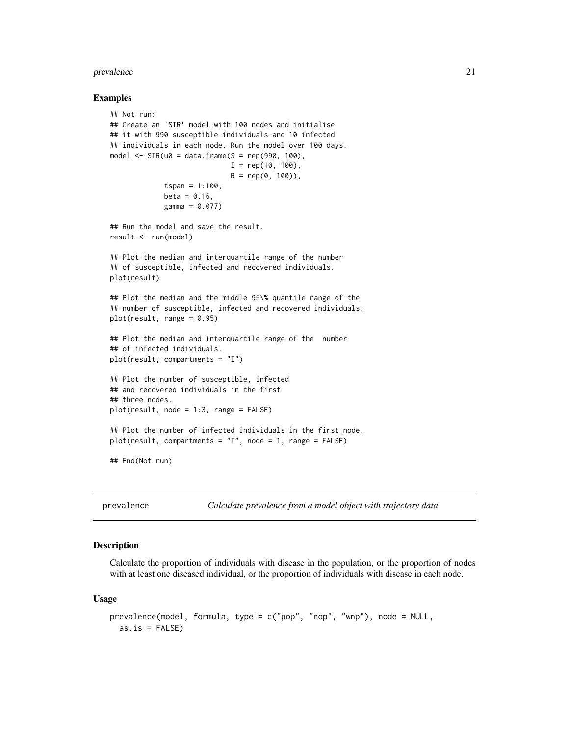### Examples

```
## Not run:
## Create an 'SIR' model with 100 nodes and initialise
## it with 990 susceptible individuals and 10 infected
## individuals in each node. Run the model over 100 days.
model <- SIR(u0 = data.frame(S = rep(990, 100),
                             I = rep(10, 100),
                             R = rep(0, 100)),
             tspan = 1:100,
             beta = 0.16,
             gamma = 0.077)

## Run the model and save the result.
result <- run(model)

## Plot the median and interquartile range of the number
## of susceptible, infected and recovered individuals.
plot(result)

## Plot the median and the middle 95\% quantile range of the
## number of susceptible, infected and recovered individuals.
plot(result, range = 0.95)

## Plot the median and interquartile range of the  number
## of infected individuals.
plot(result, compartments = "I")

## Plot the number of susceptible, infected
## and recovered individuals in the first
## three nodes.
plot(result, node = 1:3, range = FALSE)

## Plot the number of infected individuals in the first node.
plot(result, compartments = "I", node = 1, range = FALSE)

## End(Not run)
```

---

## prevalence — *Calculate prevalence from a model object with trajectory data*

### Description

Calculate the proportion of individuals with disease in the population, or the proportion of nodes with at least one diseased individual, or the proportion of individuals with disease in each node.

### Usage

```
prevalence(model, formula, type = c("pop", "nop", "wnp"), node = NULL,
  as.is = FALSE)
```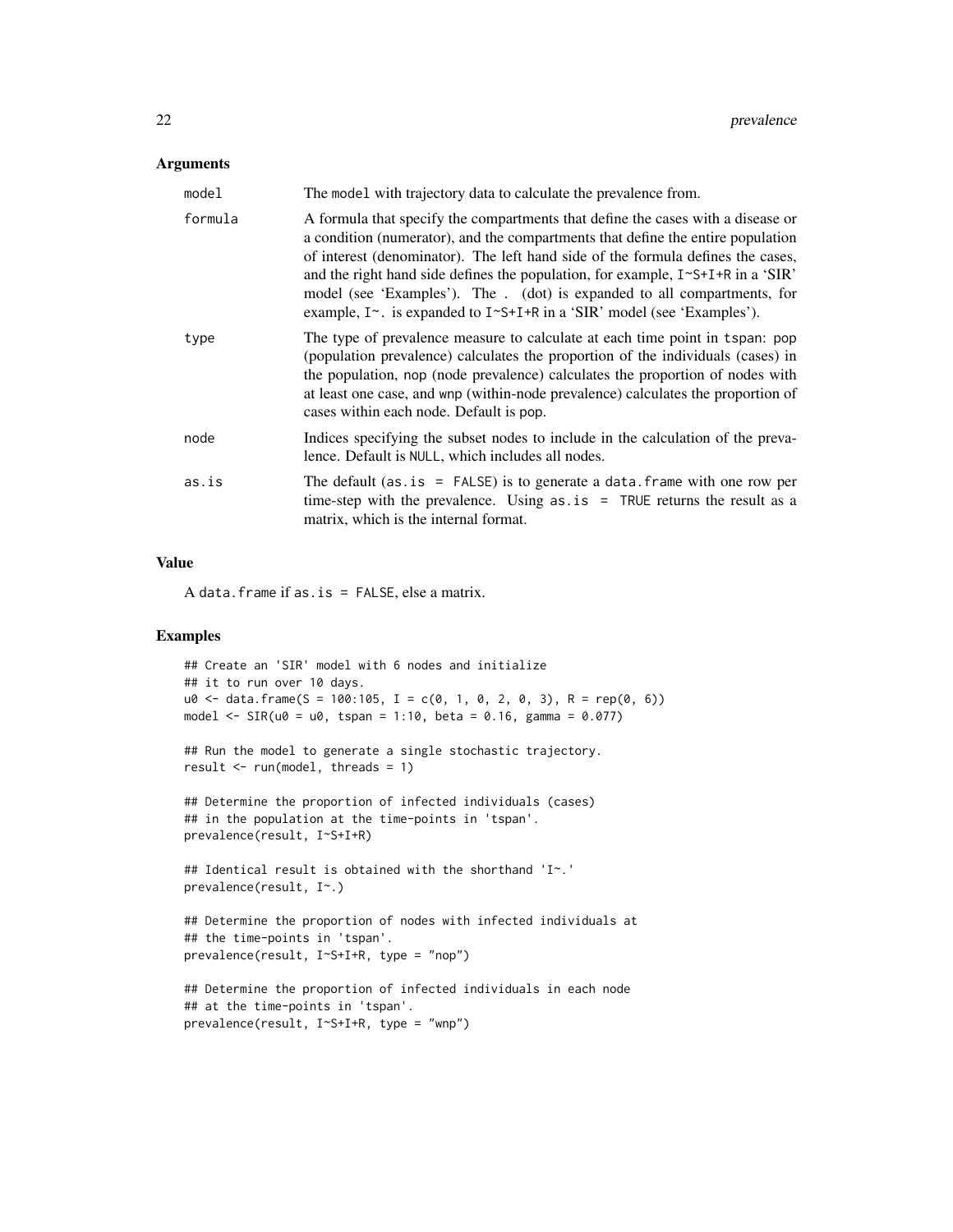### Arguments

| | |
|---|---|
| model | The model with trajectory data to calculate the prevalence from. |
| formula | A formula that specify the compartments that define the cases with a disease or a condition (numerator), and the compartments that define the entire population of interest (denominator). The left hand side of the formula defines the cases, and the right hand side defines the population, for example, `I~S+I+R` in a 'SIR' model (see 'Examples'). The `.` (dot) is expanded to all compartments, for example, `I~.` is expanded to `I~S+I+R` in a 'SIR' model (see 'Examples'). |
| type | The type of prevalence measure to calculate at each time point in `tspan`: `pop` (population prevalence) calculates the proportion of the individuals (cases) in the population, `nop` (node prevalence) calculates the proportion of nodes with at least one case, and `wnp` (within-node prevalence) calculates the proportion of cases within each node. Default is `pop`. |
| node | Indices specifying the subset nodes to include in the calculation of the prevalence. Default is `NULL`, which includes all nodes. |
| as.is | The default (`as.is = FALSE`) is to generate a `data.frame` with one row per time-step with the prevalence. Using `as.is = TRUE` returns the result as a matrix, which is the internal format. |

### Value

A `data.frame` if `as.is = FALSE`, else a matrix.

### Examples

```
## Create an 'SIR' model with 6 nodes and initialize
## it to run over 10 days.
u0 <- data.frame(S = 100:105, I = c(0, 1, 0, 2, 0, 3), R = rep(0, 6))
model <- SIR(u0 = u0, tspan = 1:10, beta = 0.16, gamma = 0.077)

## Run the model to generate a single stochastic trajectory.
result <- run(model, threads = 1)

## Determine the proportion of infected individuals (cases)
## in the population at the time-points in 'tspan'.
prevalence(result, I~S+I+R)

## Identical result is obtained with the shorthand 'I~.'
prevalence(result, I~.)

## Determine the proportion of nodes with infected individuals at
## the time-points in 'tspan'.
prevalence(result, I~S+I+R, type = "nop")

## Determine the proportion of infected individuals in each node
## at the time-points in 'tspan'.
prevalence(result, I~S+I+R, type = "wnp")
```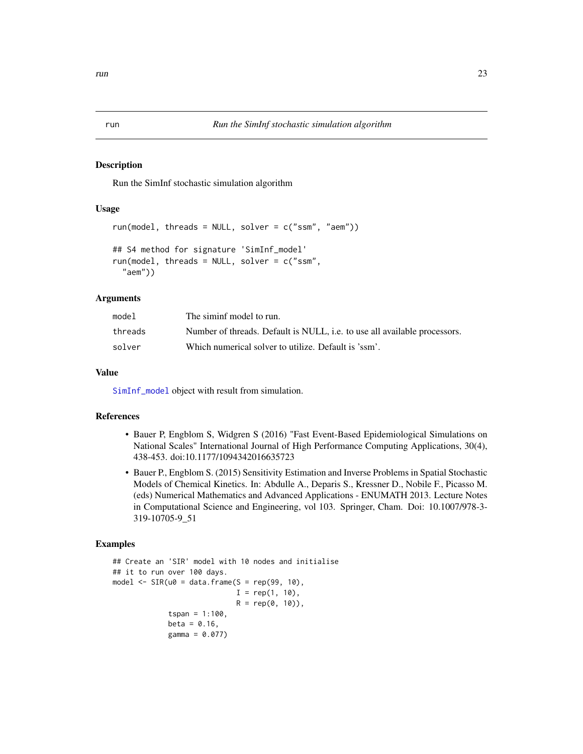run — *Run the SimInf stochastic simulation algorithm*

## Description

Run the SimInf stochastic simulation algorithm

## Usage

```
run(model, threads = NULL, solver = c("ssm", "aem"))

## S4 method for signature 'SimInf_model'
run(model, threads = NULL, solver = c("ssm",
  "aem"))
```

## Arguments

| | |
|---|---|
| model | The siminf model to run. |
| threads | Number of threads. Default is NULL, i.e. to use all available processors. |
| solver | Which numerical solver to utilize. Default is 'ssm'. |

## Value

SimInf_model object with result from simulation.

## References

- Bauer P, Engblom S, Widgren S (2016) "Fast Event-Based Epidemiological Simulations on National Scales" International Journal of High Performance Computing Applications, 30(4), 438-453. doi:10.1177/1094342016635723
- Bauer P., Engblom S. (2015) Sensitivity Estimation and Inverse Problems in Spatial Stochastic Models of Chemical Kinetics. In: Abdulle A., Deparis S., Kressner D., Nobile F., Picasso M. (eds) Numerical Mathematics and Advanced Applications - ENUMATH 2013. Lecture Notes in Computational Science and Engineering, vol 103. Springer, Cham. Doi: 10.1007/978-3-319-10705-9_51

## Examples

```
## Create an 'SIR' model with 10 nodes and initialise
## it to run over 100 days.
model <- SIR(u0 = data.frame(S = rep(99, 10),
                             I = rep(1, 10),
                             R = rep(0, 10)),
             tspan = 1:100,
             beta = 0.16,
             gamma = 0.077)
```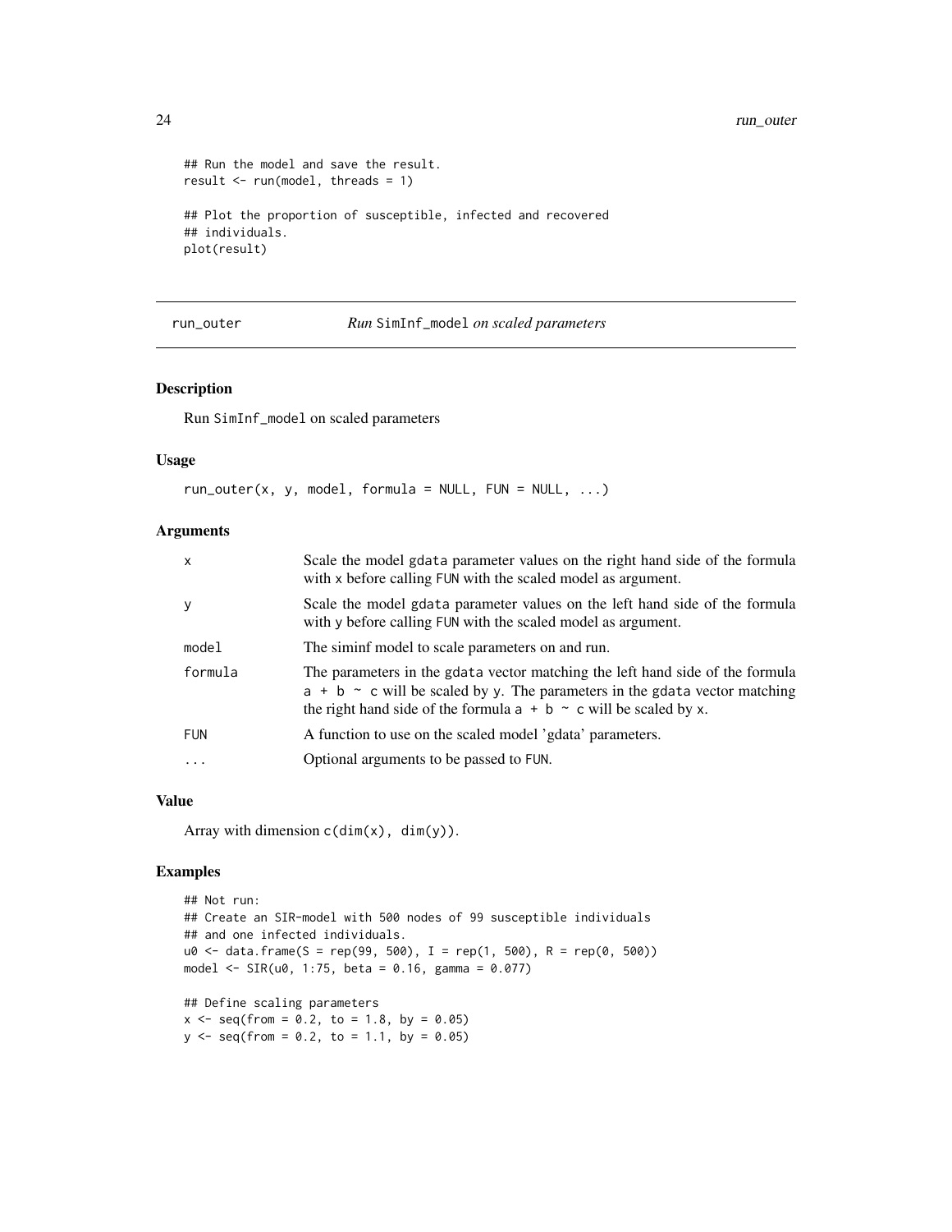```
## Run the model and save the result.
result <- run(model, threads = 1)

## Plot the proportion of susceptible, infected and recovered
## individuals.
plot(result)
```

## run_outer — *Run* `SimInf_model` *on scaled parameters*

### Description

Run SimInf_model on scaled parameters

### Usage

```
run_outer(x, y, model, formula = NULL, FUN = NULL, ...)
```

### Arguments

| | |
|---|---|
| x | Scale the model gdata parameter values on the right hand side of the formula with x before calling FUN with the scaled model as argument. |
| y | Scale the model gdata parameter values on the left hand side of the formula with y before calling FUN with the scaled model as argument. |
| model | The siminf model to scale parameters on and run. |
| formula | The parameters in the gdata vector matching the left hand side of the formula `a + b ~ c` will be scaled by y. The parameters in the gdata vector matching the right hand side of the formula `a + b ~ c` will be scaled by x. |
| FUN | A function to use on the scaled model 'gdata' parameters. |
| ... | Optional arguments to be passed to FUN. |

### Value

Array with dimension `c(dim(x), dim(y))`.

### Examples

```
## Not run:
## Create an SIR-model with 500 nodes of 99 susceptible individuals
## and one infected individuals.
u0 <- data.frame(S = rep(99, 500), I = rep(1, 500), R = rep(0, 500))
model <- SIR(u0, 1:75, beta = 0.16, gamma = 0.077)

## Define scaling parameters
x <- seq(from = 0.2, to = 1.8, by = 0.05)
y <- seq(from = 0.2, to = 1.1, by = 0.05)
```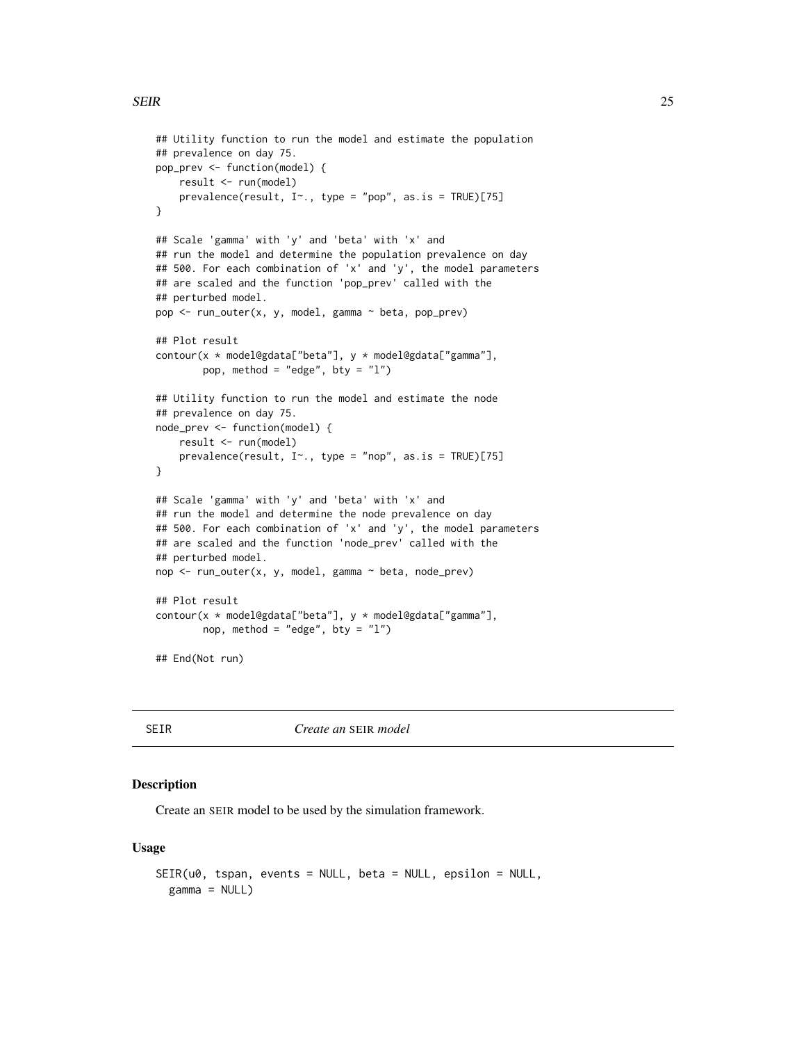```
## Utility function to run the model and estimate the population
## prevalence on day 75.
pop_prev <- function(model) {
    result <- run(model)
    prevalence(result, I~., type = "pop", as.is = TRUE)[75]
}

## Scale 'gamma' with 'y' and 'beta' with 'x' and
## run the model and determine the population prevalence on day
## 500. For each combination of 'x' and 'y', the model parameters
## are scaled and the function 'pop_prev' called with the
## perturbed model.
pop <- run_outer(x, y, model, gamma ~ beta, pop_prev)

## Plot result
contour(x * model@gdata["beta"], y * model@gdata["gamma"],
        pop, method = "edge", bty = "l")

## Utility function to run the model and estimate the node
## prevalence on day 75.
node_prev <- function(model) {
    result <- run(model)
    prevalence(result, I~., type = "nop", as.is = TRUE)[75]
}

## Scale 'gamma' with 'y' and 'beta' with 'x' and
## run the model and determine the node prevalence on day
## 500. For each combination of 'x' and 'y', the model parameters
## are scaled and the function 'node_prev' called with the
## perturbed model.
nop <- run_outer(x, y, model, gamma ~ beta, node_prev)

## Plot result
contour(x * model@gdata["beta"], y * model@gdata["gamma"],
        nop, method = "edge", bty = "l")

## End(Not run)
```

---

SEIR *Create an SEIR model*

---

### Description

Create an SEIR model to be used by the simulation framework.

### Usage

```
SEIR(u0, tspan, events = NULL, beta = NULL, epsilon = NULL,
  gamma = NULL)
```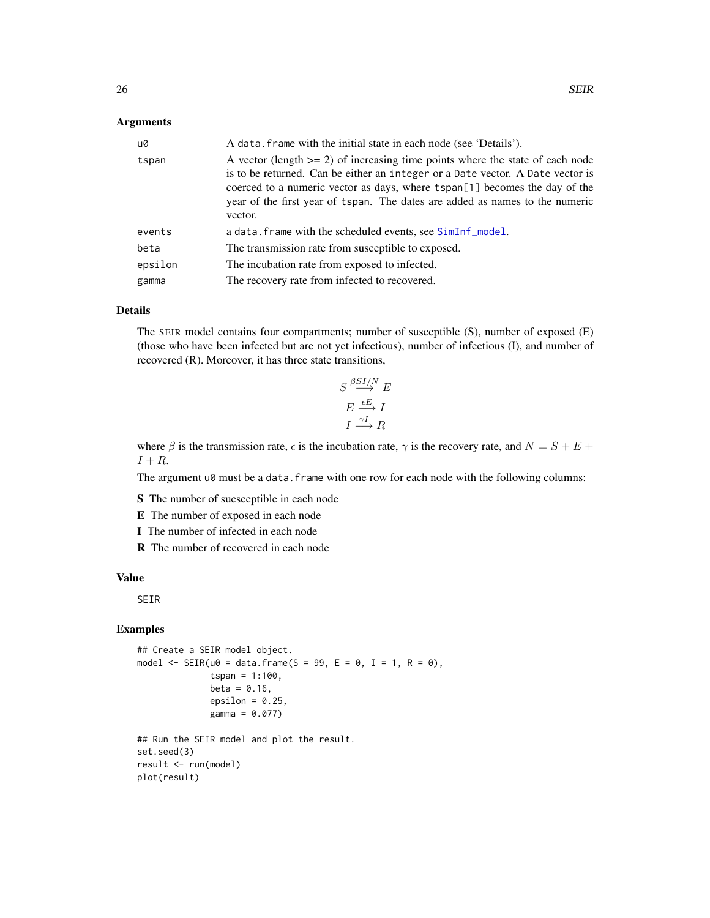## Arguments

| | |
|---|---|
| u0 | A `data.frame` with the initial state in each node (see 'Details'). |
| tspan | A vector (length >= 2) of increasing time points where the state of each node is to be returned. Can be either an `integer` or a `Date` vector. A `Date` vector is coerced to a numeric vector as days, where `tspan[1]` becomes the day of the year of the first year of `tspan`. The dates are added as names to the numeric vector. |
| events | a `data.frame` with the scheduled events, see `SimInf_model`. |
| beta | The transmission rate from susceptible to exposed. |
| epsilon | The incubation rate from exposed to infected. |
| gamma | The recovery rate from infected to recovered. |

## Details

The SEIR model contains four compartments; number of susceptible (S), number of exposed (E) (those who have been infected but are not yet infectious), number of infectious (I), and number of recovered (R). Moreover, it has three state transitions,

$$S \xrightarrow{\beta SI/N} E$$

$$E \xrightarrow{\epsilon E} I$$

$$I \xrightarrow{\gamma I} R$$

where $\beta$ is the transmission rate, $\epsilon$ is the incubation rate, $\gamma$ is the recovery rate, and $N = S + E + I + R$.

The argument `u0` must be a `data.frame` with one row for each node with the following columns:

**S** The number of sucsceptible in each node

**E** The number of exposed in each node

**I** The number of infected in each node

**R** The number of recovered in each node

## Value

SEIR

## Examples

```
## Create a SEIR model object.
model <- SEIR(u0 = data.frame(S = 99, E = 0, I = 1, R = 0),
              tspan = 1:100,
              beta = 0.16,
              epsilon = 0.25,
              gamma = 0.077)

## Run the SEIR model and plot the result.
set.seed(3)
result <- run(model)
plot(result)
```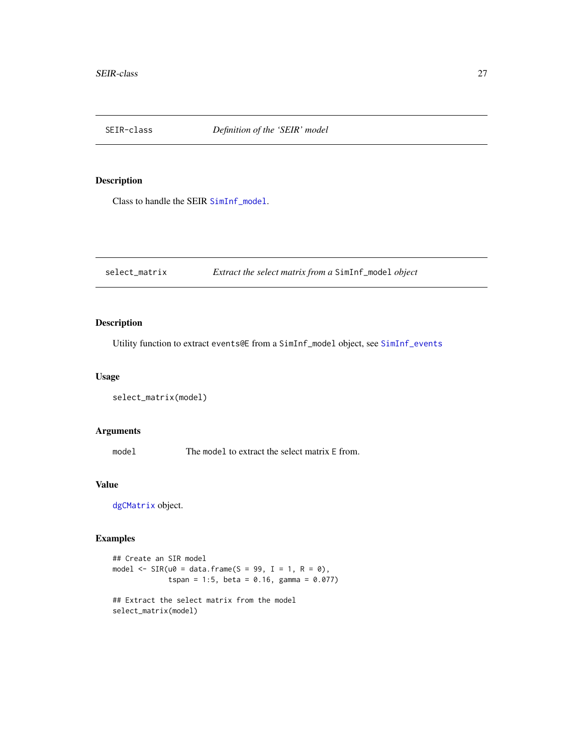## SEIR-class — *Definition of the 'SEIR' model*

### Description

Class to handle the SEIR SimInf_model.

## select_matrix — *Extract the select matrix from a SimInf_model object*

### Description

Utility function to extract events@E from a SimInf_model object, see SimInf_events

### Usage

```
select_matrix(model)
```

### Arguments

| | |
|---|---|
| model | The model to extract the select matrix E from. |

### Value

dgCMatrix object.

### Examples

```
## Create an SIR model
model <- SIR(u0 = data.frame(S = 99, I = 1, R = 0),
             tspan = 1:5, beta = 0.16, gamma = 0.077)

## Extract the select matrix from the model
select_matrix(model)
```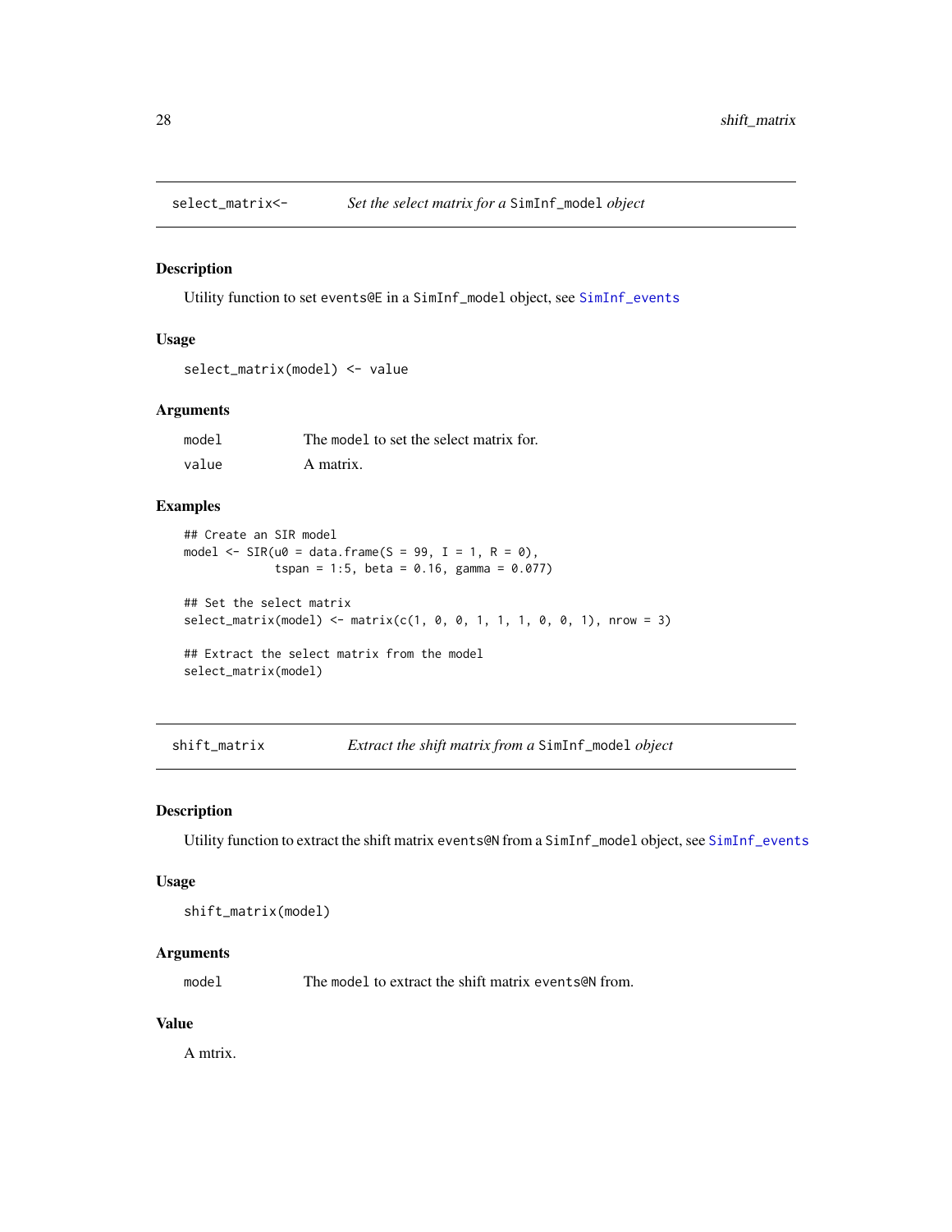## select_matrix<- *Set the select matrix for a `SimInf_model` object*

### Description

Utility function to set `events@E` in a `SimInf_model` object, see `SimInf_events`

### Usage

```
select_matrix(model) <- value
```

### Arguments

| | |
|---|---|
| `model` | The `model` to set the select matrix for. |
| `value` | A matrix. |

### Examples

```
## Create an SIR model
model <- SIR(u0 = data.frame(S = 99, I = 1, R = 0),
             tspan = 1:5, beta = 0.16, gamma = 0.077)

## Set the select matrix
select_matrix(model) <- matrix(c(1, 0, 0, 1, 1, 1, 0, 0, 1), nrow = 3)

## Extract the select matrix from the model
select_matrix(model)
```

## shift_matrix *Extract the shift matrix from a `SimInf_model` object*

### Description

Utility function to extract the shift matrix `events@N` from a `SimInf_model` object, see `SimInf_events`

### Usage

```
shift_matrix(model)
```

### Arguments

| | |
|---|---|
| `model` | The `model` to extract the shift matrix `events@N` from. |

### Value

A mtrix.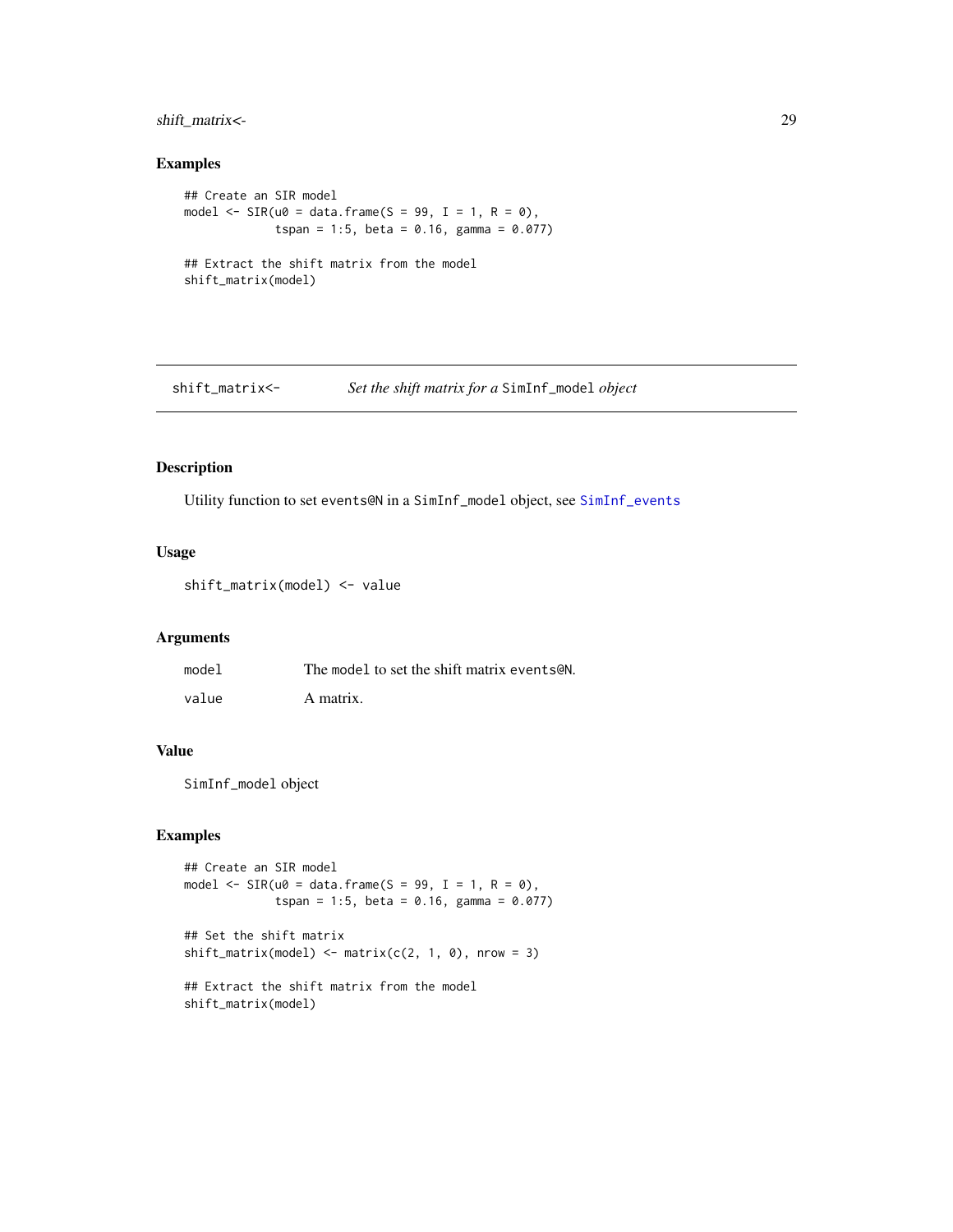### Examples

```
## Create an SIR model
model <- SIR(u0 = data.frame(S = 99, I = 1, R = 0),
             tspan = 1:5, beta = 0.16, gamma = 0.077)

## Extract the shift matrix from the model
shift_matrix(model)
```

---

## shift_matrix<- *Set the shift matrix for a `SimInf_model` object*

---

### Description

Utility function to set `events@N` in a `SimInf_model` object, see `SimInf_events`

### Usage

```
shift_matrix(model) <- value
```

### Arguments

| | |
|---|---|
| `model` | The `model` to set the shift matrix `events@N`. |
| `value` | A matrix. |

### Value

`SimInf_model` object

### Examples

```
## Create an SIR model
model <- SIR(u0 = data.frame(S = 99, I = 1, R = 0),
             tspan = 1:5, beta = 0.16, gamma = 0.077)

## Set the shift matrix
shift_matrix(model) <- matrix(c(2, 1, 0), nrow = 3)

## Extract the shift matrix from the model
shift_matrix(model)
```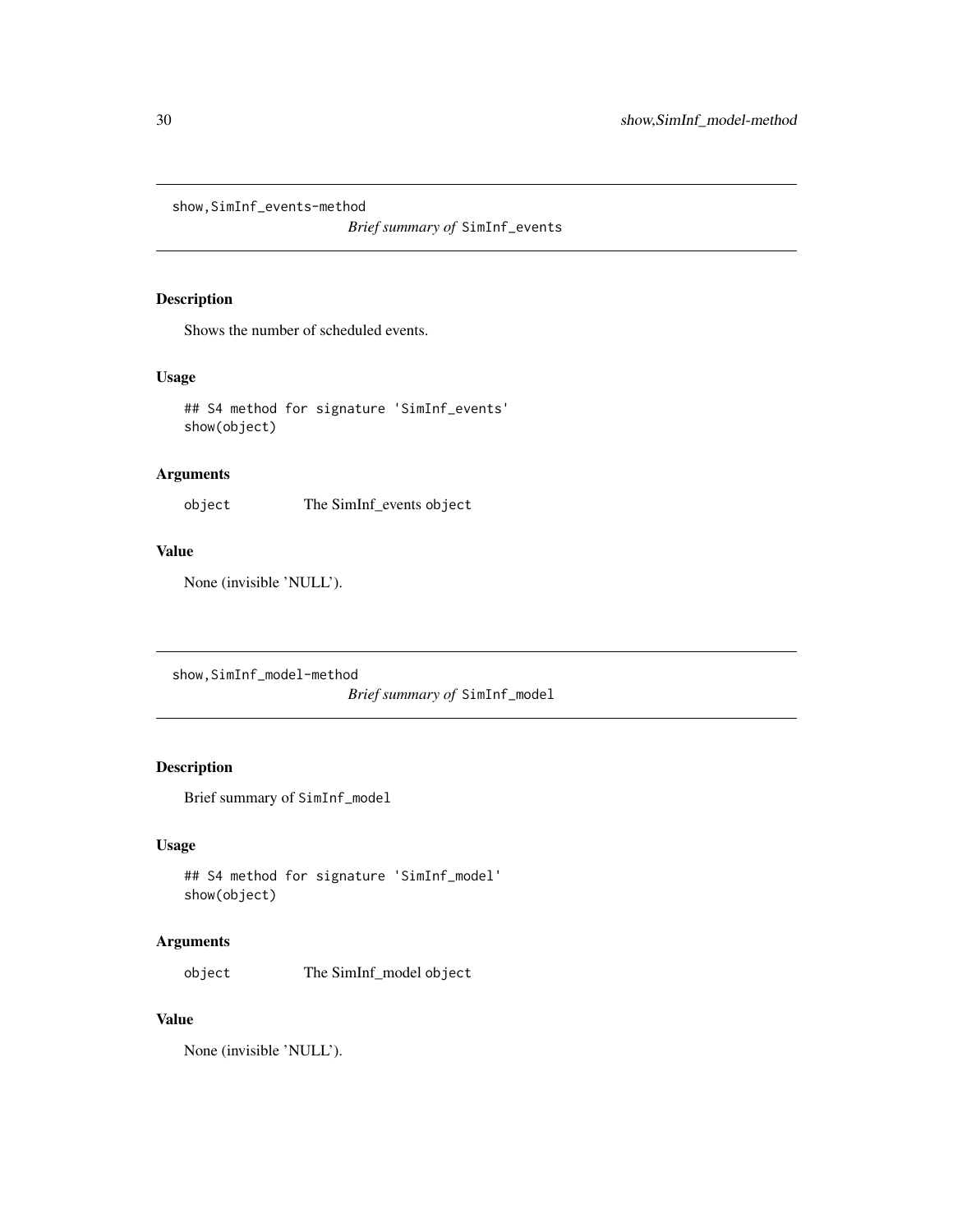## show,SimInf_events-method

*Brief summary of* `SimInf_events`

### Description

Shows the number of scheduled events.

### Usage

```
## S4 method for signature 'SimInf_events'
show(object)
```

### Arguments

| | |
|---|---|
| `object` | The SimInf_events `object` |

### Value

None (invisible 'NULL').

## show,SimInf_model-method

*Brief summary of* `SimInf_model`

### Description

Brief summary of `SimInf_model`

### Usage

```
## S4 method for signature 'SimInf_model'
show(object)
```

### Arguments

| | |
|---|---|
| `object` | The SimInf_model `object` |

### Value

None (invisible 'NULL').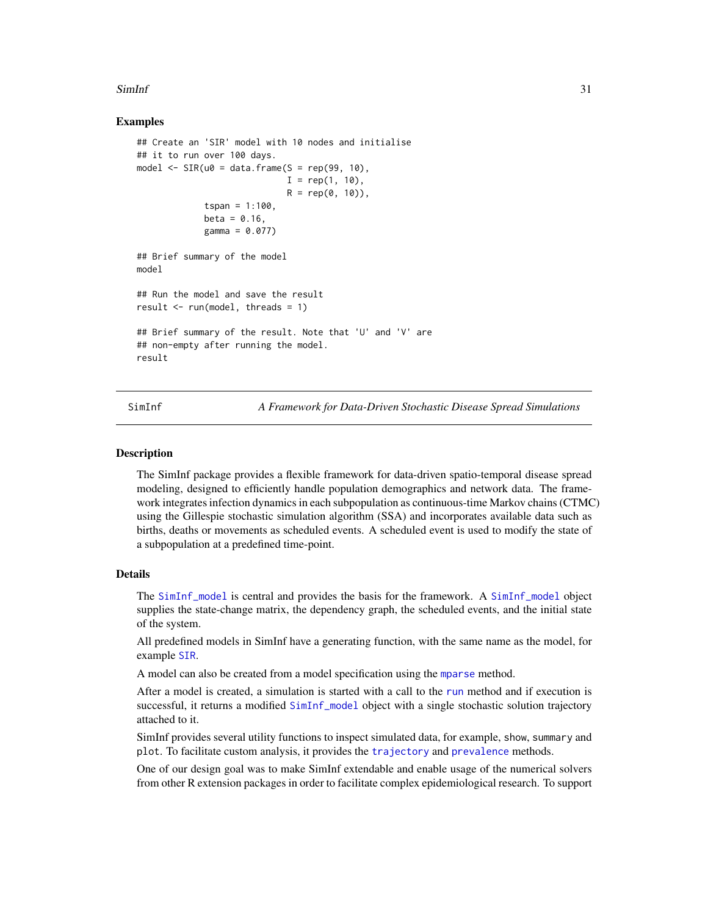### Examples

```
## Create an 'SIR' model with 10 nodes and initialise
## it to run over 100 days.
model <- SIR(u0 = data.frame(S = rep(99, 10),
                             I = rep(1, 10),
                             R = rep(0, 10)),
             tspan = 1:100,
             beta = 0.16,
             gamma = 0.077)

## Brief summary of the model
model

## Run the model and save the result
result <- run(model, threads = 1)

## Brief summary of the result. Note that 'U' and 'V' are
## non-empty after running the model.
result
```

---

## SimInf — *A Framework for Data-Driven Stochastic Disease Spread Simulations*

### Description

The SimInf package provides a flexible framework for data-driven spatio-temporal disease spread modeling, designed to efficiently handle population demographics and network data. The framework integrates infection dynamics in each subpopulation as continuous-time Markov chains (CTMC) using the Gillespie stochastic simulation algorithm (SSA) and incorporates available data such as births, deaths or movements as scheduled events. A scheduled event is used to modify the state of a subpopulation at a predefined time-point.

### Details

The `SimInf_model` is central and provides the basis for the framework. A `SimInf_model` object supplies the state-change matrix, the dependency graph, the scheduled events, and the initial state of the system.

All predefined models in SimInf have a generating function, with the same name as the model, for example `SIR`.

A model can also be created from a model specification using the `mparse` method.

After a model is created, a simulation is started with a call to the `run` method and if execution is successful, it returns a modified `SimInf_model` object with a single stochastic solution trajectory attached to it.

SimInf provides several utility functions to inspect simulated data, for example, `show`, `summary` and `plot`. To facilitate custom analysis, it provides the `trajectory` and `prevalence` methods.

One of our design goal was to make SimInf extendable and enable usage of the numerical solvers from other R extension packages in order to facilitate complex epidemiological research. To support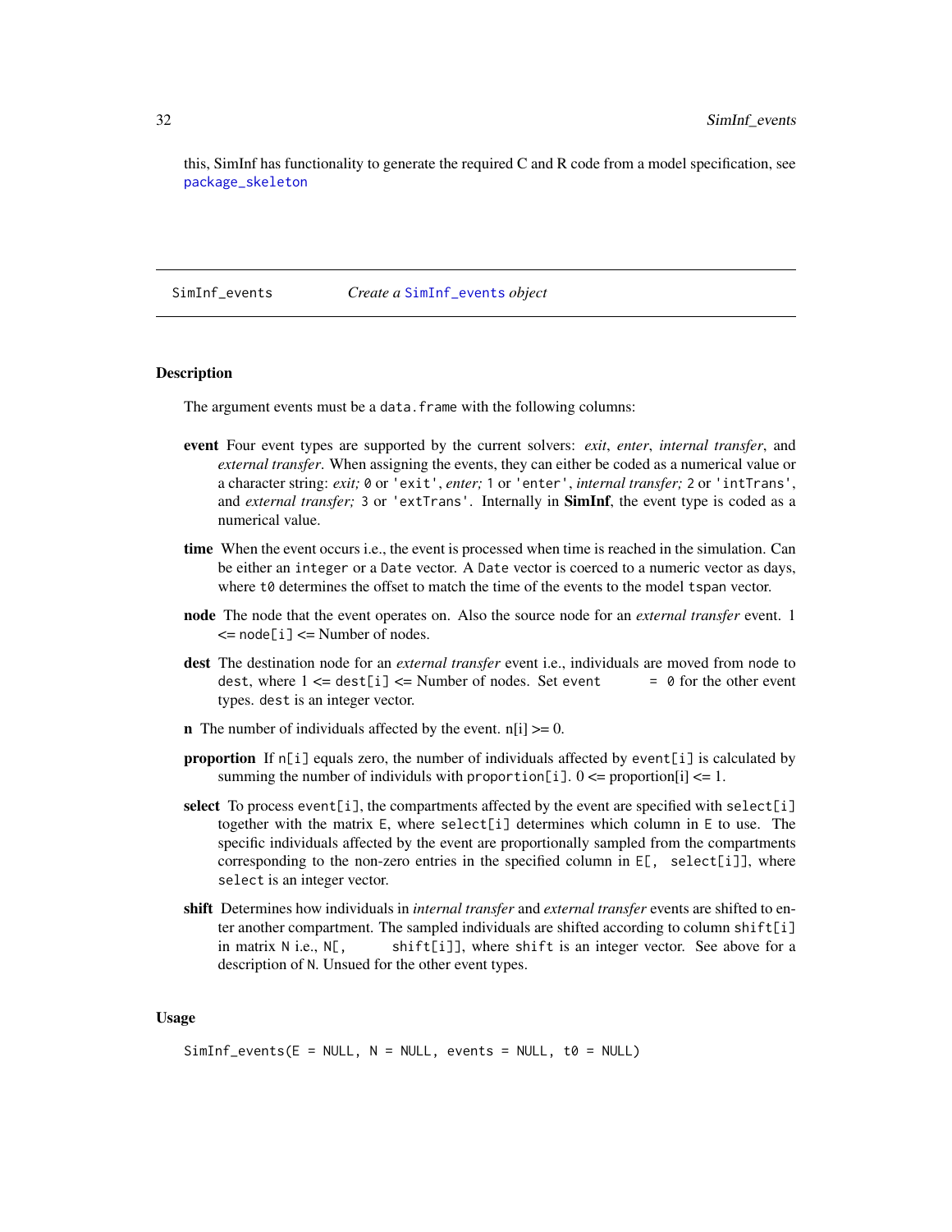this, SimInf has functionality to generate the required C and R code from a model specification, see `package_skeleton`

---

## SimInf_events — *Create a `SimInf_events` object*

### Description

The argument events must be a `data.frame` with the following columns:

- **event** Four event types are supported by the current solvers: *exit*, *enter*, *internal transfer*, and *external transfer*. When assigning the events, they can either be coded as a numerical value or a character string: *exit;* `0` or `'exit'`, *enter;* `1` or `'enter'`, *internal transfer;* `2` or `'intTrans'`, and *external transfer;* `3` or `'extTrans'`. Internally in **SimInf**, the event type is coded as a numerical value.
- **time** When the event occurs i.e., the event is processed when time is reached in the simulation. Can be either an `integer` or a `Date` vector. A `Date` vector is coerced to a numeric vector as days, where `t0` determines the offset to match the time of the events to the model `tspan` vector.
- **node** The node that the event operates on. Also the source node for an *external transfer* event. 1 <= `node[i]` <= Number of nodes.
- **dest** The destination node for an *external transfer* event i.e., individuals are moved from `node` to `dest`, where 1 <= `dest[i]` <= Number of nodes. Set `event = 0` for the other event types. `dest` is an integer vector.
- **n** The number of individuals affected by the event. n[i] >= 0.
- **proportion** If `n[i]` equals zero, the number of individuals affected by `event[i]` is calculated by summing the number of individuls with `proportion[i]`. 0 <= proportion[i] <= 1.
- **select** To process `event[i]`, the compartments affected by the event are specified with `select[i]` together with the matrix `E`, where `select[i]` determines which column in `E` to use. The specific individuals affected by the event are proportionally sampled from the compartments corresponding to the non-zero entries in the specified column in `E[, select[i]]`, where `select` is an integer vector.
- **shift** Determines how individuals in *internal transfer* and *external transfer* events are shifted to enter another compartment. The sampled individuals are shifted according to column `shift[i]` in matrix `N` i.e., `N[, shift[i]]`, where `shift` is an integer vector. See above for a description of `N`. Unsued for the other event types.

### Usage

```
SimInf_events(E = NULL, N = NULL, events = NULL, t0 = NULL)
```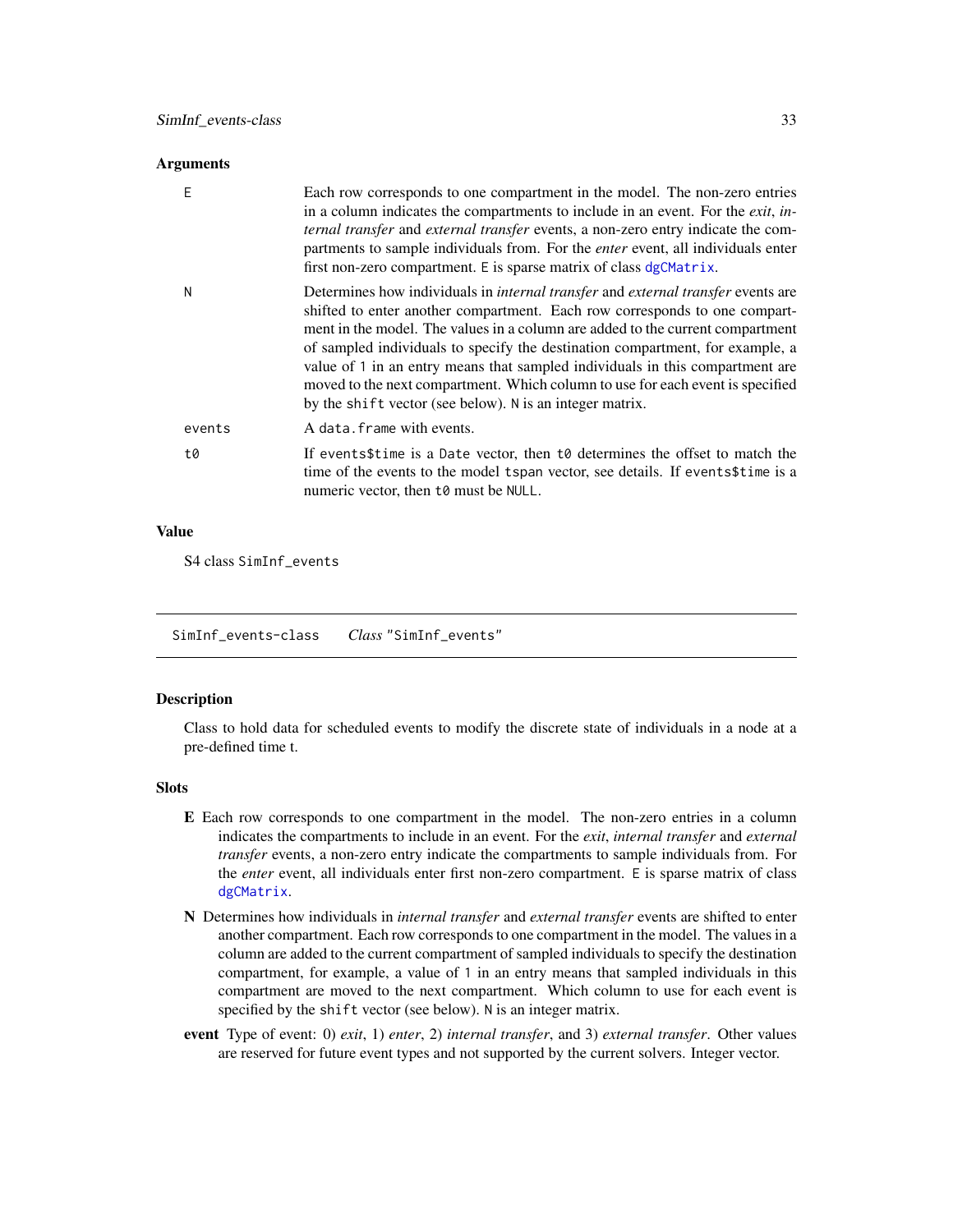## Arguments

| | |
|---|---|
| E | Each row corresponds to one compartment in the model. The non-zero entries in a column indicates the compartments to include in an event. For the *exit*, *internal transfer* and *external transfer* events, a non-zero entry indicate the compartments to sample individuals from. For the *enter* event, all individuals enter first non-zero compartment. E is sparse matrix of class dgCMatrix. |
| N | Determines how individuals in *internal transfer* and *external transfer* events are shifted to enter another compartment. Each row corresponds to one compartment in the model. The values in a column are added to the current compartment of sampled individuals to specify the destination compartment, for example, a value of 1 in an entry means that sampled individuals in this compartment are moved to the next compartment. Which column to use for each event is specified by the shift vector (see below). N is an integer matrix. |
| events | A data.frame with events. |
| t0 | If events$time is a Date vector, then t0 determines the offset to match the time of the events to the model tspan vector, see details. If events$time is a numeric vector, then t0 must be NULL. |

## Value

S4 class SimInf_events

---

# SimInf_events-class *Class* "SimInf_events"

## Description

Class to hold data for scheduled events to modify the discrete state of individuals in a node at a pre-defined time t.

## Slots

- **E** Each row corresponds to one compartment in the model. The non-zero entries in a column indicates the compartments to include in an event. For the *exit*, *internal transfer* and *external transfer* events, a non-zero entry indicate the compartments to sample individuals from. For the *enter* event, all individuals enter first non-zero compartment. E is sparse matrix of class dgCMatrix.
- **N** Determines how individuals in *internal transfer* and *external transfer* events are shifted to enter another compartment. Each row corresponds to one compartment in the model. The values in a column are added to the current compartment of sampled individuals to specify the destination compartment, for example, a value of 1 in an entry means that sampled individuals in this compartment are moved to the next compartment. Which column to use for each event is specified by the shift vector (see below). N is an integer matrix.
- **event** Type of event: 0) *exit*, 1) *enter*, 2) *internal transfer*, and 3) *external transfer*. Other values are reserved for future event types and not supported by the current solvers. Integer vector.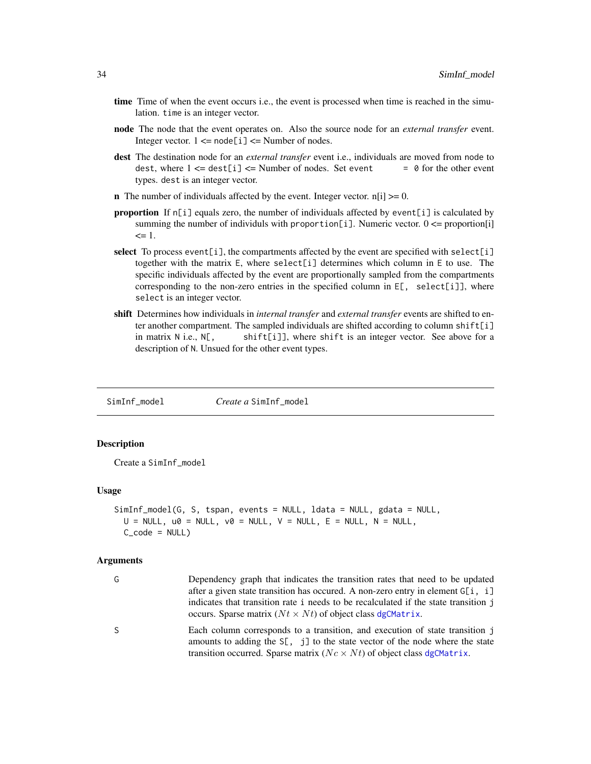**time** Time of when the event occurs i.e., the event is processed when time is reached in the simulation. `time` is an integer vector.

**node** The node that the event operates on. Also the source node for an *external transfer* event. Integer vector. 1 <= `node[i]` <= Number of nodes.

**dest** The destination node for an *external transfer* event i.e., individuals are moved from `node` to `dest`, where 1 <= `dest[i]` <= Number of nodes. Set `event = 0` for the other event types. `dest` is an integer vector.

**n** The number of individuals affected by the event. Integer vector. n[i] >= 0.

**proportion** If `n[i]` equals zero, the number of individuals affected by `event[i]` is calculated by summing the number of individuls with `proportion[i]`. Numeric vector. 0 <= proportion[i] <= 1.

**select** To process `event[i]`, the compartments affected by the event are specified with `select[i]` together with the matrix `E`, where `select[i]` determines which column in `E` to use. The specific individuals affected by the event are proportionally sampled from the compartments corresponding to the non-zero entries in the specified column in `E[, select[i]]`, where `select` is an integer vector.

**shift** Determines how individuals in *internal transfer* and *external transfer* events are shifted to enter another compartment. The sampled individuals are shifted according to column `shift[i]` in matrix `N` i.e., `N[, shift[i]]`, where `shift` is an integer vector. See above for a description of `N`. Unsued for the other event types.

---

## SimInf_model — *Create a* SimInf_model

### Description

Create a `SimInf_model`

### Usage

```
SimInf_model(G, S, tspan, events = NULL, ldata = NULL, gdata = NULL,
  U = NULL, u0 = NULL, v0 = NULL, V = NULL, E = NULL, N = NULL,
  C_code = NULL)
```

### Arguments

| | |
|---|---|
| G | Dependency graph that indicates the transition rates that need to be updated after a given state transition has occured. A non-zero entry in element `G[i, i]` indicates that transition rate `i` needs to be recalculated if the state transition `j` occurs. Sparse matrix ($Nt \times Nt$) of object class `dgCMatrix`. |
| S | Each column corresponds to a transition, and execution of state transition `j` amounts to adding the `S[, j]` to the state vector of the node where the state transition occurred. Sparse matrix ($Nc \times Nt$) of object class `dgCMatrix`. |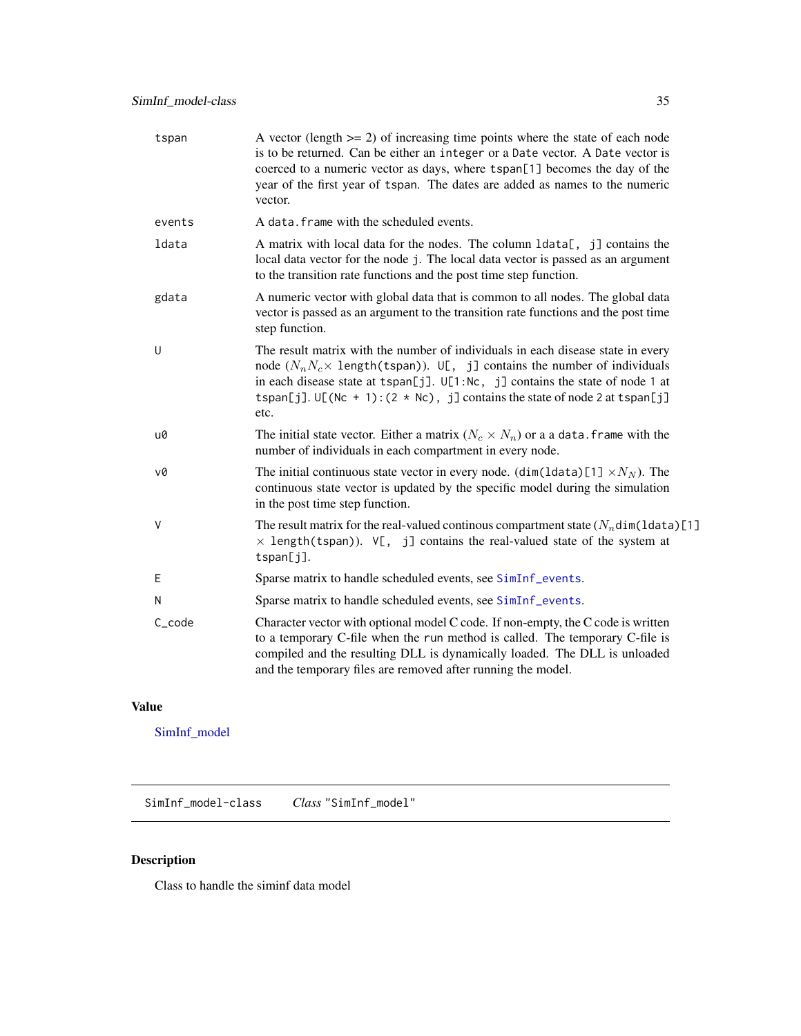| | |
|---|---|
| tspan | A vector (length >= 2) of increasing time points where the state of each node is to be returned. Can be either an `integer` or a `Date` vector. A `Date` vector is coerced to a numeric vector as days, where `tspan[1]` becomes the day of the year of the first year of `tspan`. The dates are added as names to the numeric vector. |
| events | A `data.frame` with the scheduled events. |
| ldata | A matrix with local data for the nodes. The column `ldata[, j]` contains the local data vector for the node `j`. The local data vector is passed as an argument to the transition rate functions and the post time step function. |
| gdata | A numeric vector with global data that is common to all nodes. The global data vector is passed as an argument to the transition rate functions and the post time step function. |
| U | The result matrix with the number of individuals in each disease state in every node ($N_n N_c \times$ `length(tspan)`). `U[, j]` contains the number of individuals in each disease state at `tspan[j]`. `U[1:Nc, j]` contains the state of node 1 at `tspan[j]`. `U[(Nc + 1):(2 * Nc), j]` contains the state of node 2 at `tspan[j]` etc. |
| u0 | The initial state vector. Either a matrix ($N_c \times N_n$) or a a `data.frame` with the number of individuals in each compartment in every node. |
| v0 | The initial continuous state vector in every node. (`dim(ldata)[1]` $\times N_N$). The continuous state vector is updated by the specific model during the simulation in the post time step function. |
| V | The result matrix for the real-valued continous compartment state ($N_n$`dim(ldata)[1]` $\times$ `length(tspan)`). `V[, j]` contains the real-valued state of the system at `tspan[j]`. |
| E | Sparse matrix to handle scheduled events, see `SimInf_events`. |
| N | Sparse matrix to handle scheduled events, see `SimInf_events`. |
| C_code | Character vector with optional model C code. If non-empty, the C code is written to a temporary C-file when the `run` method is called. The temporary C-file is compiled and the resulting DLL is dynamically loaded. The DLL is unloaded and the temporary files are removed after running the model. |

## Value

SimInf_model

---

## SimInf_model-class *Class* "SimInf_model"

---

### Description

Class to handle the siminf data model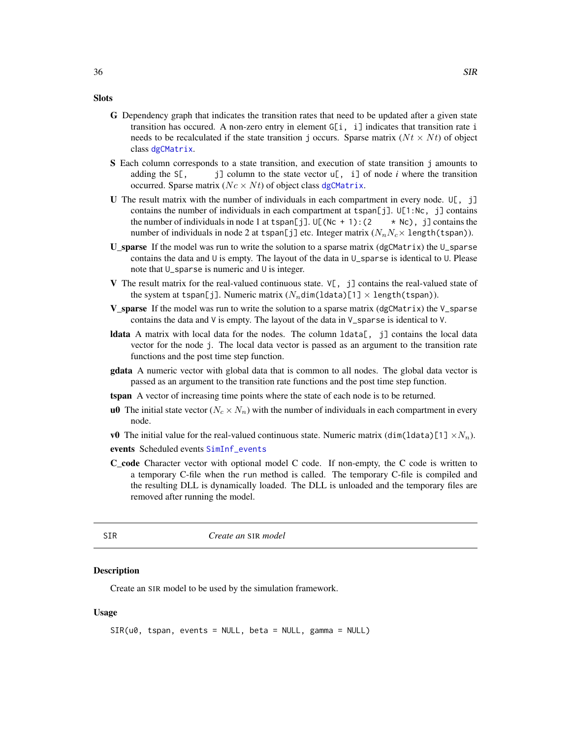### Slots

**G** Dependency graph that indicates the transition rates that need to be updated after a given state transition has occured. A non-zero entry in element `G[i, i]` indicates that transition rate `i` needs to be recalculated if the state transition `j` occurs. Sparse matrix ($Nt \times Nt$) of object class `dgCMatrix`.

**S** Each column corresponds to a state transition, and execution of state transition `j` amounts to adding the `S[, j]` column to the state vector `u[, i]` of node *i* where the transition occurred. Sparse matrix ($Nc \times Nt$) of object class `dgCMatrix`.

**U** The result matrix with the number of individuals in each compartment in every node. `U[, j]` contains the number of individuals in each compartment at `tspan[j]`. `U[1:Nc, j]` contains the number of individuals in node 1 at `tspan[j]`. `U[(Nc + 1):(2 * Nc), j]` contains the number of individuals in node 2 at `tspan[j]` etc. Integer matrix ($N_n N_c \times$ `length(tspan)`).

**U_sparse** If the model was run to write the solution to a sparse matrix (`dgCMatrix`) the `U_sparse` contains the data and `U` is empty. The layout of the data in `U_sparse` is identical to `U`. Please note that `U_sparse` is numeric and `U` is integer.

**V** The result matrix for the real-valued continuous state. `V[, j]` contains the real-valued state of the system at `tspan[j]`. Numeric matrix ($N_n$`dim(ldata)[1]` $\times$ `length(tspan)`).

**V_sparse** If the model was run to write the solution to a sparse matrix (`dgCMatrix`) the `V_sparse` contains the data and `V` is empty. The layout of the data in `V_sparse` is identical to `V`.

**ldata** A matrix with local data for the nodes. The column `ldata[, j]` contains the local data vector for the node `j`. The local data vector is passed as an argument to the transition rate functions and the post time step function.

**gdata** A numeric vector with global data that is common to all nodes. The global data vector is passed as an argument to the transition rate functions and the post time step function.

**tspan** A vector of increasing time points where the state of each node is to be returned.

**u0** The initial state vector ($N_c \times N_n$) with the number of individuals in each compartment in every node.

**v0** The initial value for the real-valued continuous state. Numeric matrix (`dim(ldata)[1]` $\times N_n$).

**events** Scheduled events `SimInf_events`

**C_code** Character vector with optional model C code. If non-empty, the C code is written to a temporary C-file when the `run` method is called. The temporary C-file is compiled and the resulting DLL is dynamically loaded. The DLL is unloaded and the temporary files are removed after running the model.

---

## SIR — *Create an SIR model*

### Description

Create an SIR model to be used by the simulation framework.

### Usage

```
SIR(u0, tspan, events = NULL, beta = NULL, gamma = NULL)
```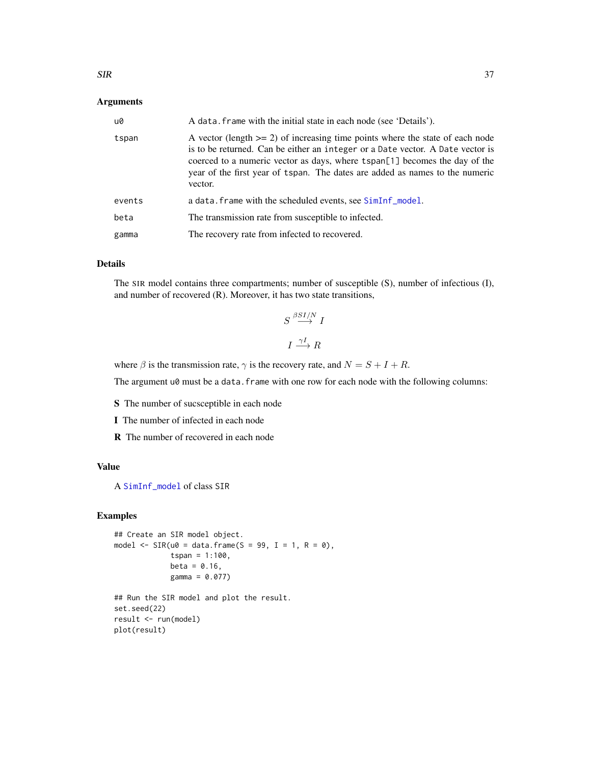### Arguments

| | |
|---|---|
| u0 | A `data.frame` with the initial state in each node (see 'Details'). |
| tspan | A vector (length >= 2) of increasing time points where the state of each node is to be returned. Can be either an `integer` or a `Date` vector. A `Date` vector is coerced to a numeric vector as days, where `tspan[1]` becomes the day of the year of the first year of `tspan`. The dates are added as names to the numeric vector. |
| events | a `data.frame` with the scheduled events, see `SimInf_model`. |
| beta | The transmission rate from susceptible to infected. |
| gamma | The recovery rate from infected to recovered. |

### Details

The SIR model contains three compartments; number of susceptible (S), number of infectious (I), and number of recovered (R). Moreover, it has two state transitions,

$$S \xrightarrow{\beta SI/N} I$$

$$I \xrightarrow{\gamma I} R$$

where $\beta$ is the transmission rate, $\gamma$ is the recovery rate, and $N = S + I + R$.

The argument `u0` must be a `data.frame` with one row for each node with the following columns:

**S** The number of sucsceptible in each node

**I** The number of infected in each node

**R** The number of recovered in each node

### Value

A `SimInf_model` of class `SIR`

### Examples

```
## Create an SIR model object.
model <- SIR(u0 = data.frame(S = 99, I = 1, R = 0),
             tspan = 1:100,
             beta = 0.16,
             gamma = 0.077)

## Run the SIR model and plot the result.
set.seed(22)
result <- run(model)
plot(result)
```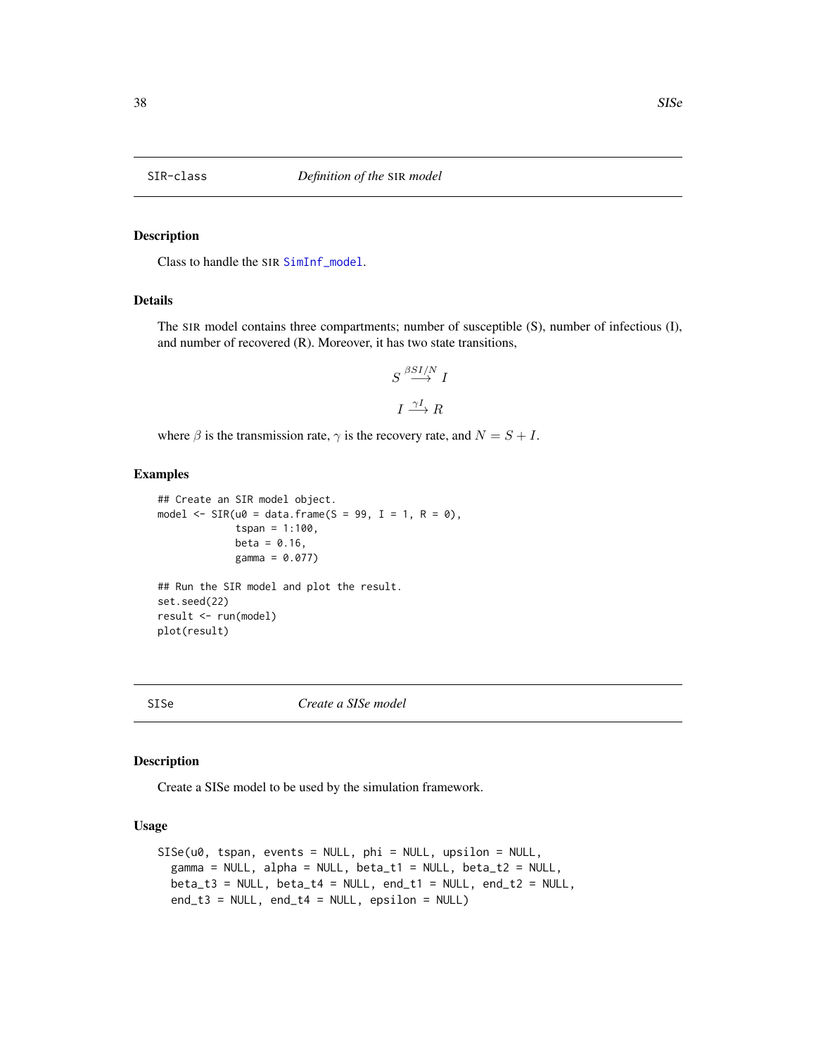## SIR-class — *Definition of the* SIR *model*

### Description

Class to handle the SIR `SimInf_model`.

### Details

The SIR model contains three compartments; number of susceptible (S), number of infectious (I), and number of recovered (R). Moreover, it has two state transitions,

$$S \xrightarrow{\beta SI/N} I$$

$$I \xrightarrow{\gamma I} R$$

where $\beta$ is the transmission rate, $\gamma$ is the recovery rate, and $N = S + I$.

### Examples

```
## Create an SIR model object.
model <- SIR(u0 = data.frame(S = 99, I = 1, R = 0),
             tspan = 1:100,
             beta = 0.16,
             gamma = 0.077)

## Run the SIR model and plot the result.
set.seed(22)
result <- run(model)
plot(result)
```

## SISe — *Create a SISe model*

### Description

Create a SISe model to be used by the simulation framework.

### Usage

```
SISe(u0, tspan, events = NULL, phi = NULL, upsilon = NULL,
  gamma = NULL, alpha = NULL, beta_t1 = NULL, beta_t2 = NULL,
  beta_t3 = NULL, beta_t4 = NULL, end_t1 = NULL, end_t2 = NULL,
  end_t3 = NULL, end_t4 = NULL, epsilon = NULL)
```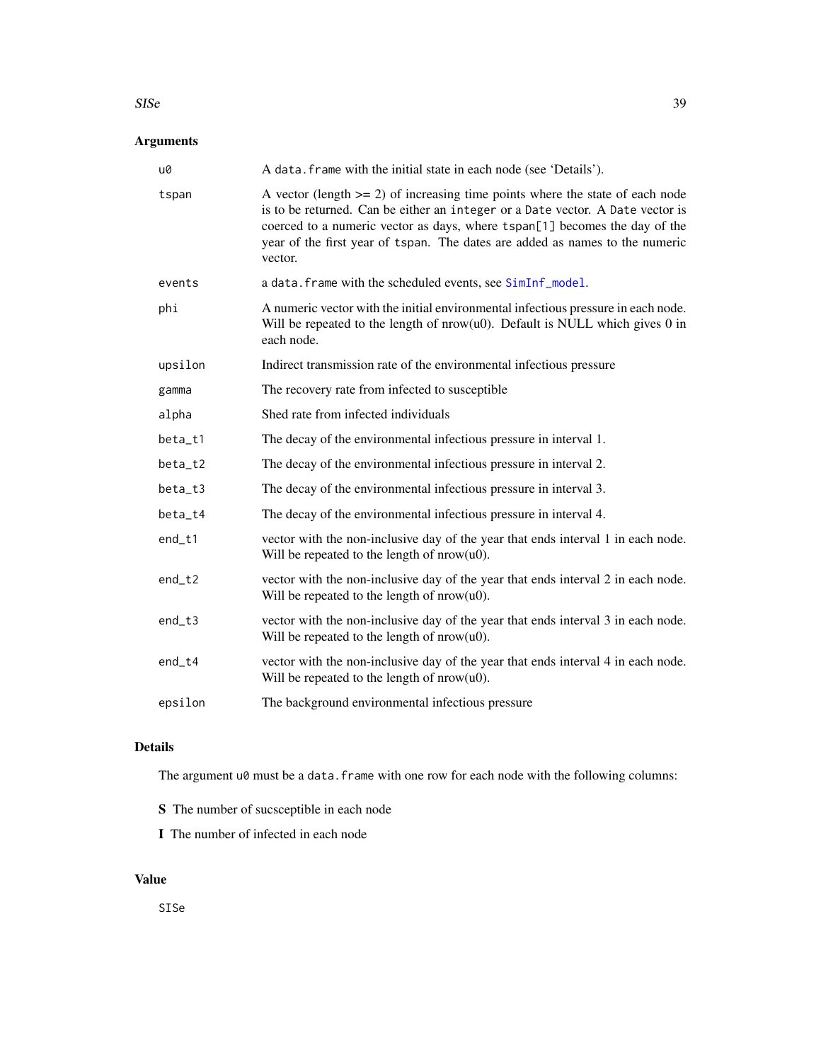## Arguments

| | |
|---|---|
| `u0` | A `data.frame` with the initial state in each node (see 'Details'). |
| `tspan` | A vector (length >= 2) of increasing time points where the state of each node is to be returned. Can be either an `integer` or a `Date` vector. A `Date` vector is coerced to a numeric vector as days, where `tspan[1]` becomes the day of the year of the first year of `tspan`. The dates are added as names to the numeric vector. |
| `events` | a `data.frame` with the scheduled events, see `SimInf_model`. |
| `phi` | A numeric vector with the initial environmental infectious pressure in each node. Will be repeated to the length of nrow(u0). Default is NULL which gives 0 in each node. |
| `upsilon` | Indirect transmission rate of the environmental infectious pressure |
| `gamma` | The recovery rate from infected to susceptible |
| `alpha` | Shed rate from infected individuals |
| `beta_t1` | The decay of the environmental infectious pressure in interval 1. |
| `beta_t2` | The decay of the environmental infectious pressure in interval 2. |
| `beta_t3` | The decay of the environmental infectious pressure in interval 3. |
| `beta_t4` | The decay of the environmental infectious pressure in interval 4. |
| `end_t1` | vector with the non-inclusive day of the year that ends interval 1 in each node. Will be repeated to the length of nrow(u0). |
| `end_t2` | vector with the non-inclusive day of the year that ends interval 2 in each node. Will be repeated to the length of nrow(u0). |
| `end_t3` | vector with the non-inclusive day of the year that ends interval 3 in each node. Will be repeated to the length of nrow(u0). |
| `end_t4` | vector with the non-inclusive day of the year that ends interval 4 in each node. Will be repeated to the length of nrow(u0). |
| `epsilon` | The background environmental infectious pressure |

## Details

The argument `u0` must be a `data.frame` with one row for each node with the following columns:

**S** The number of sucsceptible in each node

**I** The number of infected in each node

## Value

`SISe`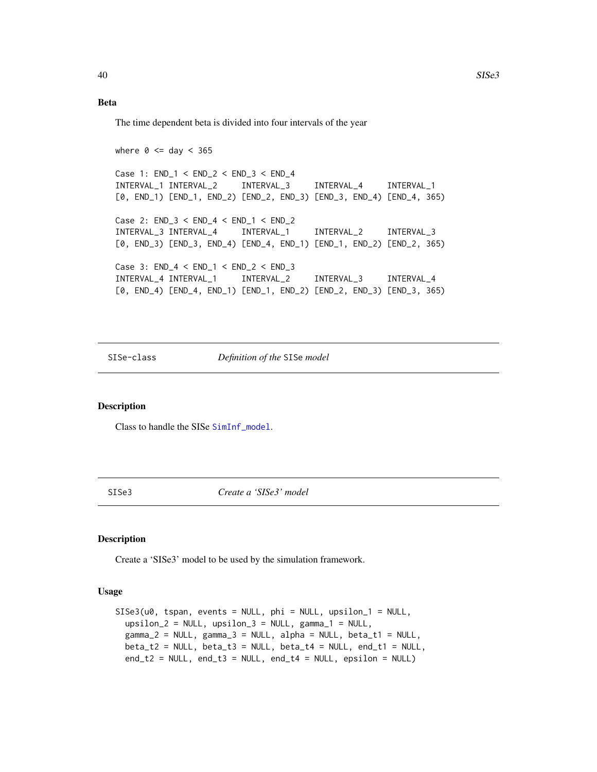### Beta

The time dependent beta is divided into four intervals of the year

```
where 0 <= day < 365

Case 1: END_1 < END_2 < END_3 < END_4
INTERVAL_1 INTERVAL_2     INTERVAL_3     INTERVAL_4     INTERVAL_1
[0, END_1) [END_1, END_2) [END_2, END_3) [END_3, END_4) [END_4, 365)

Case 2: END_3 < END_4 < END_1 < END_2
INTERVAL_3 INTERVAL_4     INTERVAL_1     INTERVAL_2     INTERVAL_3
[0, END_3) [END_3, END_4) [END_4, END_1) [END_1, END_2) [END_2, 365)

Case 3: END_4 < END_1 < END_2 < END_3
INTERVAL_4 INTERVAL_1     INTERVAL_2     INTERVAL_3     INTERVAL_4
[0, END_4) [END_4, END_1) [END_1, END_2) [END_2, END_3) [END_3, 365)
```

---

## SISe-class — *Definition of the* `SISe` *model*

### Description

Class to handle the SISe `SimInf_model`.

---

## SISe3 — *Create a 'SISe3' model*

### Description

Create a 'SISe3' model to be used by the simulation framework.

### Usage

```
SISe3(u0, tspan, events = NULL, phi = NULL, upsilon_1 = NULL,
  upsilon_2 = NULL, upsilon_3 = NULL, gamma_1 = NULL,
  gamma_2 = NULL, gamma_3 = NULL, alpha = NULL, beta_t1 = NULL,
  beta_t2 = NULL, beta_t3 = NULL, beta_t4 = NULL, end_t1 = NULL,
  end_t2 = NULL, end_t3 = NULL, end_t4 = NULL, epsilon = NULL)
```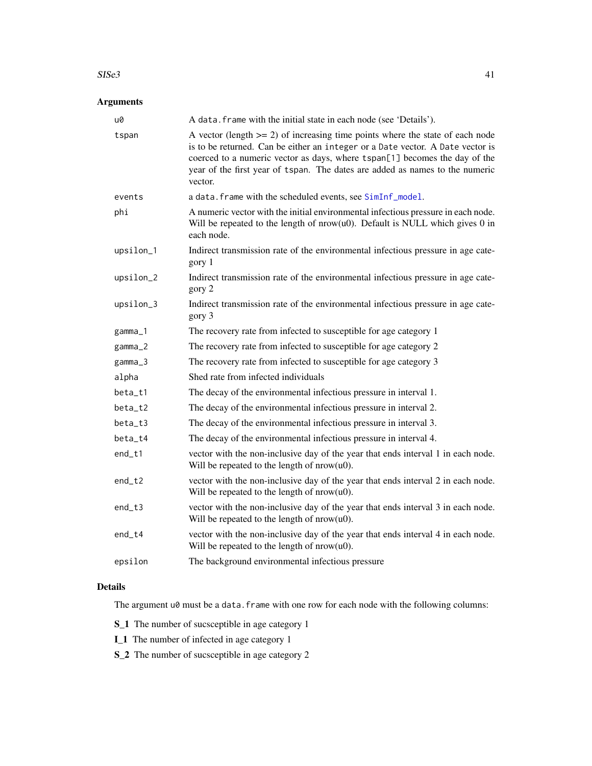## Arguments

| | |
|---|---|
| u0 | A data.frame with the initial state in each node (see 'Details'). |
| tspan | A vector (length >= 2) of increasing time points where the state of each node is to be returned. Can be either an integer or a Date vector. A Date vector is coerced to a numeric vector as days, where tspan[1] becomes the day of the year of the first year of tspan. The dates are added as names to the numeric vector. |
| events | a data.frame with the scheduled events, see SimInf_model. |
| phi | A numeric vector with the initial environmental infectious pressure in each node. Will be repeated to the length of nrow(u0). Default is NULL which gives 0 in each node. |
| upsilon_1 | Indirect transmission rate of the environmental infectious pressure in age category 1 |
| upsilon_2 | Indirect transmission rate of the environmental infectious pressure in age category 2 |
| upsilon_3 | Indirect transmission rate of the environmental infectious pressure in age category 3 |
| gamma_1 | The recovery rate from infected to susceptible for age category 1 |
| gamma_2 | The recovery rate from infected to susceptible for age category 2 |
| gamma_3 | The recovery rate from infected to susceptible for age category 3 |
| alpha | Shed rate from infected individuals |
| beta_t1 | The decay of the environmental infectious pressure in interval 1. |
| beta_t2 | The decay of the environmental infectious pressure in interval 2. |
| beta_t3 | The decay of the environmental infectious pressure in interval 3. |
| beta_t4 | The decay of the environmental infectious pressure in interval 4. |
| end_t1 | vector with the non-inclusive day of the year that ends interval 1 in each node. Will be repeated to the length of nrow(u0). |
| end_t2 | vector with the non-inclusive day of the year that ends interval 2 in each node. Will be repeated to the length of nrow(u0). |
| end_t3 | vector with the non-inclusive day of the year that ends interval 3 in each node. Will be repeated to the length of nrow(u0). |
| end_t4 | vector with the non-inclusive day of the year that ends interval 4 in each node. Will be repeated to the length of nrow(u0). |
| epsilon | The background environmental infectious pressure |

## Details

The argument u0 must be a data.frame with one row for each node with the following columns:

**S_1** The number of sucsceptible in age category 1

**I_1** The number of infected in age category 1

**S_2** The number of sucsceptible in age category 2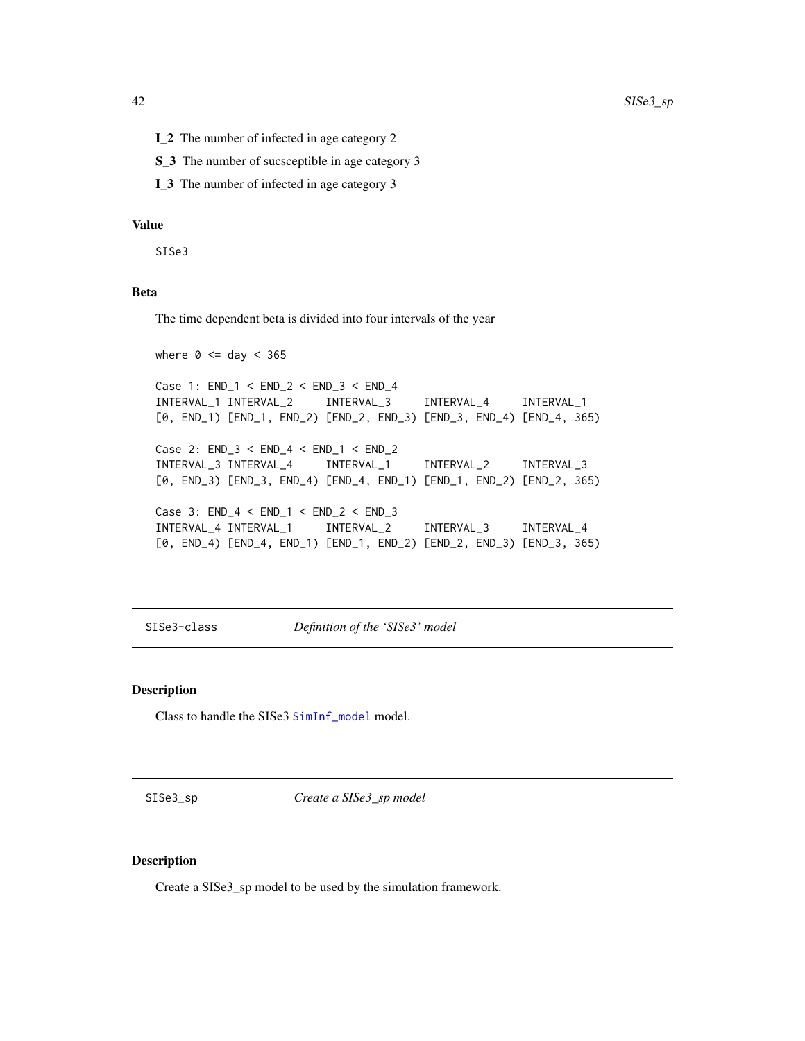**I_2** The number of infected in age category 2

**S_3** The number of sucsceptible in age category 3

**I_3** The number of infected in age category 3

### Value

SISe3

### Beta

The time dependent beta is divided into four intervals of the year

```
where 0 <= day < 365

Case 1: END_1 < END_2 < END_3 < END_4
INTERVAL_1 INTERVAL_2     INTERVAL_3     INTERVAL_4     INTERVAL_1
[0, END_1) [END_1, END_2) [END_2, END_3) [END_3, END_4) [END_4, 365)

Case 2: END_3 < END_4 < END_1 < END_2
INTERVAL_3 INTERVAL_4     INTERVAL_1     INTERVAL_2     INTERVAL_3
[0, END_3) [END_3, END_4) [END_4, END_1) [END_1, END_2) [END_2, 365)

Case 3: END_4 < END_1 < END_2 < END_3
INTERVAL_4 INTERVAL_1     INTERVAL_2     INTERVAL_3     INTERVAL_4
[0, END_4) [END_4, END_1) [END_1, END_2) [END_2, END_3) [END_3, 365)
```

---

## SISe3-class — *Definition of the 'SISe3' model*

### Description

Class to handle the SISe3 `SimInf_model` model.

---

## SISe3_sp — *Create a SISe3_sp model*

### Description

Create a SISe3_sp model to be used by the simulation framework.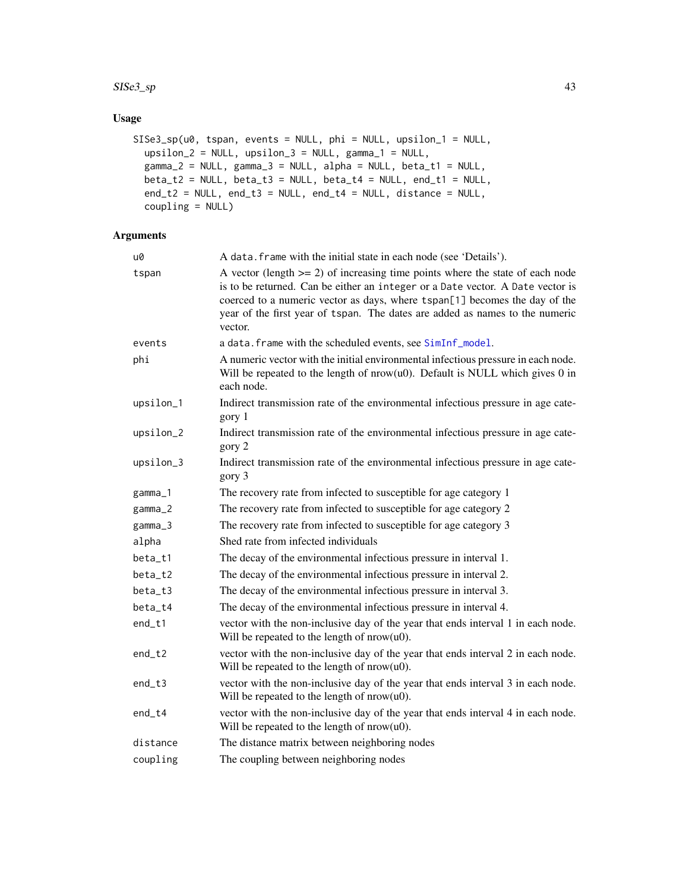## Usage

```
SISe3_sp(u0, tspan, events = NULL, phi = NULL, upsilon_1 = NULL,
  upsilon_2 = NULL, upsilon_3 = NULL, gamma_1 = NULL,
  gamma_2 = NULL, gamma_3 = NULL, alpha = NULL, beta_t1 = NULL,
  beta_t2 = NULL, beta_t3 = NULL, beta_t4 = NULL, end_t1 = NULL,
  end_t2 = NULL, end_t3 = NULL, end_t4 = NULL, distance = NULL,
  coupling = NULL)
```

## Arguments

| | |
|---|---|
| u0 | A data.frame with the initial state in each node (see 'Details'). |
| tspan | A vector (length >= 2) of increasing time points where the state of each node is to be returned. Can be either an integer or a Date vector. A Date vector is coerced to a numeric vector as days, where tspan[1] becomes the day of the year of the first year of tspan. The dates are added as names to the numeric vector. |
| events | a data.frame with the scheduled events, see SimInf_model. |
| phi | A numeric vector with the initial environmental infectious pressure in each node. Will be repeated to the length of nrow(u0). Default is NULL which gives 0 in each node. |
| upsilon_1 | Indirect transmission rate of the environmental infectious pressure in age category 1 |
| upsilon_2 | Indirect transmission rate of the environmental infectious pressure in age category 2 |
| upsilon_3 | Indirect transmission rate of the environmental infectious pressure in age category 3 |
| gamma_1 | The recovery rate from infected to susceptible for age category 1 |
| gamma_2 | The recovery rate from infected to susceptible for age category 2 |
| gamma_3 | The recovery rate from infected to susceptible for age category 3 |
| alpha | Shed rate from infected individuals |
| beta_t1 | The decay of the environmental infectious pressure in interval 1. |
| beta_t2 | The decay of the environmental infectious pressure in interval 2. |
| beta_t3 | The decay of the environmental infectious pressure in interval 3. |
| beta_t4 | The decay of the environmental infectious pressure in interval 4. |
| end_t1 | vector with the non-inclusive day of the year that ends interval 1 in each node. Will be repeated to the length of nrow(u0). |
| end_t2 | vector with the non-inclusive day of the year that ends interval 2 in each node. Will be repeated to the length of nrow(u0). |
| end_t3 | vector with the non-inclusive day of the year that ends interval 3 in each node. Will be repeated to the length of nrow(u0). |
| end_t4 | vector with the non-inclusive day of the year that ends interval 4 in each node. Will be repeated to the length of nrow(u0). |
| distance | The distance matrix between neighboring nodes |
| coupling | The coupling between neighboring nodes |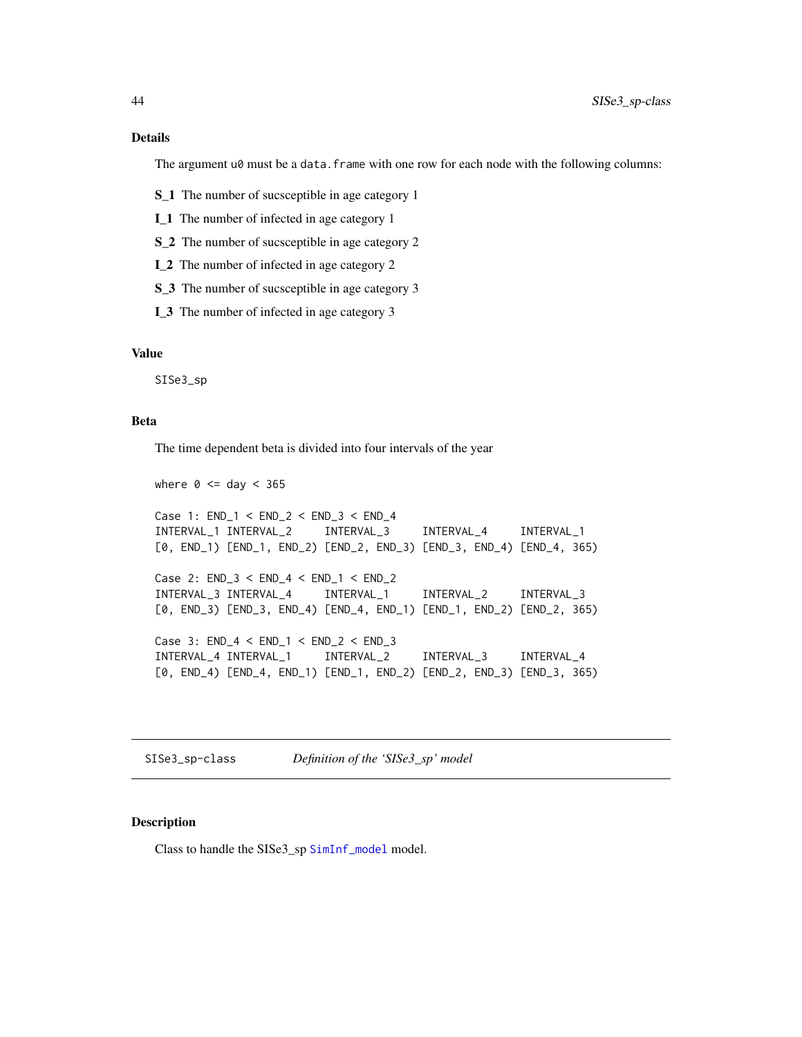## Details

The argument `u0` must be a `data.frame` with one row for each node with the following columns:

**S_1** The number of sucsceptible in age category 1

**I_1** The number of infected in age category 1

**S_2** The number of sucsceptible in age category 2

**I_2** The number of infected in age category 2

**S_3** The number of sucsceptible in age category 3

**I_3** The number of infected in age category 3

## Value

SISe3_sp

## Beta

The time dependent beta is divided into four intervals of the year

```
where 0 <= day < 365

Case 1: END_1 < END_2 < END_3 < END_4
INTERVAL_1 INTERVAL_2     INTERVAL_3     INTERVAL_4     INTERVAL_1
[0, END_1) [END_1, END_2) [END_2, END_3) [END_3, END_4) [END_4, 365)

Case 2: END_3 < END_4 < END_1 < END_2
INTERVAL_3 INTERVAL_4     INTERVAL_1     INTERVAL_2     INTERVAL_3
[0, END_3) [END_3, END_4) [END_4, END_1) [END_1, END_2) [END_2, 365)

Case 3: END_4 < END_1 < END_2 < END_3
INTERVAL_4 INTERVAL_1     INTERVAL_2     INTERVAL_3     INTERVAL_4
[0, END_4) [END_4, END_1) [END_1, END_2) [END_2, END_3) [END_3, 365)
```

---

# SISe3_sp-class — *Definition of the 'SISe3_sp' model*

## Description

Class to handle the SISe3_sp `SimInf_model` model.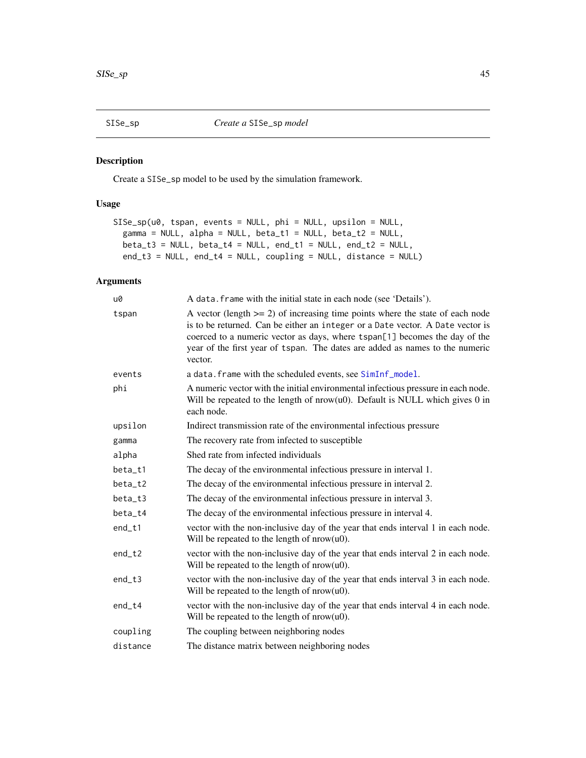## SISe_sp — *Create a* SISe_sp *model*

### Description

Create a SISe_sp model to be used by the simulation framework.

### Usage

```
SISe_sp(u0, tspan, events = NULL, phi = NULL, upsilon = NULL,
  gamma = NULL, alpha = NULL, beta_t1 = NULL, beta_t2 = NULL,
  beta_t3 = NULL, beta_t4 = NULL, end_t1 = NULL, end_t2 = NULL,
  end_t3 = NULL, end_t4 = NULL, coupling = NULL, distance = NULL)
```

### Arguments

| Argument | Description |
|---|---|
| u0 | A data.frame with the initial state in each node (see 'Details'). |
| tspan | A vector (length >= 2) of increasing time points where the state of each node is to be returned. Can be either an integer or a Date vector. A Date vector is coerced to a numeric vector as days, where tspan[1] becomes the day of the year of the first year of tspan. The dates are added as names to the numeric vector. |
| events | a data.frame with the scheduled events, see SimInf_model. |
| phi | A numeric vector with the initial environmental infectious pressure in each node. Will be repeated to the length of nrow(u0). Default is NULL which gives 0 in each node. |
| upsilon | Indirect transmission rate of the environmental infectious pressure |
| gamma | The recovery rate from infected to susceptible |
| alpha | Shed rate from infected individuals |
| beta_t1 | The decay of the environmental infectious pressure in interval 1. |
| beta_t2 | The decay of the environmental infectious pressure in interval 2. |
| beta_t3 | The decay of the environmental infectious pressure in interval 3. |
| beta_t4 | The decay of the environmental infectious pressure in interval 4. |
| end_t1 | vector with the non-inclusive day of the year that ends interval 1 in each node. Will be repeated to the length of nrow(u0). |
| end_t2 | vector with the non-inclusive day of the year that ends interval 2 in each node. Will be repeated to the length of nrow(u0). |
| end_t3 | vector with the non-inclusive day of the year that ends interval 3 in each node. Will be repeated to the length of nrow(u0). |
| end_t4 | vector with the non-inclusive day of the year that ends interval 4 in each node. Will be repeated to the length of nrow(u0). |
| coupling | The coupling between neighboring nodes |
| distance | The distance matrix between neighboring nodes |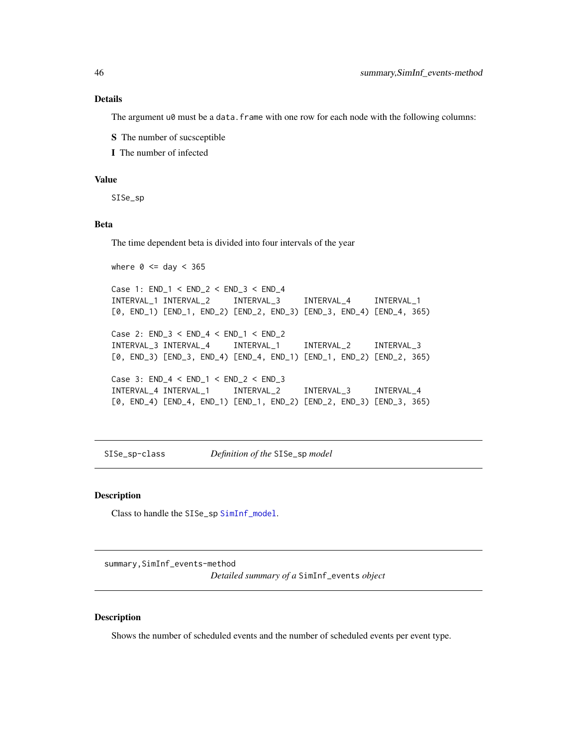### Details

The argument `u0` must be a `data.frame` with one row for each node with the following columns:

**S** The number of sucsceptible

**I** The number of infected

### Value

SISe_sp

### Beta

The time dependent beta is divided into four intervals of the year

```
where 0 <= day < 365

Case 1: END_1 < END_2 < END_3 < END_4
INTERVAL_1 INTERVAL_2     INTERVAL_3     INTERVAL_4     INTERVAL_1
[0, END_1) [END_1, END_2) [END_2, END_3) [END_3, END_4) [END_4, 365)

Case 2: END_3 < END_4 < END_1 < END_2
INTERVAL_3 INTERVAL_4     INTERVAL_1     INTERVAL_2     INTERVAL_3
[0, END_3) [END_3, END_4) [END_4, END_1) [END_1, END_2) [END_2, 365)

Case 3: END_4 < END_1 < END_2 < END_3
INTERVAL_4 INTERVAL_1     INTERVAL_2     INTERVAL_3     INTERVAL_4
[0, END_4) [END_4, END_1) [END_1, END_2) [END_2, END_3) [END_3, 365)
```

---

## SISe_sp-class — *Definition of the* SISe_sp *model*

---

### Description

Class to handle the SISe_sp SimInf_model.

---

## summary,SimInf_events-method — *Detailed summary of a* SimInf_events *object*

---

### Description

Shows the number of scheduled events and the number of scheduled events per event type.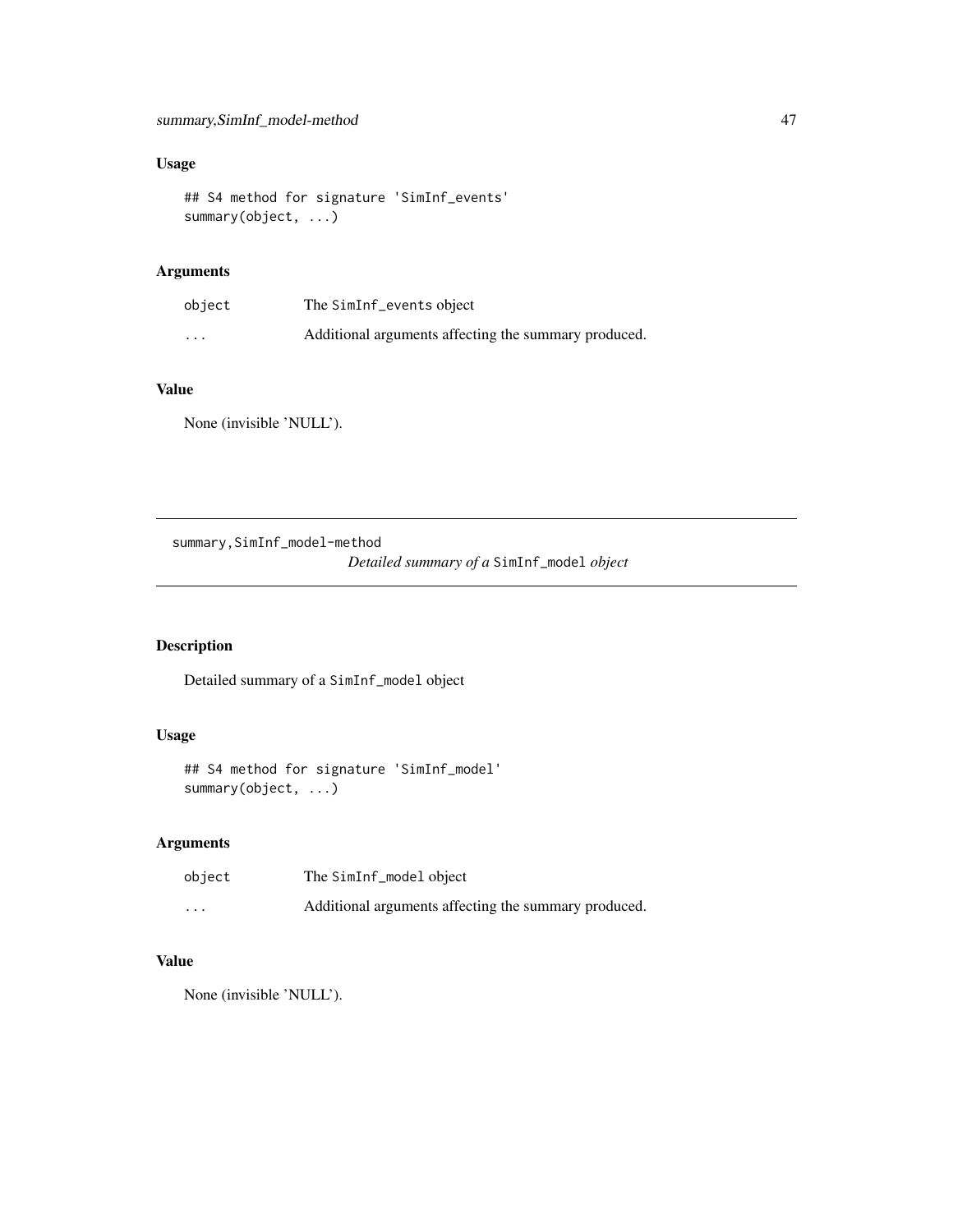## Usage

```
## S4 method for signature 'SimInf_events'
summary(object, ...)
```

## Arguments

| | |
|---|---|
| object | The SimInf_events object |
| ... | Additional arguments affecting the summary produced. |

## Value

None (invisible 'NULL').

---

# summary,SimInf_model-method

*Detailed summary of a* SimInf_model *object*

## Description

Detailed summary of a SimInf_model object

## Usage

```
## S4 method for signature 'SimInf_model'
summary(object, ...)
```

## Arguments

| | |
|---|---|
| object | The SimInf_model object |
| ... | Additional arguments affecting the summary produced. |

## Value

None (invisible 'NULL').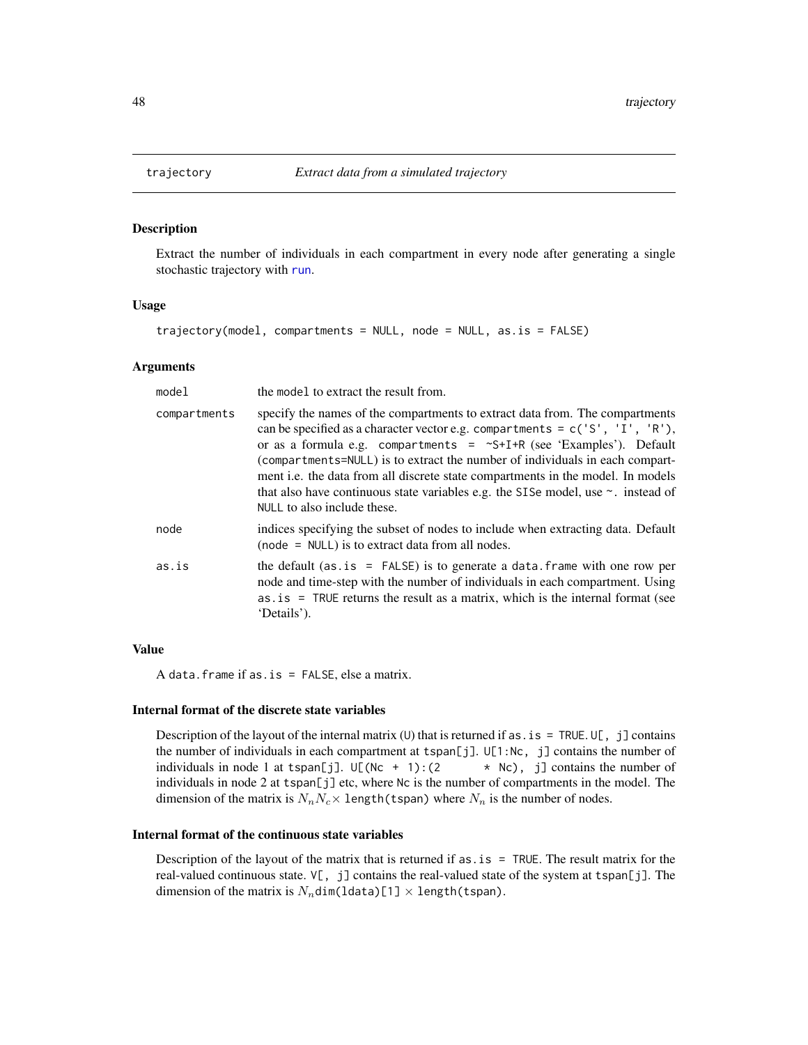# trajectory — *Extract data from a simulated trajectory*

## Description

Extract the number of individuals in each compartment in every node after generating a single stochastic trajectory with `run`.

## Usage

```
trajectory(model, compartments = NULL, node = NULL, as.is = FALSE)
```

## Arguments

| | |
|---|---|
| `model` | the `model` to extract the result from. |
| `compartments` | specify the names of the compartments to extract data from. The compartments can be specified as a character vector e.g. `compartments = c('S', 'I', 'R')`, or as a formula e.g. `compartments = ~S+I+R` (see 'Examples'). Default (`compartments=NULL`) is to extract the number of individuals in each compartment i.e. the data from all discrete state compartments in the model. In models that also have continuous state variables e.g. the `SISe` model, use `~.` instead of `NULL` to also include these. |
| `node` | indices specifying the subset of nodes to include when extracting data. Default (`node = NULL`) is to extract data from all nodes. |
| `as.is` | the default (`as.is = FALSE`) is to generate a `data.frame` with one row per node and time-step with the number of individuals in each compartment. Using `as.is = TRUE` returns the result as a matrix, which is the internal format (see 'Details'). |

## Value

A `data.frame` if `as.is = FALSE`, else a matrix.

## Internal format of the discrete state variables

Description of the layout of the internal matrix (`U`) that is returned if `as.is = TRUE`. `U[, j]` contains the number of individuals in each compartment at `tspan[j]`. `U[1:Nc, j]` contains the number of individuals in node 1 at `tspan[j]`. `U[(Nc + 1):(2 * Nc), j]` contains the number of individuals in node 2 at `tspan[j]` etc, where `Nc` is the number of compartments in the model. The dimension of the matrix is $N_n N_c \times$ `length(tspan)` where $N_n$ is the number of nodes.

## Internal format of the continuous state variables

Description of the layout of the matrix that is returned if `as.is = TRUE`. The result matrix for the real-valued continuous state. `V[, j]` contains the real-valued state of the system at `tspan[j]`. The dimension of the matrix is $N_n$`dim(ldata)[1]` $\times$ `length(tspan)`.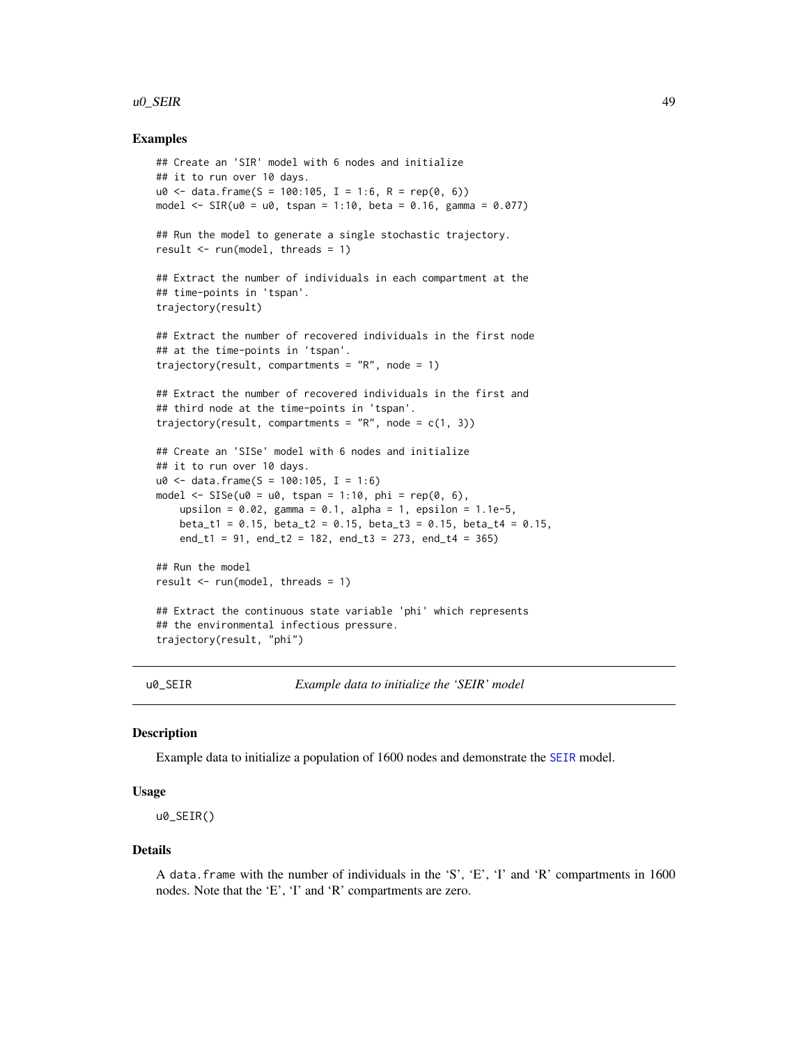### Examples

```
## Create an 'SIR' model with 6 nodes and initialize
## it to run over 10 days.
u0 <- data.frame(S = 100:105, I = 1:6, R = rep(0, 6))
model <- SIR(u0 = u0, tspan = 1:10, beta = 0.16, gamma = 0.077)

## Run the model to generate a single stochastic trajectory.
result <- run(model, threads = 1)

## Extract the number of individuals in each compartment at the
## time-points in 'tspan'.
trajectory(result)

## Extract the number of recovered individuals in the first node
## at the time-points in 'tspan'.
trajectory(result, compartments = "R", node = 1)

## Extract the number of recovered individuals in the first and
## third node at the time-points in 'tspan'.
trajectory(result, compartments = "R", node = c(1, 3))

## Create an 'SISe' model with 6 nodes and initialize
## it to run over 10 days.
u0 <- data.frame(S = 100:105, I = 1:6)
model <- SISe(u0 = u0, tspan = 1:10, phi = rep(0, 6),
    upsilon = 0.02, gamma = 0.1, alpha = 1, epsilon = 1.1e-5,
    beta_t1 = 0.15, beta_t2 = 0.15, beta_t3 = 0.15, beta_t4 = 0.15,
    end_t1 = 91, end_t2 = 182, end_t3 = 273, end_t4 = 365)

## Run the model
result <- run(model, threads = 1)

## Extract the continuous state variable 'phi' which represents
## the environmental infectious pressure.
trajectory(result, "phi")
```

---

## u0_SEIR — *Example data to initialize the 'SEIR' model*

### Description

Example data to initialize a population of 1600 nodes and demonstrate the SEIR model.

### Usage

```
u0_SEIR()
```

### Details

A `data.frame` with the number of individuals in the 'S', 'E', 'I' and 'R' compartments in 1600 nodes. Note that the 'E', 'I' and 'R' compartments are zero.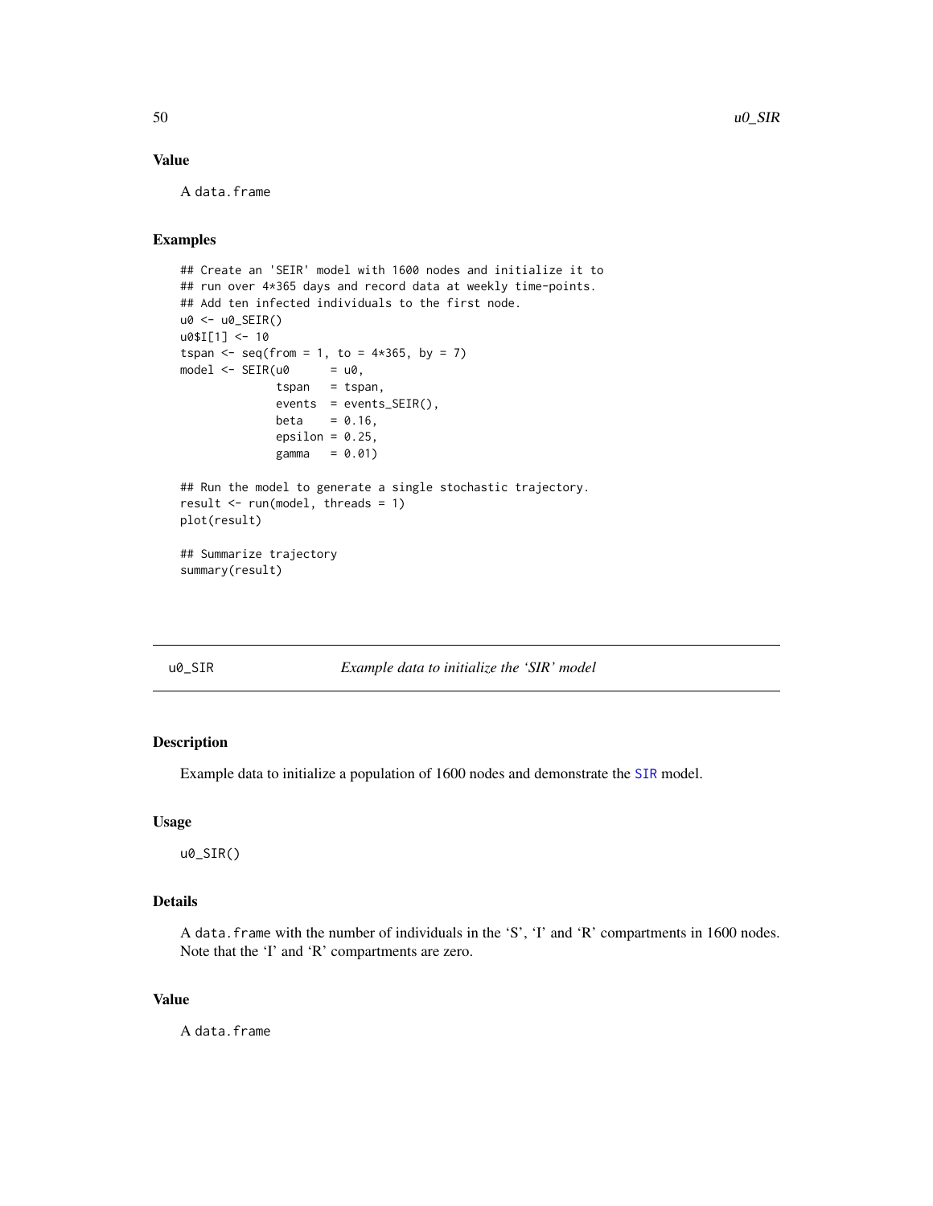### Value

A data.frame

### Examples

```
## Create an 'SEIR' model with 1600 nodes and initialize it to
## run over 4*365 days and record data at weekly time-points.
## Add ten infected individuals to the first node.
u0 <- u0_SEIR()
u0$I[1] <- 10
tspan <- seq(from = 1, to = 4*365, by = 7)
model <- SEIR(u0      = u0,
              tspan   = tspan,
              events  = events_SEIR(),
              beta    = 0.16,
              epsilon = 0.25,
              gamma   = 0.01)

## Run the model to generate a single stochastic trajectory.
result <- run(model, threads = 1)
plot(result)

## Summarize trajectory
summary(result)
```

---

## u0_SIR &nbsp;&nbsp;&nbsp;&nbsp; *Example data to initialize the 'SIR' model*

### Description

Example data to initialize a population of 1600 nodes and demonstrate the SIR model.

### Usage

```
u0_SIR()
```

### Details

A data.frame with the number of individuals in the 'S', 'I' and 'R' compartments in 1600 nodes. Note that the 'I' and 'R' compartments are zero.

### Value

A data.frame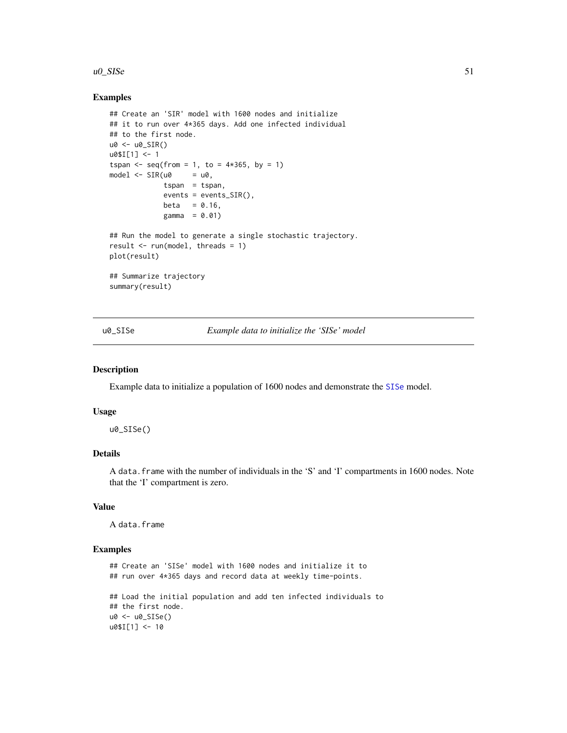### Examples

```
## Create an 'SIR' model with 1600 nodes and initialize
## it to run over 4*365 days. Add one infected individual
## to the first node.
u0 <- u0_SIR()
u0$I[1] <- 1
tspan <- seq(from = 1, to = 4*365, by = 1)
model <- SIR(u0     = u0,
             tspan  = tspan,
             events = events_SIR(),
             beta   = 0.16,
             gamma  = 0.01)

## Run the model to generate a single stochastic trajectory.
result <- run(model, threads = 1)
plot(result)

## Summarize trajectory
summary(result)
```

---

## u0_SISe — *Example data to initialize the 'SISe' model*

### Description

Example data to initialize a population of 1600 nodes and demonstrate the SISe model.

### Usage

```
u0_SISe()
```

### Details

A `data.frame` with the number of individuals in the 'S' and 'I' compartments in 1600 nodes. Note that the 'I' compartment is zero.

### Value

A `data.frame`

### Examples

```
## Create an 'SISe' model with 1600 nodes and initialize it to
## run over 4*365 days and record data at weekly time-points.

## Load the initial population and add ten infected individuals to
## the first node.
u0 <- u0_SISe()
u0$I[1] <- 10
```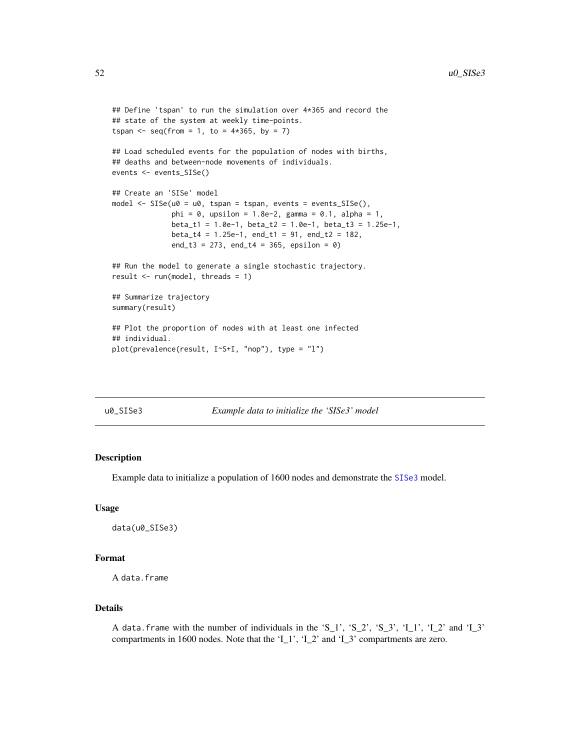```
## Define 'tspan' to run the simulation over 4*365 and record the
## state of the system at weekly time-points.
tspan <- seq(from = 1, to = 4*365, by = 7)

## Load scheduled events for the population of nodes with births,
## deaths and between-node movements of individuals.
events <- events_SISe()

## Create an 'SISe' model
model <- SISe(u0 = u0, tspan = tspan, events = events_SISe(),
              phi = 0, upsilon = 1.8e-2, gamma = 0.1, alpha = 1,
              beta_t1 = 1.0e-1, beta_t2 = 1.0e-1, beta_t3 = 1.25e-1,
              beta_t4 = 1.25e-1, end_t1 = 91, end_t2 = 182,
              end_t3 = 273, end_t4 = 365, epsilon = 0)

## Run the model to generate a single stochastic trajectory.
result <- run(model, threads = 1)

## Summarize trajectory
summary(result)

## Plot the proportion of nodes with at least one infected
## individual.
plot(prevalence(result, I~S+I, "nop"), type = "l")
```

## u0_SISe3 — *Example data to initialize the 'SISe3' model*

### Description

Example data to initialize a population of 1600 nodes and demonstrate the SISe3 model.

### Usage

```
data(u0_SISe3)
```

### Format

A `data.frame`

### Details

A `data.frame` with the number of individuals in the 'S_1', 'S_2', 'S_3', 'I_1', 'I_2' and 'I_3' compartments in 1600 nodes. Note that the 'I_1', 'I_2' and 'I_3' compartments are zero.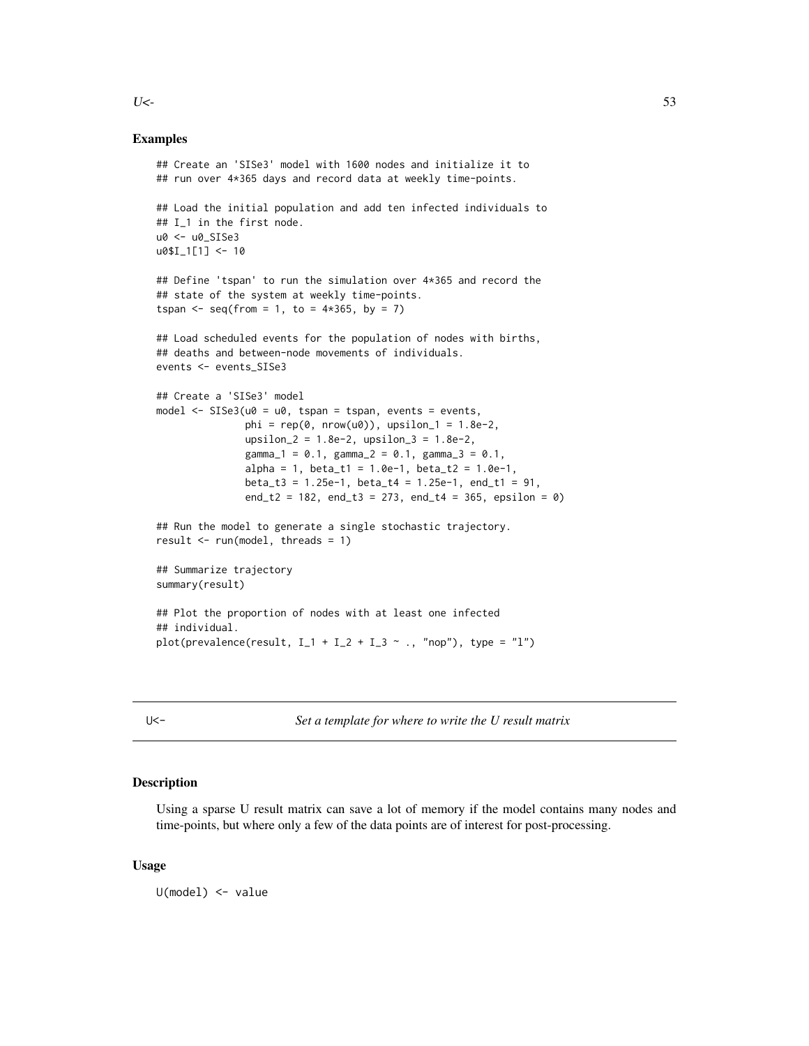### Examples

```
## Create an 'SISe3' model with 1600 nodes and initialize it to
## run over 4*365 days and record data at weekly time-points.

## Load the initial population and add ten infected individuals to
## I_1 in the first node.
u0 <- u0_SISe3
u0$I_1[1] <- 10

## Define 'tspan' to run the simulation over 4*365 and record the
## state of the system at weekly time-points.
tspan <- seq(from = 1, to = 4*365, by = 7)

## Load scheduled events for the population of nodes with births,
## deaths and between-node movements of individuals.
events <- events_SISe3

## Create a 'SISe3' model
model <- SISe3(u0 = u0, tspan = tspan, events = events,
               phi = rep(0, nrow(u0)), upsilon_1 = 1.8e-2,
               upsilon_2 = 1.8e-2, upsilon_3 = 1.8e-2,
               gamma_1 = 0.1, gamma_2 = 0.1, gamma_3 = 0.1,
               alpha = 1, beta_t1 = 1.0e-1, beta_t2 = 1.0e-1,
               beta_t3 = 1.25e-1, beta_t4 = 1.25e-1, end_t1 = 91,
               end_t2 = 182, end_t3 = 273, end_t4 = 365, epsilon = 0)

## Run the model to generate a single stochastic trajectory.
result <- run(model, threads = 1)

## Summarize trajectory
summary(result)

## Plot the proportion of nodes with at least one infected
## individual.
plot(prevalence(result, I_1 + I_2 + I_3 ~ ., "nop"), type = "l")
```

---

## U<- *Set a template for where to write the U result matrix*

### Description

Using a sparse U result matrix can save a lot of memory if the model contains many nodes and time-points, but where only a few of the data points are of interest for post-processing.

### Usage

```
U(model) <- value
```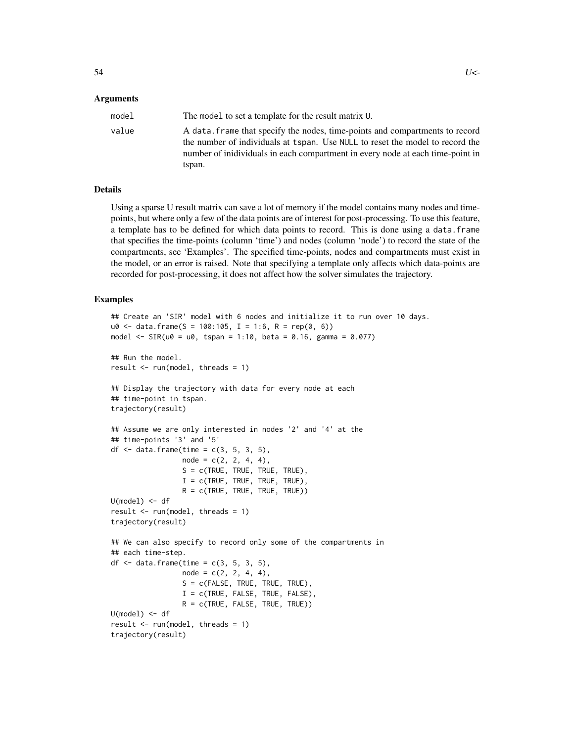### Arguments

| | |
|---|---|
| model | The model to set a template for the result matrix U. |
| value | A data.frame that specify the nodes, time-points and compartments to record the number of individuals at tspan. Use NULL to reset the model to record the number of inidividuals in each compartment in every node at each time-point in tspan. |

### Details

Using a sparse U result matrix can save a lot of memory if the model contains many nodes and time-points, but where only a few of the data points are of interest for post-processing. To use this feature, a template has to be defined for which data points to record. This is done using a data.frame that specifies the time-points (column 'time') and nodes (column 'node') to record the state of the compartments, see 'Examples'. The specified time-points, nodes and compartments must exist in the model, or an error is raised. Note that specifying a template only affects which data-points are recorded for post-processing, it does not affect how the solver simulates the trajectory.

### Examples

```
## Create an 'SIR' model with 6 nodes and initialize it to run over 10 days.
u0 <- data.frame(S = 100:105, I = 1:6, R = rep(0, 6))
model <- SIR(u0 = u0, tspan = 1:10, beta = 0.16, gamma = 0.077)

## Run the model.
result <- run(model, threads = 1)

## Display the trajectory with data for every node at each
## time-point in tspan.
trajectory(result)

## Assume we are only interested in nodes '2' and '4' at the
## time-points '3' and '5'
df <- data.frame(time = c(3, 5, 3, 5),
                 node = c(2, 2, 4, 4),
                 S = c(TRUE, TRUE, TRUE, TRUE),
                 I = c(TRUE, TRUE, TRUE, TRUE),
                 R = c(TRUE, TRUE, TRUE, TRUE))
U(model) <- df
result <- run(model, threads = 1)
trajectory(result)

## We can also specify to record only some of the compartments in
## each time-step.
df <- data.frame(time = c(3, 5, 3, 5),
                 node = c(2, 2, 4, 4),
                 S = c(FALSE, TRUE, TRUE, TRUE),
                 I = c(TRUE, FALSE, TRUE, FALSE),
                 R = c(TRUE, FALSE, TRUE, TRUE))
U(model) <- df
result <- run(model, threads = 1)
trajectory(result)
```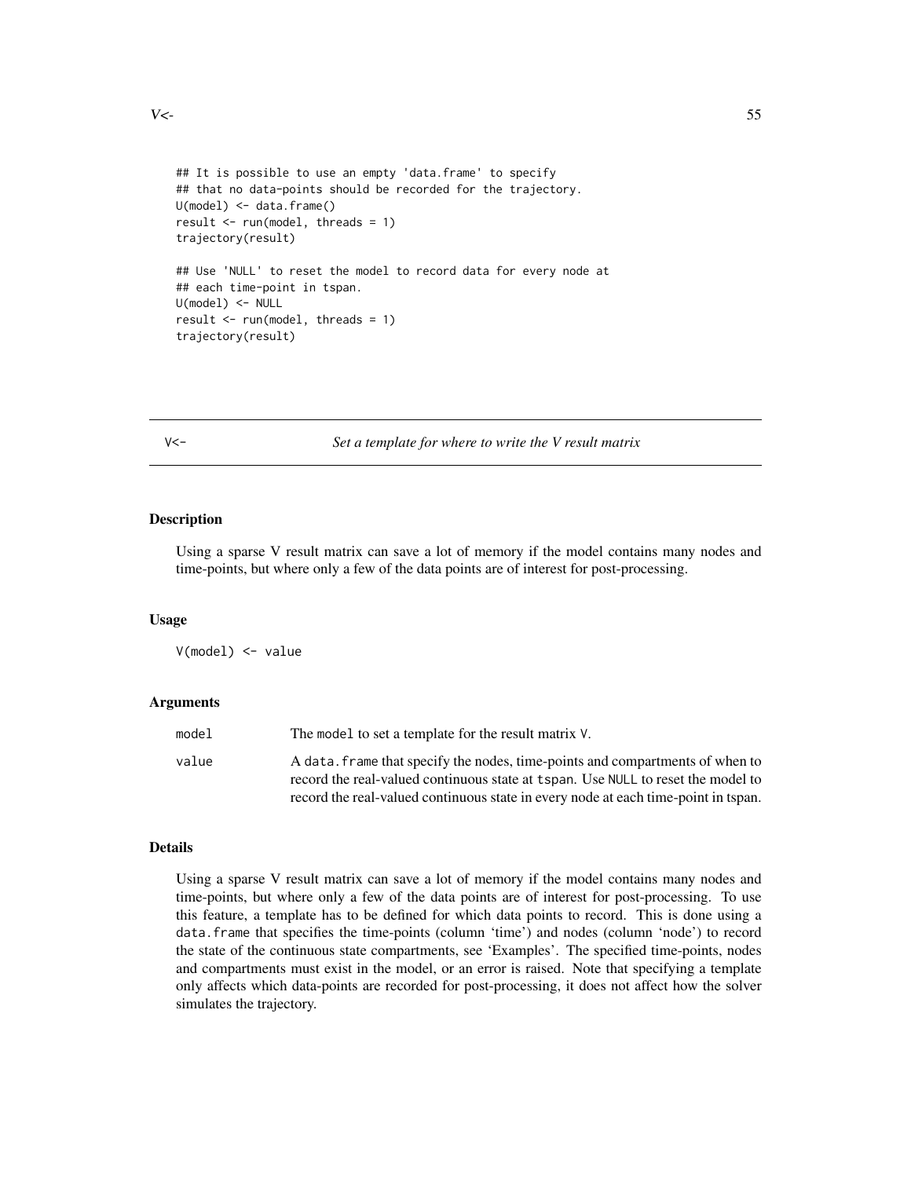```
## It is possible to use an empty 'data.frame' to specify
## that no data-points should be recorded for the trajectory.
U(model) <- data.frame()
result <- run(model, threads = 1)
trajectory(result)

## Use 'NULL' to reset the model to record data for every node at
## each time-point in tspan.
U(model) <- NULL
result <- run(model, threads = 1)
trajectory(result)
```

## V<- *Set a template for where to write the V result matrix*

### Description

Using a sparse V result matrix can save a lot of memory if the model contains many nodes and time-points, but where only a few of the data points are of interest for post-processing.

### Usage

```
V(model) <- value
```

### Arguments

| | |
|---|---|
| `model` | The `model` to set a template for the result matrix `V`. |
| `value` | A `data.frame` that specify the nodes, time-points and compartments of when to record the real-valued continuous state at `tspan`. Use `NULL` to reset the model to record the real-valued continuous state in every node at each time-point in tspan. |

### Details

Using a sparse V result matrix can save a lot of memory if the model contains many nodes and time-points, but where only a few of the data points are of interest for post-processing. To use this feature, a template has to be defined for which data points to record. This is done using a `data.frame` that specifies the time-points (column 'time') and nodes (column 'node') to record the state of the continuous state compartments, see 'Examples'. The specified time-points, nodes and compartments must exist in the model, or an error is raised. Note that specifying a template only affects which data-points are recorded for post-processing, it does not affect how the solver simulates the trajectory.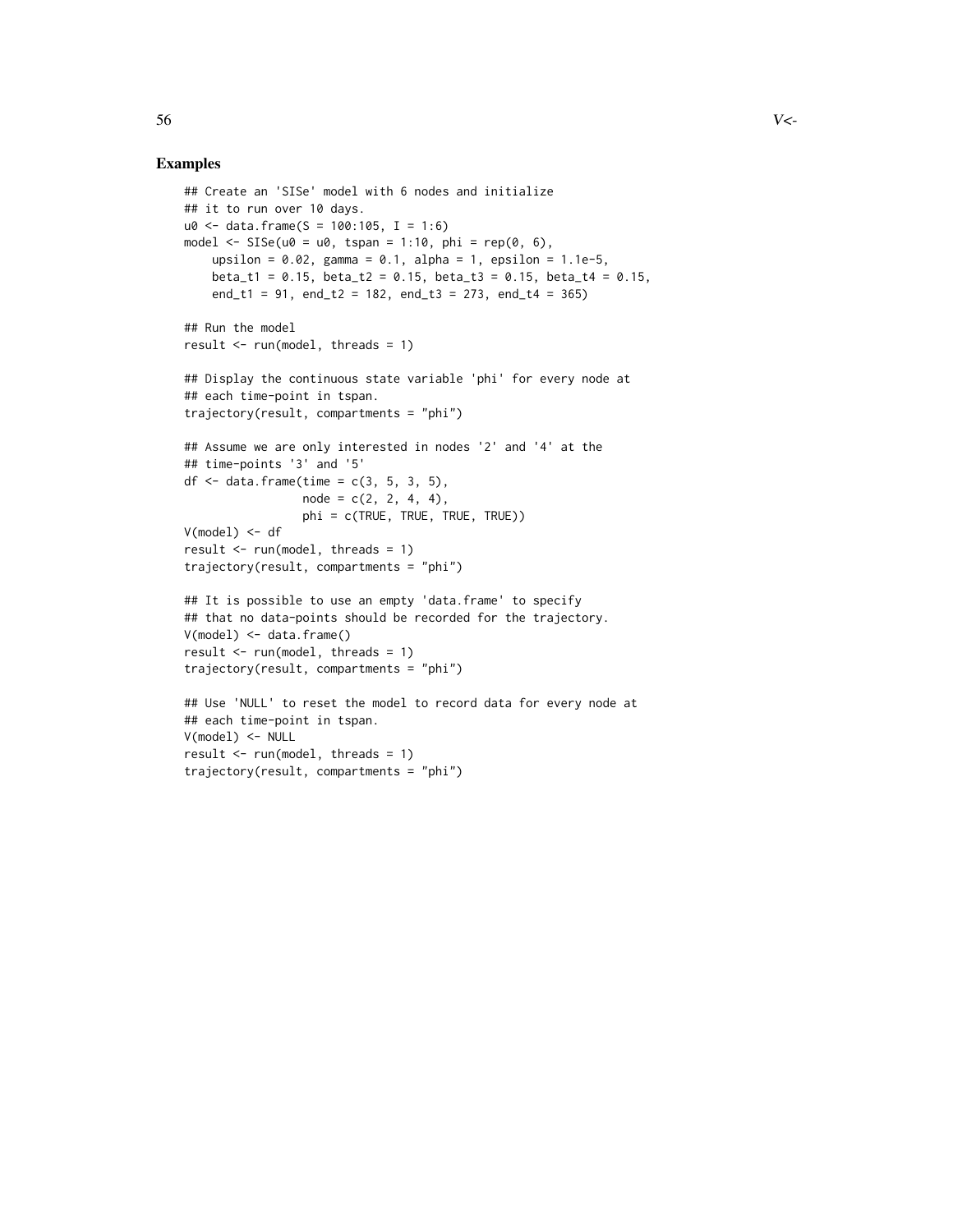## Examples

```
## Create an 'SISe' model with 6 nodes and initialize
## it to run over 10 days.
u0 <- data.frame(S = 100:105, I = 1:6)
model <- SISe(u0 = u0, tspan = 1:10, phi = rep(0, 6),
    upsilon = 0.02, gamma = 0.1, alpha = 1, epsilon = 1.1e-5,
    beta_t1 = 0.15, beta_t2 = 0.15, beta_t3 = 0.15, beta_t4 = 0.15,
    end_t1 = 91, end_t2 = 182, end_t3 = 273, end_t4 = 365)

## Run the model
result <- run(model, threads = 1)

## Display the continuous state variable 'phi' for every node at
## each time-point in tspan.
trajectory(result, compartments = "phi")

## Assume we are only interested in nodes '2' and '4' at the
## time-points '3' and '5'
df <- data.frame(time = c(3, 5, 3, 5),
                 node = c(2, 2, 4, 4),
                 phi = c(TRUE, TRUE, TRUE, TRUE))
V(model) <- df
result <- run(model, threads = 1)
trajectory(result, compartments = "phi")

## It is possible to use an empty 'data.frame' to specify
## that no data-points should be recorded for the trajectory.
V(model) <- data.frame()
result <- run(model, threads = 1)
trajectory(result, compartments = "phi")

## Use 'NULL' to reset the model to record data for every node at
## each time-point in tspan.
V(model) <- NULL
result <- run(model, threads = 1)
trajectory(result, compartments = "phi")
```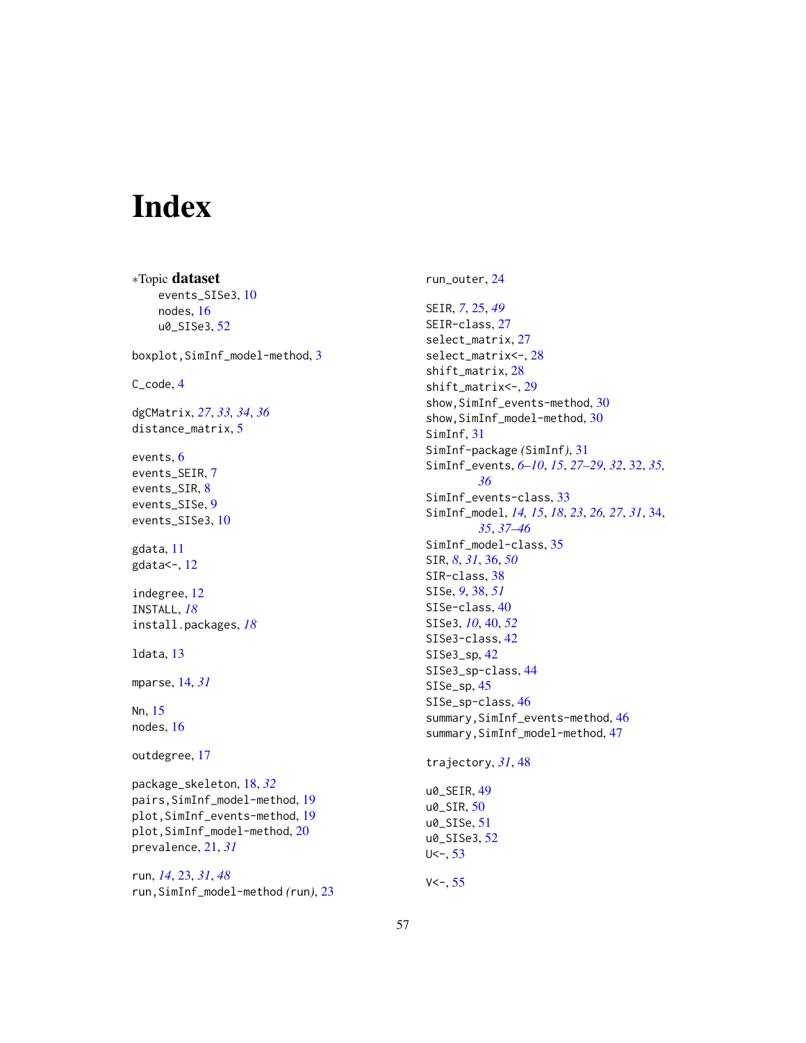# Index

*Topic **dataset**
  events_SISe3, 10
  nodes, 16
  u0_SISe3, 52

boxplot,SimInf_model-method, 3

C_code, 4

dgCMatrix, *27*, *33, 34*, *36*
distance_matrix, 5

events, 6
events_SEIR, 7
events_SIR, 8
events_SISe, 9
events_SISe3, 10

gdata, 11
gdata<-, 12

indegree, 12
INSTALL, *18*
install.packages, *18*

ldata, 13

mparse, 14, *31*

Nn, 15
nodes, 16

outdegree, 17

package_skeleton, 18, *32*
pairs,SimInf_model-method, 19
plot,SimInf_events-method, 19
plot,SimInf_model-method, 20
prevalence, 21, *31*

run, *14*, 23, *31*, *48*
run,SimInf_model-method (run), 23
run_outer, 24

SEIR, *7*, 25, *49*
SEIR-class, 27
select_matrix, 27
select_matrix<-, 28
shift_matrix, 28
shift_matrix<-, 29
show,SimInf_events-method, 30
show,SimInf_model-method, 30
SimInf, 31
SimInf-package (SimInf), 31
SimInf_events, *6–10*, *15*, *27–29*, *32*, 32, *35, 36*
SimInf_events-class, 33
SimInf_model, *14, 15*, *18*, *23*, *26, 27*, *31*, 34, *35*, *37–46*
SimInf_model-class, 35
SIR, *8*, *31*, 36, *50*
SIR-class, 38
SISe, *9*, 38, *51*
SISe-class, 40
SISe3, *10*, 40, *52*
SISe3-class, 42
SISe3_sp, 42
SISe3_sp-class, 44
SISe_sp, 45
SISe_sp-class, 46
summary,SimInf_events-method, 46
summary,SimInf_model-method, 47

trajectory, *31*, 48

u0_SEIR, 49
u0_SIR, 50
u0_SISe, 51
u0_SISe3, 52
U<-, 53

V<-, 55